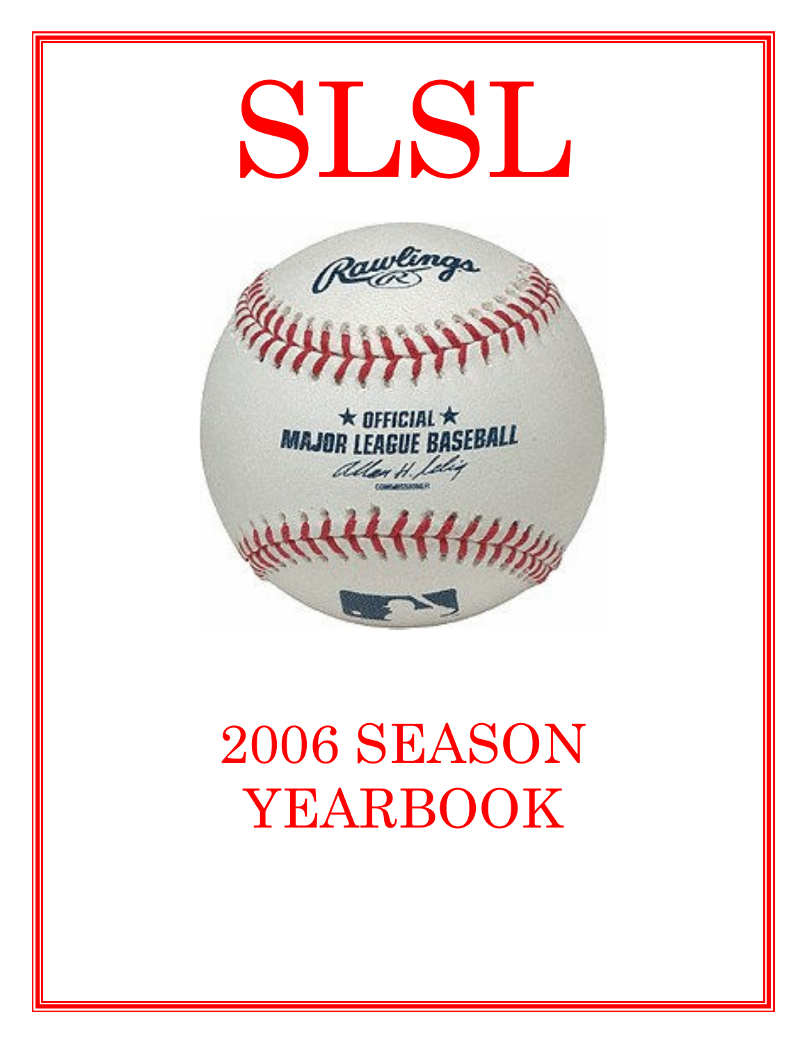# SLSL

# 2006 SEASON YEARBOOK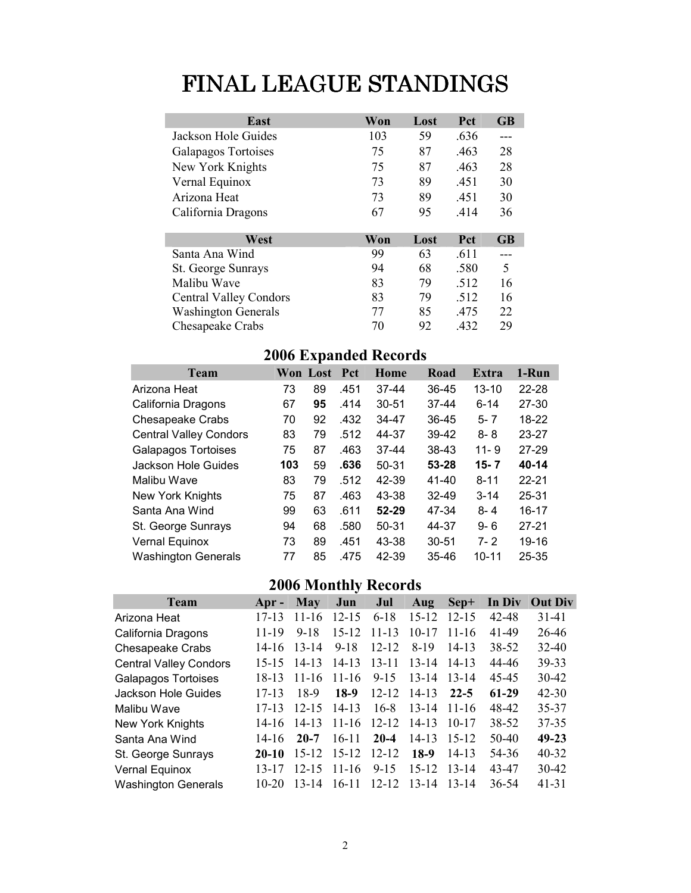# FINAL LEAGUE STANDINGS

| East | Won | Lost | Pct | GB |
|---|---|---|---|---|
| Jackson Hole Guides | 103 | 59 | .636 | --- |
| Galapagos Tortoises | 75 | 87 | .463 | 28 |
| New York Knights | 75 | 87 | .463 | 28 |
| Vernal Equinox | 73 | 89 | .451 | 30 |
| Arizona Heat | 73 | 89 | .451 | 30 |
| California Dragons | 67 | 95 | .414 | 36 |

| West | Won | Lost | Pct | GB |
|---|---|---|---|---|
| Santa Ana Wind | 99 | 63 | .611 | --- |
| St. George Sunrays | 94 | 68 | .580 | 5 |
| Malibu Wave | 83 | 79 | .512 | 16 |
| Central Valley Condors | 83 | 79 | .512 | 16 |
| Washington Generals | 77 | 85 | .475 | 22 |
| Chesapeake Crabs | 70 | 92 | .432 | 29 |

## 2006 Expanded Records

| Team | Won | Lost | Pct | Home | Road | Extra | 1-Run |
|---|---|---|---|---|---|---|---|
| Arizona Heat | 73 | 89 | .451 | 37-44 | 36-45 | 13-10 | 22-28 |
| California Dragons | 67 | **95** | .414 | 30-51 | 37-44 | 6-14 | 27-30 |
| Chesapeake Crabs | 70 | 92 | .432 | 34-47 | 36-45 | 5- 7 | 18-22 |
| Central Valley Condors | 83 | 79 | .512 | 44-37 | 39-42 | 8- 8 | 23-27 |
| Galapagos Tortoises | 75 | 87 | .463 | 37-44 | 38-43 | 11- 9 | 27-29 |
| Jackson Hole Guides | **103** | 59 | **.636** | 50-31 | **53-28** | **15- 7** | **40-14** |
| Malibu Wave | 83 | 79 | .512 | 42-39 | 41-40 | 8-11 | 22-21 |
| New York Knights | 75 | 87 | .463 | 43-38 | 32-49 | 3-14 | 25-31 |
| Santa Ana Wind | 99 | 63 | .611 | **52-29** | 47-34 | 8- 4 | 16-17 |
| St. George Sunrays | 94 | 68 | .580 | 50-31 | 44-37 | 9- 6 | 27-21 |
| Vernal Equinox | 73 | 89 | .451 | 43-38 | 30-51 | 7- 2 | 19-16 |
| Washington Generals | 77 | 85 | .475 | 42-39 | 35-46 | 10-11 | 25-35 |

## 2006 Monthly Records

| Team | Apr - | May | Jun | Jul | Aug | Sep+ | In Div | Out Div |
|---|---|---|---|---|---|---|---|---|
| Arizona Heat | 17-13 | 11-16 | 12-15 | 6-18 | 15-12 | 12-15 | 42-48 | 31-41 |
| California Dragons | 11-19 | 9-18 | 15-12 | 11-13 | 10-17 | 11-16 | 41-49 | 26-46 |
| Chesapeake Crabs | 14-16 | 13-14 | 9-18 | 12-12 | 8-19 | 14-13 | 38-52 | 32-40 |
| Central Valley Condors | 15-15 | 14-13 | 14-13 | 13-11 | 13-14 | 14-13 | 44-46 | 39-33 |
| Galapagos Tortoises | 18-13 | 11-16 | 11-16 | 9-15 | 13-14 | 13-14 | 45-45 | 30-42 |
| Jackson Hole Guides | 17-13 | 18-9 | **18-9** | 12-12 | 14-13 | **22-5** | **61-29** | 42-30 |
| Malibu Wave | 17-13 | 12-15 | 14-13 | 16-8 | 13-14 | 11-16 | 48-42 | 35-37 |
| New York Knights | 14-16 | 14-13 | 11-16 | 12-12 | 14-13 | 10-17 | 38-52 | 37-35 |
| Santa Ana Wind | 14-16 | **20-7** | 16-11 | **20-4** | 14-13 | 15-12 | 50-40 | **49-23** |
| St. George Sunrays | **20-10** | 15-12 | 15-12 | 12-12 | **18-9** | 14-13 | 54-36 | 40-32 |
| Vernal Equinox | 13-17 | 12-15 | 11-16 | 9-15 | 15-12 | 13-14 | 43-47 | 30-42 |
| Washington Generals | 10-20 | 13-14 | 16-11 | 12-12 | 13-14 | 13-14 | 36-54 | 41-31 |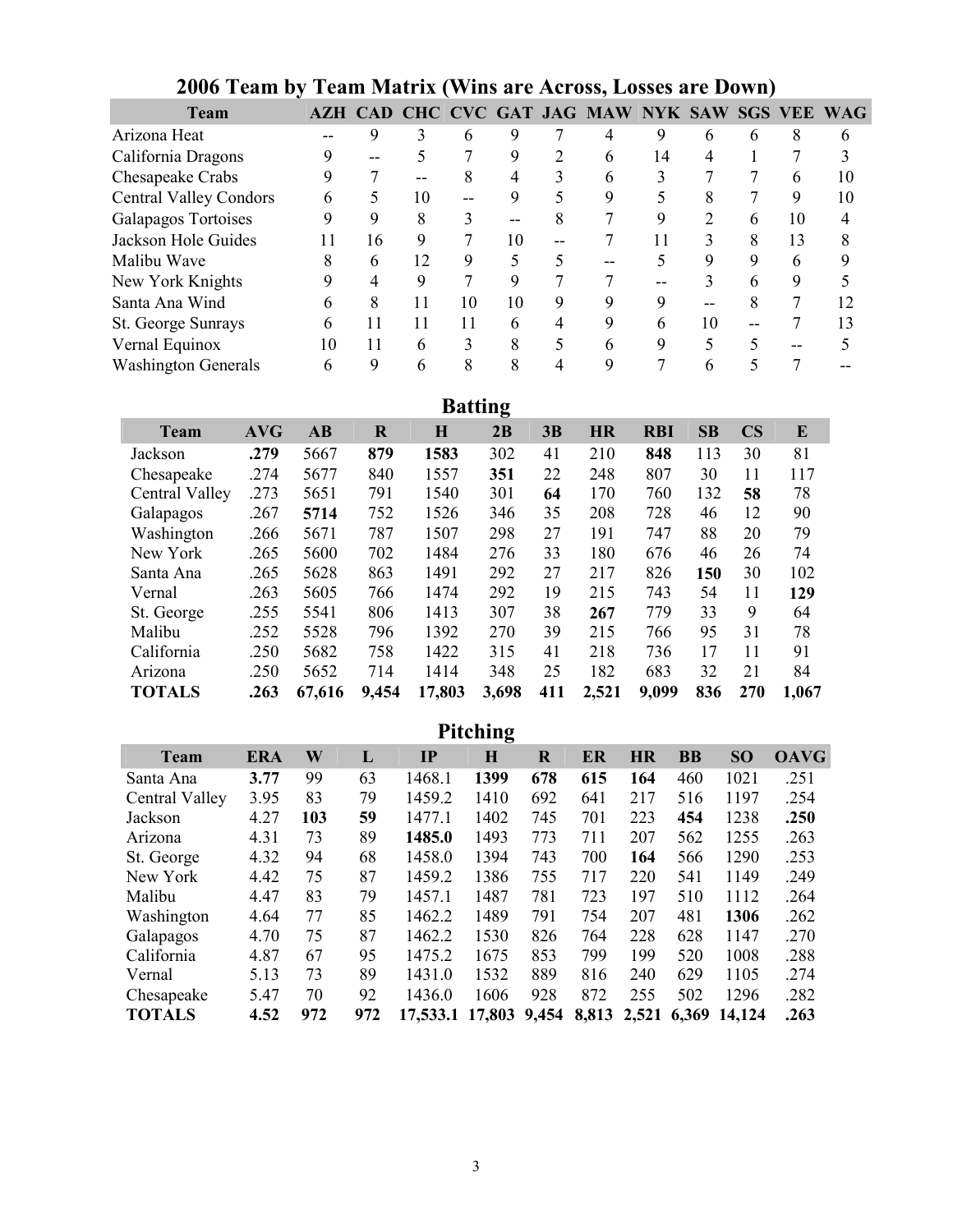## 2006 Team by Team Matrix (Wins are Across, Losses are Down)

| Team | AZH | CAD | CHC | CVC | GAT | JAG | MAW | NYK | SAW | SGS | VEE | WAG |
|---|---|---|---|---|---|---|---|---|---|---|---|---|
| Arizona Heat | -- | 9 | 3 | 6 | 9 | 7 | 4 | 9 | 6 | 6 | 8 | 6 |
| California Dragons | 9 | -- | 5 | 7 | 9 | 2 | 6 | 14 | 4 | 1 | 7 | 3 |
| Chesapeake Crabs | 9 | 7 | -- | 8 | 4 | 3 | 6 | 3 | 7 | 7 | 6 | 10 |
| Central Valley Condors | 6 | 5 | 10 | -- | 9 | 5 | 9 | 5 | 8 | 7 | 9 | 10 |
| Galapagos Tortoises | 9 | 9 | 8 | 3 | -- | 8 | 7 | 9 | 2 | 6 | 10 | 4 |
| Jackson Hole Guides | 11 | 16 | 9 | 7 | 10 | -- | 7 | 11 | 3 | 8 | 13 | 8 |
| Malibu Wave | 8 | 6 | 12 | 9 | 5 | 5 | -- | 5 | 9 | 9 | 6 | 9 |
| New York Knights | 9 | 4 | 9 | 7 | 9 | 7 | 7 | -- | 3 | 6 | 9 | 5 |
| Santa Ana Wind | 6 | 8 | 11 | 10 | 10 | 9 | 9 | 9 | -- | 8 | 7 | 12 |
| St. George Sunrays | 6 | 11 | 11 | 11 | 6 | 4 | 9 | 6 | 10 | -- | 7 | 13 |
| Vernal Equinox | 10 | 11 | 6 | 3 | 8 | 5 | 6 | 9 | 5 | 5 | -- | 5 |
| Washington Generals | 6 | 9 | 6 | 8 | 8 | 4 | 9 | 7 | 6 | 5 | 7 | -- |

## Batting

| Team | AVG | AB | R | H | 2B | 3B | HR | RBI | SB | CS | E |
|---|---|---|---|---|---|---|---|---|---|---|---|
| Jackson | **.279** | 5667 | **879** | **1583** | 302 | 41 | 210 | **848** | 113 | 30 | 81 |
| Chesapeake | .274 | 5677 | 840 | 1557 | **351** | 22 | 248 | 807 | 30 | 11 | 117 |
| Central Valley | .273 | 5651 | 791 | 1540 | 301 | **64** | 170 | 760 | 132 | **58** | 78 |
| Galapagos | .267 | **5714** | 752 | 1526 | 346 | 35 | 208 | 728 | 46 | 12 | 90 |
| Washington | .266 | 5671 | 787 | 1507 | 298 | 27 | 191 | 747 | 88 | 20 | 79 |
| New York | .265 | 5600 | 702 | 1484 | 276 | 33 | 180 | 676 | 46 | 26 | 74 |
| Santa Ana | .265 | 5628 | 863 | 1491 | 292 | 27 | 217 | 826 | **150** | 30 | 102 |
| Vernal | .263 | 5605 | 766 | 1474 | 292 | 19 | 215 | 743 | 54 | 11 | **129** |
| St. George | .255 | 5541 | 806 | 1413 | 307 | 38 | **267** | 779 | 33 | 9 | 64 |
| Malibu | .252 | 5528 | 796 | 1392 | 270 | 39 | 215 | 766 | 95 | 31 | 78 |
| California | .250 | 5682 | 758 | 1422 | 315 | 41 | 218 | 736 | 17 | 11 | 91 |
| Arizona | .250 | 5652 | 714 | 1414 | 348 | 25 | 182 | 683 | 32 | 21 | 84 |
| **TOTALS** | **.263** | **67,616** | **9,454** | **17,803** | **3,698** | **411** | **2,521** | **9,099** | **836** | **270** | **1,067** |

## Pitching

| Team | ERA | W | L | IP | H | R | ER | HR | BB | SO | OAVG |
|---|---|---|---|---|---|---|---|---|---|---|---|
| Santa Ana | **3.77** | 99 | 63 | 1468.1 | **1399** | **678** | **615** | **164** | 460 | 1021 | .251 |
| Central Valley | 3.95 | 83 | 79 | 1459.2 | 1410 | 692 | 641 | 217 | 516 | 1197 | .254 |
| Jackson | 4.27 | **103** | **59** | 1477.1 | 1402 | 745 | 701 | 223 | **454** | 1238 | **.250** |
| Arizona | 4.31 | 73 | 89 | **1485.0** | 1493 | 773 | 711 | 207 | 562 | 1255 | .263 |
| St. George | 4.32 | 94 | 68 | 1458.0 | 1394 | 743 | 700 | **164** | 566 | 1290 | .253 |
| New York | 4.42 | 75 | 87 | 1459.2 | 1386 | 755 | 717 | 220 | 541 | 1149 | .249 |
| Malibu | 4.47 | 83 | 79 | 1457.1 | 1487 | 781 | 723 | 197 | 510 | 1112 | .264 |
| Washington | 4.64 | 77 | 85 | 1462.2 | 1489 | 791 | 754 | 207 | 481 | **1306** | .262 |
| Galapagos | 4.70 | 75 | 87 | 1462.2 | 1530 | 826 | 764 | 228 | 628 | 1147 | .270 |
| California | 4.87 | 67 | 95 | 1475.2 | 1675 | 853 | 799 | 199 | 520 | 1008 | .288 |
| Vernal | 5.13 | 73 | 89 | 1431.0 | 1532 | 889 | 816 | 240 | 629 | 1105 | .274 |
| Chesapeake | 5.47 | 70 | 92 | 1436.0 | 1606 | 928 | 872 | 255 | 502 | 1296 | .282 |
| **TOTALS** | **4.52** | **972** | **972** | **17,533.1** | **17,803** | **9,454** | **8,813** | **2,521** | **6,369** | **14,124** | **.263** |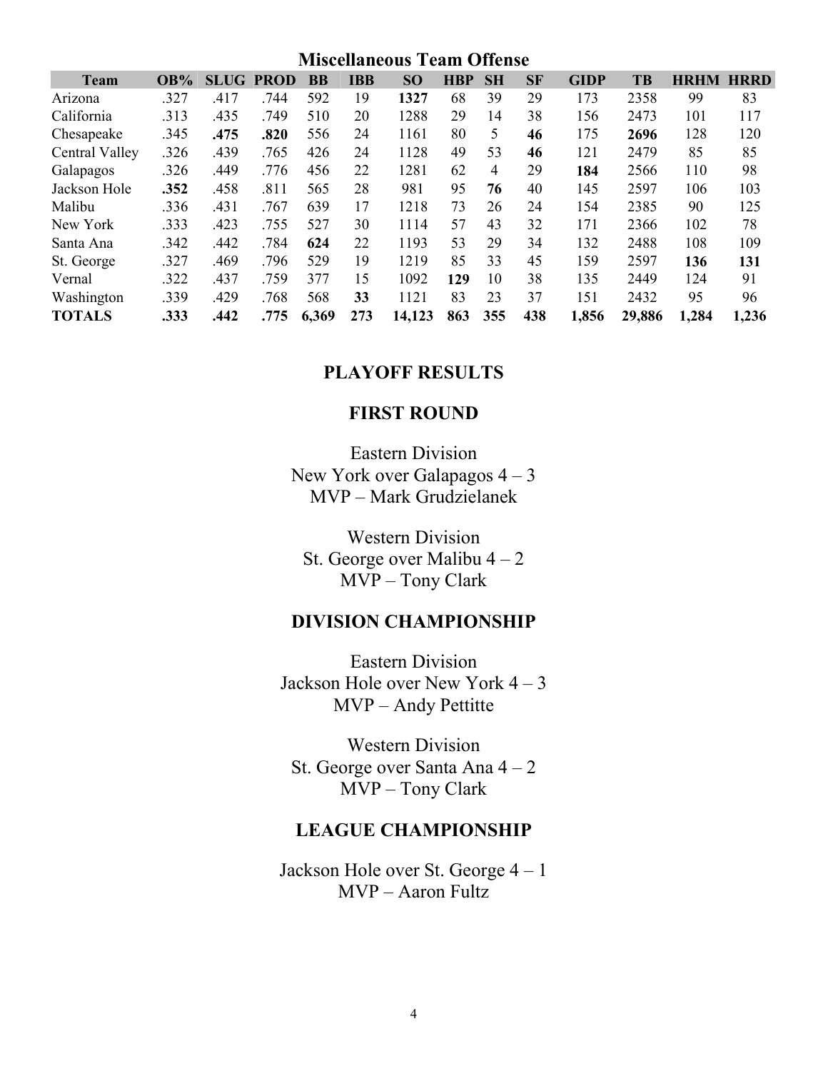## Miscellaneous Team Offense

| Team | OB% | SLUG | PROD | BB | IBB | SO | HBP | SH | SF | GIDP | TB | HRHM | HRRD |
|---|---|---|---|---|---|---|---|---|---|---|---|---|---|
| Arizona | .327 | .417 | .744 | 592 | 19 | **1327** | 68 | 39 | 29 | 173 | 2358 | 99 | 83 |
| California | .313 | .435 | .749 | 510 | 20 | 1288 | 29 | 14 | 38 | 156 | 2473 | 101 | 117 |
| Chesapeake | .345 | **.475** | **.820** | 556 | 24 | 1161 | 80 | 5 | **46** | 175 | **2696** | 128 | 120 |
| Central Valley | .326 | .439 | .765 | 426 | 24 | 1128 | 49 | 53 | **46** | 121 | 2479 | 85 | 85 |
| Galapagos | .326 | .449 | .776 | 456 | 22 | 1281 | 62 | 4 | 29 | **184** | 2566 | 110 | 98 |
| Jackson Hole | **.352** | .458 | .811 | 565 | 28 | 981 | 95 | **76** | 40 | 145 | 2597 | 106 | 103 |
| Malibu | .336 | .431 | .767 | 639 | 17 | 1218 | 73 | 26 | 24 | 154 | 2385 | 90 | 125 |
| New York | .333 | .423 | .755 | 527 | 30 | 1114 | 57 | 43 | 32 | 171 | 2366 | 102 | 78 |
| Santa Ana | .342 | .442 | .784 | **624** | 22 | 1193 | 53 | 29 | 34 | 132 | 2488 | 108 | 109 |
| St. George | .327 | .469 | .796 | 529 | 19 | 1219 | 85 | 33 | 45 | 159 | 2597 | **136** | **131** |
| Vernal | .322 | .437 | .759 | 377 | 15 | 1092 | **129** | 10 | 38 | 135 | 2449 | 124 | 91 |
| Washington | .339 | .429 | .768 | 568 | **33** | 1121 | 83 | 23 | 37 | 151 | 2432 | 95 | 96 |
| **TOTALS** | **.333** | **.442** | **.775** | **6,369** | **273** | **14,123** | **863** | **355** | **438** | **1,856** | **29,886** | **1,284** | **1,236** |

## PLAYOFF RESULTS

### FIRST ROUND

Eastern Division
New York over Galapagos 4 – 3
MVP – Mark Grudzielanek

Western Division
St. George over Malibu 4 – 2
MVP – Tony Clark

### DIVISION CHAMPIONSHIP

Eastern Division
Jackson Hole over New York 4 – 3
MVP – Andy Pettitte

Western Division
St. George over Santa Ana 4 – 2
MVP – Tony Clark

### LEAGUE CHAMPIONSHIP

Jackson Hole over St. George 4 – 1
MVP – Aaron Fultz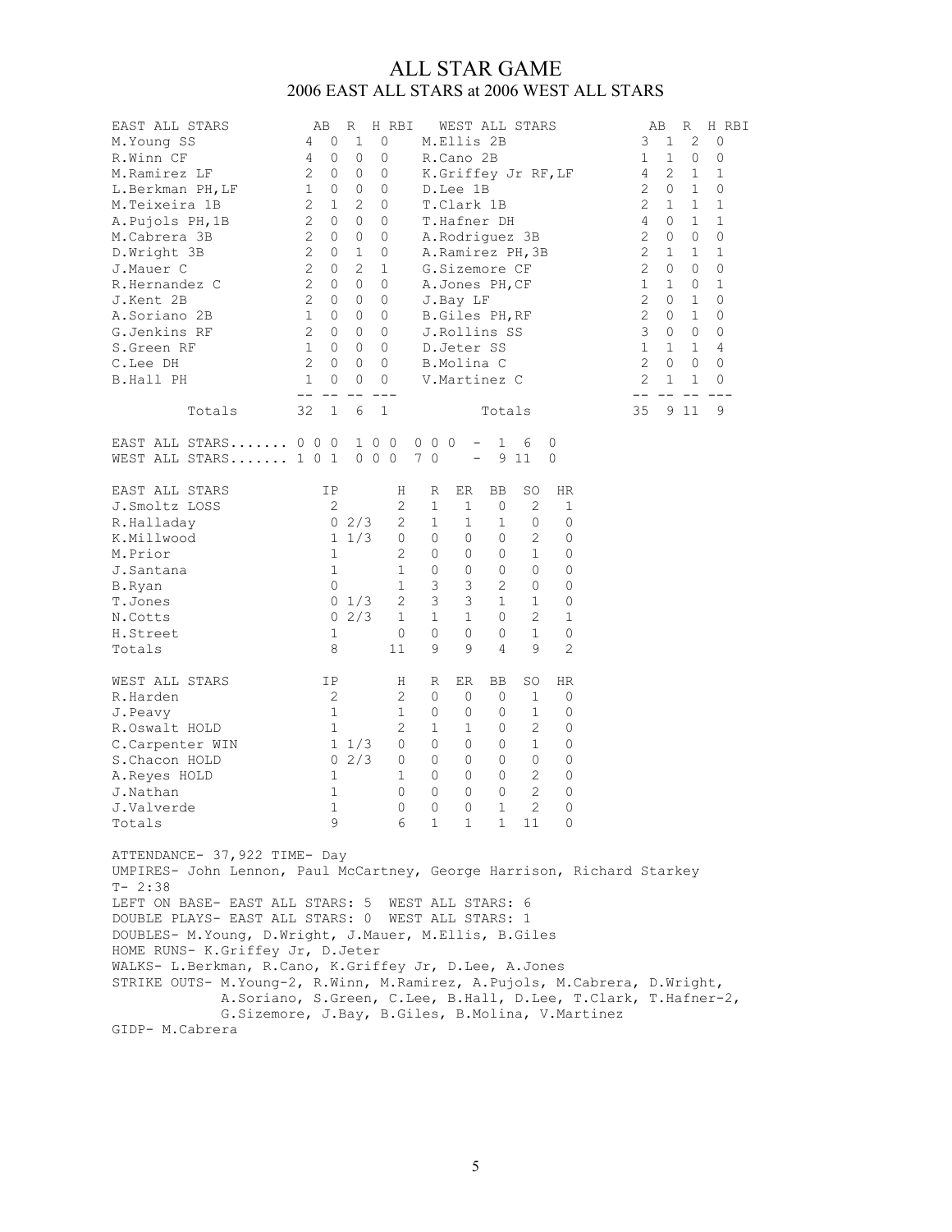# ALL STAR GAME

## 2006 EAST ALL STARS at 2006 WEST ALL STARS

| EAST ALL STARS | AB | R | H | RBI | WEST ALL STARS | AB | R | H | RBI |
|---|---|---|---|---|---|---|---|---|---|
| M.Young SS | 4 | 0 | 1 | 0 | M.Ellis 2B | 3 | 1 | 2 | 0 |
| R.Winn CF | 4 | 0 | 0 | 0 | R.Cano 2B | 1 | 1 | 0 | 0 |
| M.Ramirez LF | 2 | 0 | 0 | 0 | K.Griffey Jr RF,LF | 4 | 2 | 1 | 1 |
| L.Berkman PH,LF | 1 | 0 | 0 | 0 | D.Lee 1B | 2 | 0 | 1 | 0 |
| M.Teixeira 1B | 2 | 1 | 2 | 0 | T.Clark 1B | 2 | 1 | 1 | 1 |
| A.Pujols PH,1B | 2 | 0 | 0 | 0 | T.Hafner DH | 4 | 0 | 1 | 1 |
| M.Cabrera 3B | 2 | 0 | 0 | 0 | A.Rodriguez 3B | 2 | 0 | 0 | 0 |
| D.Wright 3B | 2 | 0 | 1 | 0 | A.Ramirez PH,3B | 2 | 1 | 1 | 1 |
| J.Mauer C | 2 | 0 | 2 | 1 | G.Sizemore CF | 2 | 0 | 0 | 0 |
| R.Hernandez C | 2 | 0 | 0 | 0 | A.Jones PH,CF | 1 | 1 | 0 | 1 |
| J.Kent 2B | 2 | 0 | 0 | 0 | J.Bay LF | 2 | 0 | 1 | 0 |
| A.Soriano 2B | 1 | 0 | 0 | 0 | B.Giles PH,RF | 2 | 0 | 1 | 0 |
| G.Jenkins RF | 2 | 0 | 0 | 0 | J.Rollins SS | 3 | 0 | 0 | 0 |
| S.Green RF | 1 | 0 | 0 | 0 | D.Jeter SS | 1 | 1 | 1 | 4 |
| C.Lee DH | 2 | 0 | 0 | 0 | B.Molina C | 2 | 0 | 0 | 0 |
| B.Hall PH | 1 | 0 | 0 | 0 | V.Martinez C | 2 | 1 | 1 | 0 |
| Totals | 32 | 1 | 6 | 1 | Totals | 35 | 9 | 11 | 9 |

```
EAST ALL STARS....... 0 0 0  1 0 0  0 0 0  -  1  6  0
WEST ALL STARS....... 1 0 1  0 0 0  7 0    -  9 11  0
```

| EAST ALL STARS | IP | H | R | ER | BB | SO | HR |
|---|---|---|---|---|---|---|---|
| J.Smoltz LOSS | 2 | 2 | 1 | 1 | 0 | 2 | 1 |
| R.Halladay | 0 2/3 | 2 | 1 | 1 | 1 | 0 | 0 |
| K.Millwood | 1 1/3 | 0 | 0 | 0 | 0 | 2 | 0 |
| M.Prior | 1 | 2 | 0 | 0 | 0 | 1 | 0 |
| J.Santana | 1 | 1 | 0 | 0 | 0 | 0 | 0 |
| B.Ryan | 0 | 1 | 3 | 3 | 2 | 0 | 0 |
| T.Jones | 0 1/3 | 2 | 3 | 3 | 1 | 1 | 0 |
| N.Cotts | 0 2/3 | 1 | 1 | 1 | 0 | 2 | 1 |
| H.Street | 1 | 0 | 0 | 0 | 0 | 1 | 0 |
| Totals | 8 | 11 | 9 | 9 | 4 | 9 | 2 |

| WEST ALL STARS | IP | H | R | ER | BB | SO | HR |
|---|---|---|---|---|---|---|---|
| R.Harden | 2 | 2 | 0 | 0 | 0 | 1 | 0 |
| J.Peavy | 1 | 1 | 0 | 0 | 0 | 1 | 0 |
| R.Oswalt HOLD | 1 | 2 | 1 | 1 | 0 | 2 | 0 |
| C.Carpenter WIN | 1 1/3 | 0 | 0 | 0 | 0 | 1 | 0 |
| S.Chacon HOLD | 0 2/3 | 0 | 0 | 0 | 0 | 0 | 0 |
| A.Reyes HOLD | 1 | 1 | 0 | 0 | 0 | 2 | 0 |
| J.Nathan | 1 | 0 | 0 | 0 | 0 | 2 | 0 |
| J.Valverde | 1 | 0 | 0 | 0 | 1 | 2 | 0 |
| Totals | 9 | 6 | 1 | 1 | 1 | 11 | 0 |

ATTENDANCE- 37,922 TIME- Day
UMPIRES- John Lennon, Paul McCartney, George Harrison, Richard Starkey
T- 2:38
LEFT ON BASE- EAST ALL STARS: 5 WEST ALL STARS: 6
DOUBLE PLAYS- EAST ALL STARS: 0 WEST ALL STARS: 1
DOUBLES- M.Young, D.Wright, J.Mauer, M.Ellis, B.Giles
HOME RUNS- K.Griffey Jr, D.Jeter
WALKS- L.Berkman, R.Cano, K.Griffey Jr, D.Lee, A.Jones
STRIKE OUTS- M.Young-2, R.Winn, M.Ramirez, A.Pujols, M.Cabrera, D.Wright, A.Soriano, S.Green, C.Lee, B.Hall, D.Lee, T.Clark, T.Hafner-2, G.Sizemore, J.Bay, B.Giles, B.Molina, V.Martinez
GIDP- M.Cabrera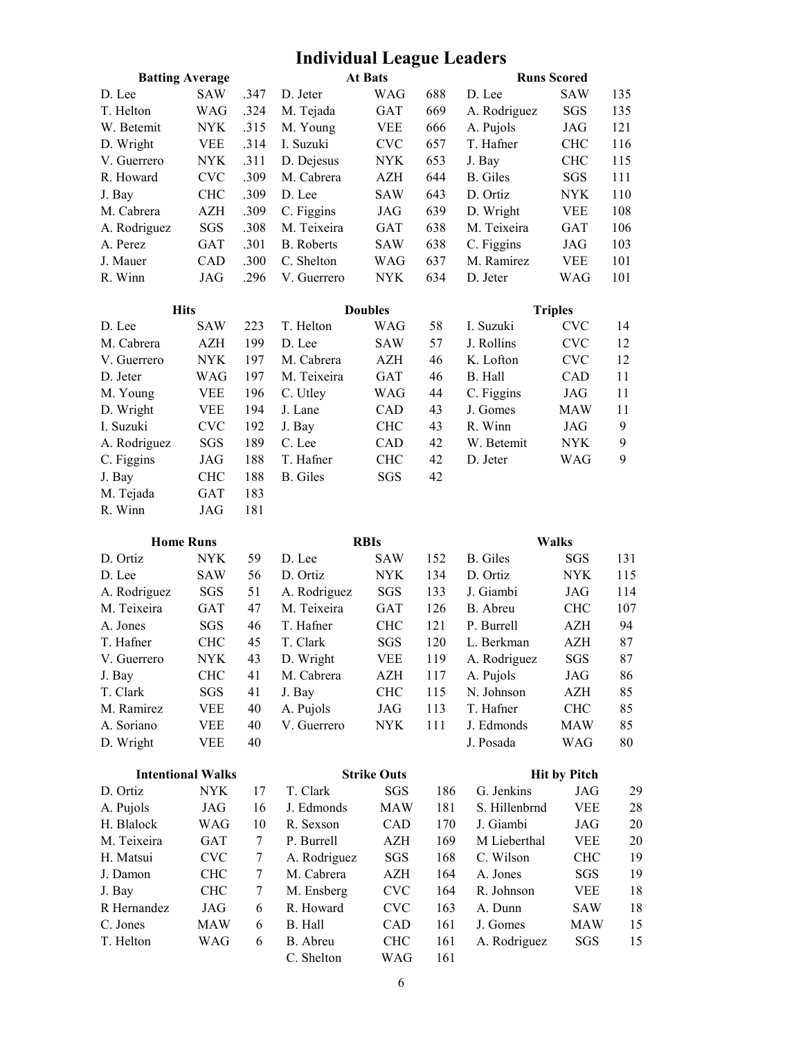# Individual League Leaders

### Batting Average

| Player | Team | AVG |
|---|---|---|
| D. Lee | SAW | .347 |
| T. Helton | WAG | .324 |
| W. Betemit | NYK | .315 |
| D. Wright | VEE | .314 |
| V. Guerrero | NYK | .311 |
| R. Howard | CVC | .309 |
| J. Bay | CHC | .309 |
| M. Cabrera | AZH | .309 |
| A. Rodriguez | SGS | .308 |
| A. Perez | GAT | .301 |
| J. Mauer | CAD | .300 |
| R. Winn | JAG | .296 |

### At Bats

| Player | Team | AB |
|---|---|---|
| D. Jeter | WAG | 688 |
| M. Tejada | GAT | 669 |
| M. Young | VEE | 666 |
| I. Suzuki | CVC | 657 |
| D. Dejesus | NYK | 653 |
| M. Cabrera | AZH | 644 |
| D. Lee | SAW | 643 |
| C. Figgins | JAG | 639 |
| M. Teixeira | GAT | 638 |
| B. Roberts | SAW | 638 |
| C. Shelton | WAG | 637 |
| V. Guerrero | NYK | 634 |

### Runs Scored

| Player | Team | R |
|---|---|---|
| D. Lee | SAW | 135 |
| A. Rodriguez | SGS | 135 |
| A. Pujols | JAG | 121 |
| T. Hafner | CHC | 116 |
| J. Bay | CHC | 115 |
| B. Giles | SGS | 111 |
| D. Ortiz | NYK | 110 |
| D. Wright | VEE | 108 |
| M. Teixeira | GAT | 106 |
| C. Figgins | JAG | 103 |
| M. Ramirez | VEE | 101 |
| D. Jeter | WAG | 101 |

### Hits

| Player | Team | H |
|---|---|---|
| D. Lee | SAW | 223 |
| M. Cabrera | AZH | 199 |
| V. Guerrero | NYK | 197 |
| D. Jeter | WAG | 197 |
| M. Young | VEE | 196 |
| D. Wright | VEE | 194 |
| I. Suzuki | CVC | 192 |
| A. Rodriguez | SGS | 189 |
| C. Figgins | JAG | 188 |
| J. Bay | CHC | 188 |
| M. Tejada | GAT | 183 |
| R. Winn | JAG | 181 |

### Doubles

| Player | Team | 2B |
|---|---|---|
| T. Helton | WAG | 58 |
| D. Lee | SAW | 57 |
| M. Cabrera | AZH | 46 |
| M. Teixeira | GAT | 46 |
| C. Utley | WAG | 44 |
| J. Lane | CAD | 43 |
| J. Bay | CHC | 43 |
| C. Lee | CAD | 42 |
| T. Hafner | CHC | 42 |
| B. Giles | SGS | 42 |

### Triples

| Player | Team | 3B |
|---|---|---|
| I. Suzuki | CVC | 14 |
| J. Rollins | CVC | 12 |
| K. Lofton | CVC | 12 |
| B. Hall | CAD | 11 |
| C. Figgins | JAG | 11 |
| J. Gomes | MAW | 11 |
| R. Winn | JAG | 9 |
| W. Betemit | NYK | 9 |
| D. Jeter | WAG | 9 |

### Home Runs

| Player | Team | HR |
|---|---|---|
| D. Ortiz | NYK | 59 |
| D. Lee | SAW | 56 |
| A. Rodriguez | SGS | 51 |
| M. Teixeira | GAT | 47 |
| A. Jones | SGS | 46 |
| T. Hafner | CHC | 45 |
| V. Guerrero | NYK | 43 |
| J. Bay | CHC | 41 |
| T. Clark | SGS | 41 |
| M. Ramirez | VEE | 40 |
| A. Soriano | VEE | 40 |
| D. Wright | VEE | 40 |

### RBIs

| Player | Team | RBI |
|---|---|---|
| D. Lee | SAW | 152 |
| D. Ortiz | NYK | 134 |
| A. Rodriguez | SGS | 133 |
| M. Teixeira | GAT | 126 |
| T. Hafner | CHC | 121 |
| T. Clark | SGS | 120 |
| D. Wright | VEE | 119 |
| M. Cabrera | AZH | 117 |
| J. Bay | CHC | 115 |
| A. Pujols | JAG | 113 |
| V. Guerrero | NYK | 111 |

### Walks

| Player | Team | BB |
|---|---|---|
| B. Giles | SGS | 131 |
| D. Ortiz | NYK | 115 |
| J. Giambi | JAG | 114 |
| B. Abreu | CHC | 107 |
| P. Burrell | AZH | 94 |
| L. Berkman | AZH | 87 |
| A. Rodriguez | SGS | 87 |
| A. Pujols | JAG | 86 |
| N. Johnson | AZH | 85 |
| T. Hafner | CHC | 85 |
| J. Edmonds | MAW | 85 |
| J. Posada | WAG | 80 |

### Intentional Walks

| Player | Team | IBB |
|---|---|---|
| D. Ortiz | NYK | 17 |
| A. Pujols | JAG | 16 |
| H. Blalock | WAG | 10 |
| M. Teixeira | GAT | 7 |
| H. Matsui | CVC | 7 |
| J. Damon | CHC | 7 |
| J. Bay | CHC | 7 |
| R Hernandez | JAG | 6 |
| C. Jones | MAW | 6 |
| T. Helton | WAG | 6 |

### Strike Outs

| Player | Team | SO |
|---|---|---|
| T. Clark | SGS | 186 |
| J. Edmonds | MAW | 181 |
| R. Sexson | CAD | 170 |
| P. Burrell | AZH | 169 |
| A. Rodriguez | SGS | 168 |
| M. Cabrera | AZH | 164 |
| M. Ensberg | CVC | 164 |
| R. Howard | CVC | 163 |
| B. Hall | CAD | 161 |
| B. Abreu | CHC | 161 |
| C. Shelton | WAG | 161 |

### Hit by Pitch

| Player | Team | HBP |
|---|---|---|
| G. Jenkins | JAG | 29 |
| S. Hillenbrnd | VEE | 28 |
| J. Giambi | JAG | 20 |
| M Lieberthal | VEE | 20 |
| C. Wilson | CHC | 19 |
| A. Jones | SGS | 19 |
| R. Johnson | VEE | 18 |
| A. Dunn | SAW | 18 |
| J. Gomes | MAW | 15 |
| A. Rodriguez | SGS | 15 |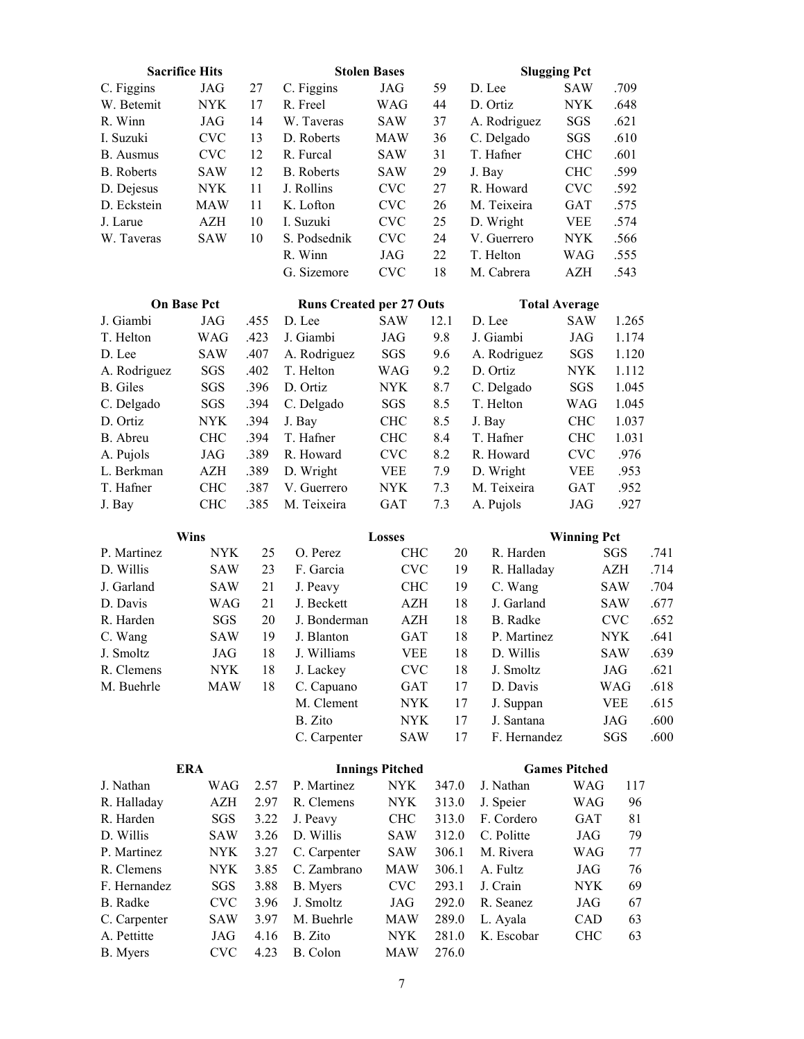### Sacrifice Hits

| Player | Team | SH |
|---|---|---|
| C. Figgins | JAG | 27 |
| W. Betemit | NYK | 17 |
| R. Winn | JAG | 14 |
| I. Suzuki | CVC | 13 |
| B. Ausmus | CVC | 12 |
| B. Roberts | SAW | 12 |
| D. Dejesus | NYK | 11 |
| D. Eckstein | MAW | 11 |
| J. Larue | AZH | 10 |
| W. Taveras | SAW | 10 |

### Stolen Bases

| Player | Team | SB |
|---|---|---|
| C. Figgins | JAG | 59 |
| R. Freel | WAG | 44 |
| W. Taveras | SAW | 37 |
| D. Roberts | MAW | 36 |
| R. Furcal | SAW | 31 |
| B. Roberts | SAW | 29 |
| J. Rollins | CVC | 27 |
| K. Lofton | CVC | 26 |
| I. Suzuki | CVC | 25 |
| S. Podsednik | CVC | 24 |
| R. Winn | JAG | 22 |
| G. Sizemore | CVC | 18 |

### Slugging Pct

| Player | Team | Pct |
|---|---|---|
| D. Lee | SAW | .709 |
| D. Ortiz | NYK | .648 |
| A. Rodriguez | SGS | .621 |
| C. Delgado | SGS | .610 |
| T. Hafner | CHC | .601 |
| J. Bay | CHC | .599 |
| R. Howard | CVC | .592 |
| M. Teixeira | GAT | .575 |
| D. Wright | VEE | .574 |
| V. Guerrero | NYK | .566 |
| T. Helton | WAG | .555 |
| M. Cabrera | AZH | .543 |

### On Base Pct

| Player | Team | Pct |
|---|---|---|
| J. Giambi | JAG | .455 |
| T. Helton | WAG | .423 |
| D. Lee | SAW | .407 |
| A. Rodriguez | SGS | .402 |
| B. Giles | SGS | .396 |
| C. Delgado | SGS | .394 |
| D. Ortiz | NYK | .394 |
| B. Abreu | CHC | .394 |
| A. Pujols | JAG | .389 |
| L. Berkman | AZH | .389 |
| T. Hafner | CHC | .387 |
| J. Bay | CHC | .385 |

### Runs Created per 27 Outs

| Player | Team | RC/27 |
|---|---|---|
| D. Lee | SAW | 12.1 |
| J. Giambi | JAG | 9.8 |
| A. Rodriguez | SGS | 9.6 |
| T. Helton | WAG | 9.2 |
| D. Ortiz | NYK | 8.7 |
| C. Delgado | SGS | 8.5 |
| J. Bay | CHC | 8.5 |
| T. Hafner | CHC | 8.4 |
| R. Howard | CVC | 8.2 |
| D. Wright | VEE | 7.9 |
| V. Guerrero | NYK | 7.3 |
| M. Teixeira | GAT | 7.3 |

### Total Average

| Player | Team | TA |
|---|---|---|
| D. Lee | SAW | 1.265 |
| J. Giambi | JAG | 1.174 |
| A. Rodriguez | SGS | 1.120 |
| D. Ortiz | NYK | 1.112 |
| C. Delgado | SGS | 1.045 |
| T. Helton | WAG | 1.045 |
| J. Bay | CHC | 1.037 |
| T. Hafner | CHC | 1.031 |
| R. Howard | CVC | .976 |
| D. Wright | VEE | .953 |
| M. Teixeira | GAT | .952 |
| A. Pujols | JAG | .927 |

### Wins

| Player | Team | W |
|---|---|---|
| P. Martinez | NYK | 25 |
| D. Willis | SAW | 23 |
| J. Garland | SAW | 21 |
| D. Davis | WAG | 21 |
| R. Harden | SGS | 20 |
| C. Wang | SAW | 19 |
| J. Smoltz | JAG | 18 |
| R. Clemens | NYK | 18 |
| M. Buehrle | MAW | 18 |

### Losses

| Player | Team | L |
|---|---|---|
| O. Perez | CHC | 20 |
| F. Garcia | CVC | 19 |
| J. Peavy | CHC | 19 |
| J. Beckett | AZH | 18 |
| J. Bonderman | AZH | 18 |
| J. Blanton | GAT | 18 |
| J. Williams | VEE | 18 |
| J. Lackey | CVC | 18 |
| C. Capuano | GAT | 17 |
| M. Clement | NYK | 17 |
| B. Zito | NYK | 17 |
| C. Carpenter | SAW | 17 |

### Winning Pct

| Player | Team | Pct |
|---|---|---|
| R. Harden | SGS | .741 |
| R. Halladay | AZH | .714 |
| C. Wang | SAW | .704 |
| J. Garland | SAW | .677 |
| B. Radke | CVC | .652 |
| P. Martinez | NYK | .641 |
| D. Willis | SAW | .639 |
| J. Smoltz | JAG | .621 |
| D. Davis | WAG | .618 |
| J. Suppan | VEE | .615 |
| J. Santana | JAG | .600 |
| F. Hernandez | SGS | .600 |

### ERA

| Player | Team | ERA |
|---|---|---|
| J. Nathan | WAG | 2.57 |
| R. Halladay | AZH | 2.97 |
| R. Harden | SGS | 3.22 |
| D. Willis | SAW | 3.26 |
| P. Martinez | NYK | 3.27 |
| R. Clemens | NYK | 3.85 |
| F. Hernandez | SGS | 3.88 |
| B. Radke | CVC | 3.96 |
| C. Carpenter | SAW | 3.97 |
| A. Pettitte | JAG | 4.16 |
| B. Myers | CVC | 4.23 |

### Innings Pitched

| Player | Team | IP |
|---|---|---|
| P. Martinez | NYK | 347.0 |
| R. Clemens | NYK | 313.0 |
| J. Peavy | CHC | 313.0 |
| D. Willis | SAW | 312.0 |
| C. Carpenter | SAW | 306.1 |
| C. Zambrano | MAW | 306.1 |
| B. Myers | CVC | 293.1 |
| J. Smoltz | JAG | 292.0 |
| M. Buehrle | MAW | 289.0 |
| B. Zito | NYK | 281.0 |
| B. Colon | MAW | 276.0 |

### Games Pitched

| Player | Team | G |
|---|---|---|
| J. Nathan | WAG | 117 |
| J. Speier | WAG | 96 |
| F. Cordero | GAT | 81 |
| C. Politte | JAG | 79 |
| M. Rivera | WAG | 77 |
| A. Fultz | JAG | 76 |
| J. Crain | NYK | 69 |
| R. Seanez | JAG | 67 |
| L. Ayala | CAD | 63 |
| K. Escobar | CHC | 63 |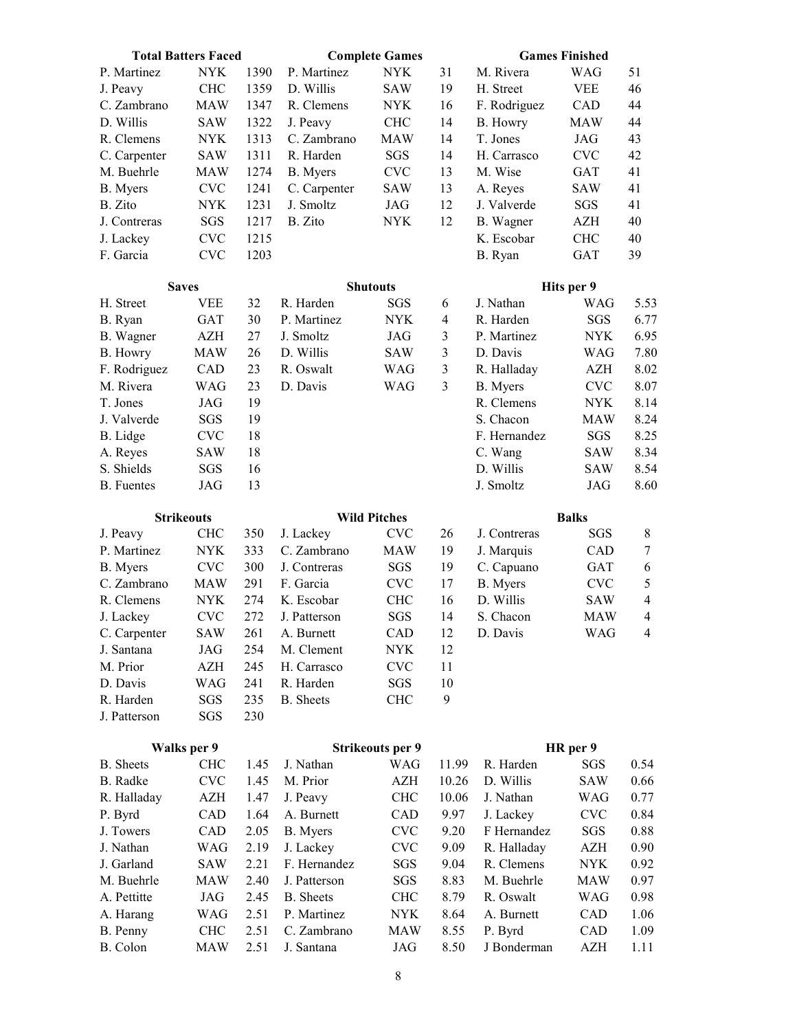**Total Batters Faced**

| Player | Team | BF |
|---|---|---|
| P. Martinez | NYK | 1390 |
| J. Peavy | CHC | 1359 |
| C. Zambrano | MAW | 1347 |
| D. Willis | SAW | 1322 |
| R. Clemens | NYK | 1313 |
| C. Carpenter | SAW | 1311 |
| M. Buehrle | MAW | 1274 |
| B. Myers | CVC | 1241 |
| B. Zito | NYK | 1231 |
| J. Contreras | SGS | 1217 |
| J. Lackey | CVC | 1215 |
| F. Garcia | CVC | 1203 |

**Complete Games**

| Player | Team | CG |
|---|---|---|
| P. Martinez | NYK | 31 |
| D. Willis | SAW | 19 |
| R. Clemens | NYK | 16 |
| J. Peavy | CHC | 14 |
| C. Zambrano | MAW | 14 |
| R. Harden | SGS | 14 |
| B. Myers | CVC | 13 |
| C. Carpenter | SAW | 13 |
| J. Smoltz | JAG | 12 |
| B. Zito | NYK | 12 |

**Games Finished**

| Player | Team | GF |
|---|---|---|
| M. Rivera | WAG | 51 |
| H. Street | VEE | 46 |
| F. Rodriguez | CAD | 44 |
| B. Howry | MAW | 44 |
| T. Jones | JAG | 43 |
| H. Carrasco | CVC | 42 |
| M. Wise | GAT | 41 |
| A. Reyes | SAW | 41 |
| J. Valverde | SGS | 41 |
| B. Wagner | AZH | 40 |
| K. Escobar | CHC | 40 |
| B. Ryan | GAT | 39 |

**Saves**

| Player | Team | SV |
|---|---|---|
| H. Street | VEE | 32 |
| B. Ryan | GAT | 30 |
| B. Wagner | AZH | 27 |
| B. Howry | MAW | 26 |
| F. Rodriguez | CAD | 23 |
| M. Rivera | WAG | 23 |
| T. Jones | JAG | 19 |
| J. Valverde | SGS | 19 |
| B. Lidge | CVC | 18 |
| A. Reyes | SAW | 18 |
| S. Shields | SGS | 16 |
| B. Fuentes | JAG | 13 |

**Shutouts**

| Player | Team | SHO |
|---|---|---|
| R. Harden | SGS | 6 |
| P. Martinez | NYK | 4 |
| J. Smoltz | JAG | 3 |
| D. Willis | SAW | 3 |
| R. Oswalt | WAG | 3 |
| D. Davis | WAG | 3 |

**Hits per 9**

| Player | Team | H/9 |
|---|---|---|
| J. Nathan | WAG | 5.53 |
| R. Harden | SGS | 6.77 |
| P. Martinez | NYK | 6.95 |
| D. Davis | WAG | 7.80 |
| R. Halladay | AZH | 8.02 |
| B. Myers | CVC | 8.07 |
| R. Clemens | NYK | 8.14 |
| S. Chacon | MAW | 8.24 |
| F. Hernandez | SGS | 8.25 |
| C. Wang | SAW | 8.34 |
| D. Willis | SAW | 8.54 |
| J. Smoltz | JAG | 8.60 |

**Strikeouts**

| Player | Team | SO |
|---|---|---|
| J. Peavy | CHC | 350 |
| P. Martinez | NYK | 333 |
| B. Myers | CVC | 300 |
| C. Zambrano | MAW | 291 |
| R. Clemens | NYK | 274 |
| J. Lackey | CVC | 272 |
| C. Carpenter | SAW | 261 |
| J. Santana | JAG | 254 |
| M. Prior | AZH | 245 |
| D. Davis | WAG | 241 |
| R. Harden | SGS | 235 |
| J. Patterson | SGS | 230 |

**Wild Pitches**

| Player | Team | WP |
|---|---|---|
| J. Lackey | CVC | 26 |
| C. Zambrano | MAW | 19 |
| J. Contreras | SGS | 19 |
| F. Garcia | CVC | 17 |
| K. Escobar | CHC | 16 |
| J. Patterson | SGS | 14 |
| A. Burnett | CAD | 12 |
| M. Clement | NYK | 12 |
| H. Carrasco | CVC | 11 |
| R. Harden | SGS | 10 |
| B. Sheets | CHC | 9 |

**Balks**

| Player | Team | BK |
|---|---|---|
| J. Contreras | SGS | 8 |
| J. Marquis | CAD | 7 |
| C. Capuano | GAT | 6 |
| B. Myers | CVC | 5 |
| D. Willis | SAW | 4 |
| S. Chacon | MAW | 4 |
| D. Davis | WAG | 4 |

**Walks per 9**

| Player | Team | BB/9 |
|---|---|---|
| B. Sheets | CHC | 1.45 |
| B. Radke | CVC | 1.45 |
| R. Halladay | AZH | 1.47 |
| P. Byrd | CAD | 1.64 |
| J. Towers | CAD | 2.05 |
| J. Nathan | WAG | 2.19 |
| J. Garland | SAW | 2.21 |
| M. Buehrle | MAW | 2.40 |
| A. Pettitte | JAG | 2.45 |
| A. Harang | WAG | 2.51 |
| B. Penny | CHC | 2.51 |
| B. Colon | MAW | 2.51 |

**Strikeouts per 9**

| Player | Team | SO/9 |
|---|---|---|
| J. Nathan | WAG | 11.99 |
| M. Prior | AZH | 10.26 |
| J. Peavy | CHC | 10.06 |
| A. Burnett | CAD | 9.97 |
| B. Myers | CVC | 9.20 |
| J. Lackey | CVC | 9.09 |
| F. Hernandez | SGS | 9.04 |
| J. Patterson | SGS | 8.83 |
| B. Sheets | CHC | 8.79 |
| P. Martinez | NYK | 8.64 |
| C. Zambrano | MAW | 8.55 |
| J. Santana | JAG | 8.50 |

**HR per 9**

| Player | Team | HR/9 |
|---|---|---|
| R. Harden | SGS | 0.54 |
| D. Willis | SAW | 0.66 |
| J. Nathan | WAG | 0.77 |
| J. Lackey | CVC | 0.84 |
| F Hernandez | SGS | 0.88 |
| R. Halladay | AZH | 0.90 |
| R. Clemens | NYK | 0.92 |
| M. Buehrle | MAW | 0.97 |
| R. Oswalt | WAG | 0.98 |
| A. Burnett | CAD | 1.06 |
| P. Byrd | CAD | 1.09 |
| J Bonderman | AZH | 1.11 |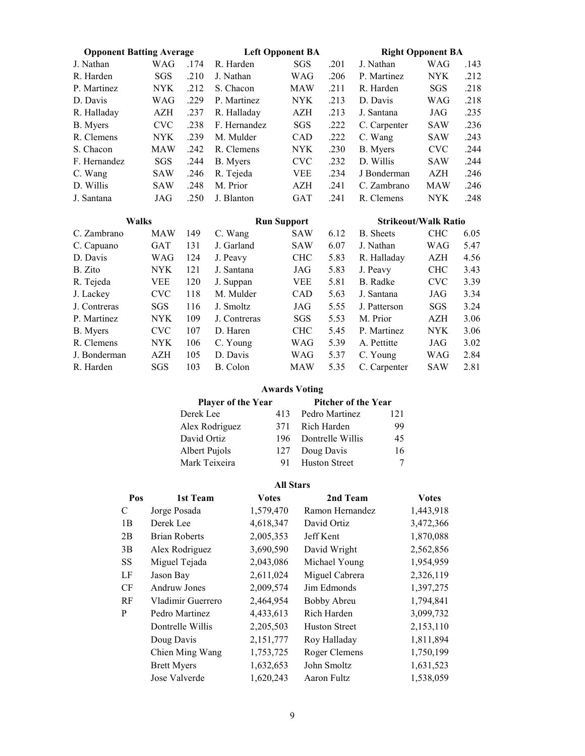### Opponent Batting Average

| Player | Team | Avg |
|---|---|---|
| J. Nathan | WAG | .174 |
| R. Harden | SGS | .210 |
| P. Martinez | NYK | .212 |
| D. Davis | WAG | .229 |
| R. Halladay | AZH | .237 |
| B. Myers | CVC | .238 |
| R. Clemens | NYK | .239 |
| S. Chacon | MAW | .242 |
| F. Hernandez | SGS | .244 |
| C. Wang | SAW | .246 |
| D. Willis | SAW | .248 |
| J. Santana | JAG | .250 |

### Left Opponent BA

| Player | Team | Avg |
|---|---|---|
| R. Harden | SGS | .201 |
| J. Nathan | WAG | .206 |
| S. Chacon | MAW | .211 |
| P. Martinez | NYK | .213 |
| R. Halladay | AZH | .213 |
| F. Hernandez | SGS | .222 |
| M. Mulder | CAD | .222 |
| R. Clemens | NYK | .230 |
| B. Myers | CVC | .232 |
| R. Tejeda | VEE | .234 |
| M. Prior | AZH | .241 |
| J. Blanton | GAT | .241 |

### Right Opponent BA

| Player | Team | Avg |
|---|---|---|
| J. Nathan | WAG | .143 |
| P. Martinez | NYK | .212 |
| R. Harden | SGS | .218 |
| D. Davis | WAG | .218 |
| J. Santana | JAG | .235 |
| C. Carpenter | SAW | .236 |
| C. Wang | SAW | .243 |
| B. Myers | CVC | .244 |
| D. Willis | SAW | .244 |
| J Bonderman | AZH | .246 |
| C. Zambrano | MAW | .246 |
| R. Clemens | NYK | .248 |

### Walks

| Player | Team | BB |
|---|---|---|
| C. Zambrano | MAW | 149 |
| C. Capuano | GAT | 131 |
| D. Davis | WAG | 124 |
| B. Zito | NYK | 121 |
| R. Tejeda | VEE | 120 |
| J. Lackey | CVC | 118 |
| J. Contreras | SGS | 116 |
| P. Martinez | NYK | 109 |
| B. Myers | CVC | 107 |
| R. Clemens | NYK | 106 |
| J. Bonderman | AZH | 105 |
| R. Harden | SGS | 103 |

### Run Support

| Player | Team | RS |
|---|---|---|
| C. Wang | SAW | 6.12 |
| J. Garland | SAW | 6.07 |
| J. Peavy | CHC | 5.83 |
| J. Santana | JAG | 5.83 |
| J. Suppan | VEE | 5.81 |
| M. Mulder | CAD | 5.63 |
| J. Smoltz | JAG | 5.55 |
| J. Contreras | SGS | 5.53 |
| D. Haren | CHC | 5.45 |
| C. Young | WAG | 5.39 |
| D. Davis | WAG | 5.37 |
| B. Colon | MAW | 5.35 |

### Strikeout/Walk Ratio

| Player | Team | K/BB |
|---|---|---|
| B. Sheets | CHC | 6.05 |
| J. Nathan | WAG | 5.47 |
| R. Halladay | AZH | 4.56 |
| J. Peavy | CHC | 3.43 |
| B. Radke | CVC | 3.39 |
| J. Santana | JAG | 3.34 |
| J. Patterson | SGS | 3.24 |
| M. Prior | AZH | 3.06 |
| P. Martinez | NYK | 3.06 |
| A. Pettitte | JAG | 3.02 |
| C. Young | WAG | 2.84 |
| C. Carpenter | SAW | 2.81 |

## Awards Voting

| Player of the Year | | Pitcher of the Year | |
|---|---|---|---|
| Derek Lee | 413 | Pedro Martinez | 121 |
| Alex Rodriguez | 371 | Rich Harden | 99 |
| David Ortiz | 196 | Dontrelle Willis | 45 |
| Albert Pujols | 127 | Doug Davis | 16 |
| Mark Teixeira | 91 | Huston Street | 7 |

## All Stars

| Pos | 1st Team | Votes | 2nd Team | Votes |
|---|---|---|---|---|
| C | Jorge Posada | 1,579,470 | Ramon Hernandez | 1,443,918 |
| 1B | Derek Lee | 4,618,347 | David Ortiz | 3,472,366 |
| 2B | Brian Roberts | 2,005,353 | Jeff Kent | 1,870,088 |
| 3B | Alex Rodriguez | 3,690,590 | David Wright | 2,562,856 |
| SS | Miguel Tejada | 2,043,086 | Michael Young | 1,954,959 |
| LF | Jason Bay | 2,611,024 | Miguel Cabrera | 2,326,119 |
| CF | Andruw Jones | 2,009,574 | Jim Edmonds | 1,397,275 |
| RF | Vladimir Guerrero | 2,464,954 | Bobby Abreu | 1,794,841 |
| P | Pedro Martinez | 4,433,613 | Rich Harden | 3,099,732 |
| | Dontrelle Willis | 2,205,503 | Huston Street | 2,153,110 |
| | Doug Davis | 2,151,777 | Roy Halladay | 1,811,894 |
| | Chien Ming Wang | 1,753,725 | Roger Clemens | 1,750,199 |
| | Brett Myers | 1,632,653 | John Smoltz | 1,631,523 |
| | Jose Valverde | 1,620,243 | Aaron Fultz | 1,538,059 |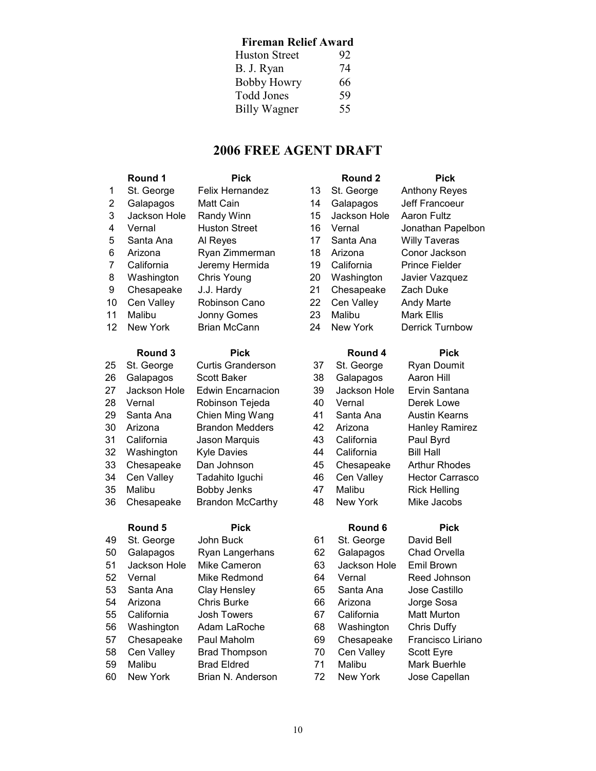**Fireman Relief Award**

| | |
|---|---|
| Huston Street | 92 |
| B. J. Ryan | 74 |
| Bobby Howry | 66 |
| Todd Jones | 59 |
| Billy Wagner | 55 |

## 2006 FREE AGENT DRAFT

| | Round 1 | Pick | | Round 2 | Pick |
|---|---|---|---|---|---|
| 1 | St. George | Felix Hernandez | 13 | St. George | Anthony Reyes |
| 2 | Galapagos | Matt Cain | 14 | Galapagos | Jeff Francoeur |
| 3 | Jackson Hole | Randy Winn | 15 | Jackson Hole | Aaron Fultz |
| 4 | Vernal | Huston Street | 16 | Vernal | Jonathan Papelbon |
| 5 | Santa Ana | Al Reyes | 17 | Santa Ana | Willy Taveras |
| 6 | Arizona | Ryan Zimmerman | 18 | Arizona | Conor Jackson |
| 7 | California | Jeremy Hermida | 19 | California | Prince Fielder |
| 8 | Washington | Chris Young | 20 | Washington | Javier Vazquez |
| 9 | Chesapeake | J.J. Hardy | 21 | Chesapeake | Zach Duke |
| 10 | Cen Valley | Robinson Cano | 22 | Cen Valley | Andy Marte |
| 11 | Malibu | Jonny Gomes | 23 | Malibu | Mark Ellis |
| 12 | New York | Brian McCann | 24 | New York | Derrick Turnbow |

| | Round 3 | Pick | | Round 4 | Pick |
|---|---|---|---|---|---|
| 25 | St. George | Curtis Granderson | 37 | St. George | Ryan Doumit |
| 26 | Galapagos | Scott Baker | 38 | Galapagos | Aaron Hill |
| 27 | Jackson Hole | Edwin Encarnacion | 39 | Jackson Hole | Ervin Santana |
| 28 | Vernal | Robinson Tejeda | 40 | Vernal | Derek Lowe |
| 29 | Santa Ana | Chien Ming Wang | 41 | Santa Ana | Austin Kearns |
| 30 | Arizona | Brandon Medders | 42 | Arizona | Hanley Ramirez |
| 31 | California | Jason Marquis | 43 | California | Paul Byrd |
| 32 | Washington | Kyle Davies | 44 | California | Bill Hall |
| 33 | Chesapeake | Dan Johnson | 45 | Chesapeake | Arthur Rhodes |
| 34 | Cen Valley | Tadahito Iguchi | 46 | Cen Valley | Hector Carrasco |
| 35 | Malibu | Bobby Jenks | 47 | Malibu | Rick Helling |
| 36 | Chesapeake | Brandon McCarthy | 48 | New York | Mike Jacobs |

| | Round 5 | Pick | | Round 6 | Pick |
|---|---|---|---|---|---|
| 49 | St. George | John Buck | 61 | St. George | David Bell |
| 50 | Galapagos | Ryan Langerhans | 62 | Galapagos | Chad Orvella |
| 51 | Jackson Hole | Mike Cameron | 63 | Jackson Hole | Emil Brown |
| 52 | Vernal | Mike Redmond | 64 | Vernal | Reed Johnson |
| 53 | Santa Ana | Clay Hensley | 65 | Santa Ana | Jose Castillo |
| 54 | Arizona | Chris Burke | 66 | Arizona | Jorge Sosa |
| 55 | California | Josh Towers | 67 | California | Matt Murton |
| 56 | Washington | Adam LaRoche | 68 | Washington | Chris Duffy |
| 57 | Chesapeake | Paul Maholm | 69 | Chesapeake | Francisco Liriano |
| 58 | Cen Valley | Brad Thompson | 70 | Cen Valley | Scott Eyre |
| 59 | Malibu | Brad Eldred | 71 | Malibu | Mark Buerhle |
| 60 | New York | Brian N. Anderson | 72 | New York | Jose Capellan |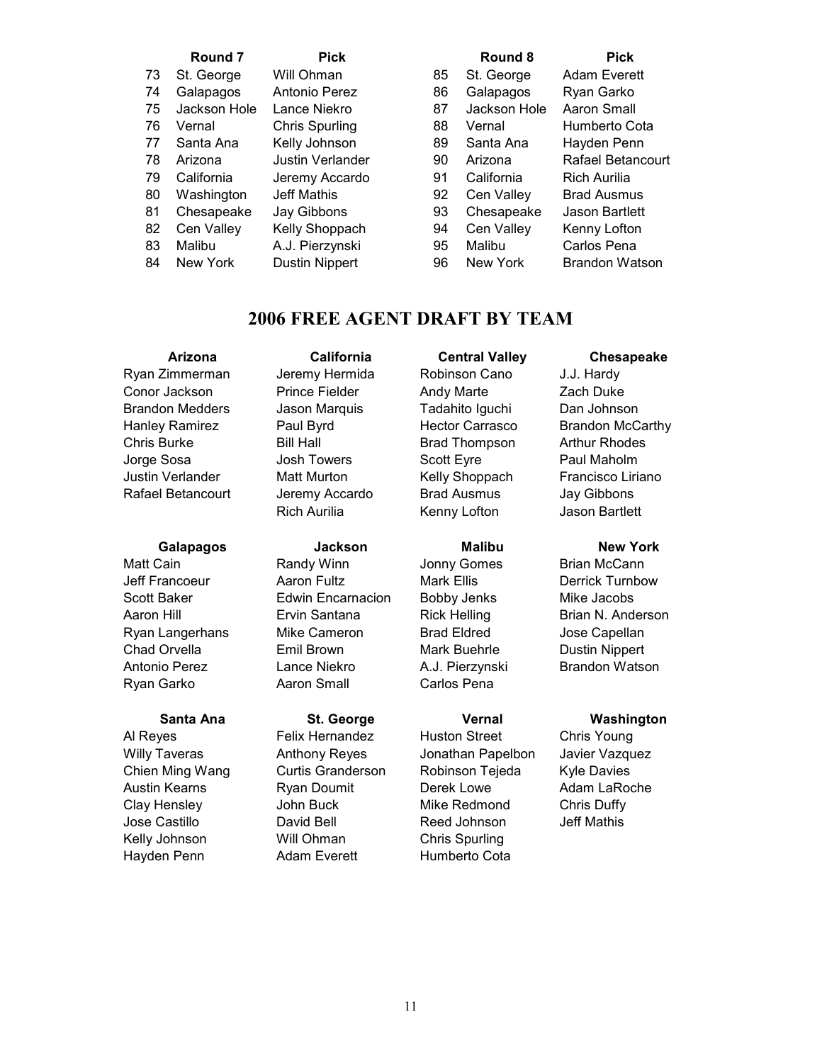| | Round 7 | Pick | | Round 8 | Pick |
|---|---|---|---|---|---|
| 73 | St. George | Will Ohman | 85 | St. George | Adam Everett |
| 74 | Galapagos | Antonio Perez | 86 | Galapagos | Ryan Garko |
| 75 | Jackson Hole | Lance Niekro | 87 | Jackson Hole | Aaron Small |
| 76 | Vernal | Chris Spurling | 88 | Vernal | Humberto Cota |
| 77 | Santa Ana | Kelly Johnson | 89 | Santa Ana | Hayden Penn |
| 78 | Arizona | Justin Verlander | 90 | Arizona | Rafael Betancourt |
| 79 | California | Jeremy Accardo | 91 | California | Rich Aurilia |
| 80 | Washington | Jeff Mathis | 92 | Cen Valley | Brad Ausmus |
| 81 | Chesapeake | Jay Gibbons | 93 | Chesapeake | Jason Bartlett |
| 82 | Cen Valley | Kelly Shoppach | 94 | Cen Valley | Kenny Lofton |
| 83 | Malibu | A.J. Pierzynski | 95 | Malibu | Carlos Pena |
| 84 | New York | Dustin Nippert | 96 | New York | Brandon Watson |

## 2006 FREE AGENT DRAFT BY TEAM

| Arizona | California | Central Valley | Chesapeake |
|---|---|---|---|
| Ryan Zimmerman | Jeremy Hermida | Robinson Cano | J.J. Hardy |
| Conor Jackson | Prince Fielder | Andy Marte | Zach Duke |
| Brandon Medders | Jason Marquis | Tadahito Iguchi | Dan Johnson |
| Hanley Ramirez | Paul Byrd | Hector Carrasco | Brandon McCarthy |
| Chris Burke | Bill Hall | Brad Thompson | Arthur Rhodes |
| Jorge Sosa | Josh Towers | Scott Eyre | Paul Maholm |
| Justin Verlander | Matt Murton | Kelly Shoppach | Francisco Liriano |
| Rafael Betancourt | Jeremy Accardo | Brad Ausmus | Jay Gibbons |
| | Rich Aurilia | Kenny Lofton | Jason Bartlett |

| Galapagos | Jackson | Malibu | New York |
|---|---|---|---|
| Matt Cain | Randy Winn | Jonny Gomes | Brian McCann |
| Jeff Francoeur | Aaron Fultz | Mark Ellis | Derrick Turnbow |
| Scott Baker | Edwin Encarnacion | Bobby Jenks | Mike Jacobs |
| Aaron Hill | Ervin Santana | Rick Helling | Brian N. Anderson |
| Ryan Langerhans | Mike Cameron | Brad Eldred | Jose Capellan |
| Chad Orvella | Emil Brown | Mark Buehrle | Dustin Nippert |
| Antonio Perez | Lance Niekro | A.J. Pierzynski | Brandon Watson |
| Ryan Garko | Aaron Small | Carlos Pena | |

| Santa Ana | St. George | Vernal | Washington |
|---|---|---|---|
| Al Reyes | Felix Hernandez | Huston Street | Chris Young |
| Willy Taveras | Anthony Reyes | Jonathan Papelbon | Javier Vazquez |
| Chien Ming Wang | Curtis Granderson | Robinson Tejeda | Kyle Davies |
| Austin Kearns | Ryan Doumit | Derek Lowe | Adam LaRoche |
| Clay Hensley | John Buck | Mike Redmond | Chris Duffy |
| Jose Castillo | David Bell | Reed Johnson | Jeff Mathis |
| Kelly Johnson | Will Ohman | Chris Spurling | |
| Hayden Penn | Adam Everett | Humberto Cota | |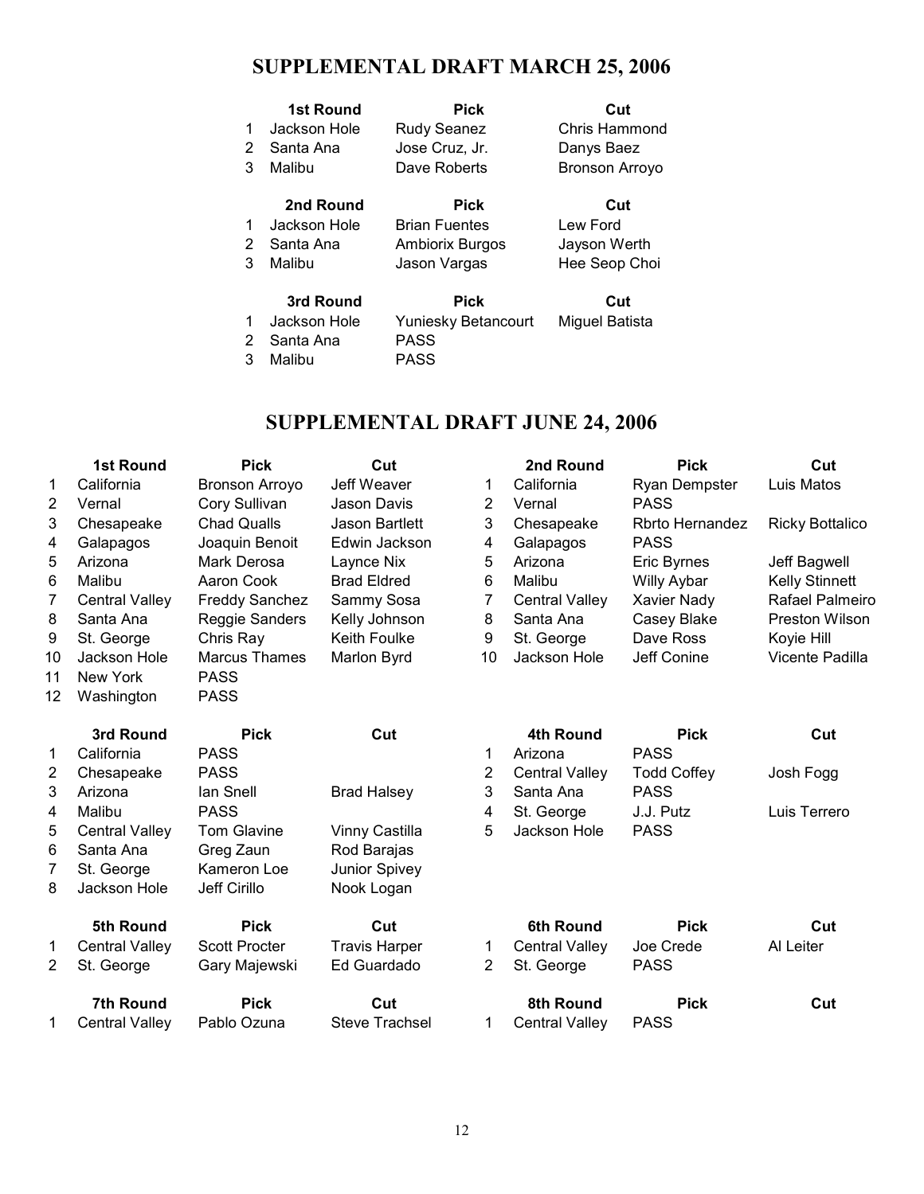# SUPPLEMENTAL DRAFT MARCH 25, 2006

| | 1st Round | Pick | Cut |
|---|---|---|---|
| 1 | Jackson Hole | Rudy Seanez | Chris Hammond |
| 2 | Santa Ana | Jose Cruz, Jr. | Danys Baez |
| 3 | Malibu | Dave Roberts | Bronson Arroyo |

| | 2nd Round | Pick | Cut |
|---|---|---|---|
| 1 | Jackson Hole | Brian Fuentes | Lew Ford |
| 2 | Santa Ana | Ambiorix Burgos | Jayson Werth |
| 3 | Malibu | Jason Vargas | Hee Seop Choi |

| | 3rd Round | Pick | Cut |
|---|---|---|---|
| 1 | Jackson Hole | Yuniesky Betancourt | Miguel Batista |
| 2 | Santa Ana | PASS | |
| 3 | Malibu | PASS | |

# SUPPLEMENTAL DRAFT JUNE 24, 2006

| | 1st Round | Pick | Cut |
|---|---|---|---|
| 1 | California | Bronson Arroyo | Jeff Weaver |
| 2 | Vernal | Cory Sullivan | Jason Davis |
| 3 | Chesapeake | Chad Qualls | Jason Bartlett |
| 4 | Galapagos | Joaquin Benoit | Edwin Jackson |
| 5 | Arizona | Mark Derosa | Laynce Nix |
| 6 | Malibu | Aaron Cook | Brad Eldred |
| 7 | Central Valley | Freddy Sanchez | Sammy Sosa |
| 8 | Santa Ana | Reggie Sanders | Kelly Johnson |
| 9 | St. George | Chris Ray | Keith Foulke |
| 10 | Jackson Hole | Marcus Thames | Marlon Byrd |
| 11 | New York | PASS | |
| 12 | Washington | PASS | |

| | 2nd Round | Pick | Cut |
|---|---|---|---|
| 1 | California | Ryan Dempster | Luis Matos |
| 2 | Vernal | PASS | |
| 3 | Chesapeake | Rbrto Hernandez | Ricky Bottalico |
| 4 | Galapagos | PASS | |
| 5 | Arizona | Eric Byrnes | Jeff Bagwell |
| 6 | Malibu | Willy Aybar | Kelly Stinnett |
| 7 | Central Valley | Xavier Nady | Rafael Palmeiro |
| 8 | Santa Ana | Casey Blake | Preston Wilson |
| 9 | St. George | Dave Ross | Koyie Hill |
| 10 | Jackson Hole | Jeff Conine | Vicente Padilla |

| | 3rd Round | Pick | Cut |
|---|---|---|---|
| 1 | California | PASS | |
| 2 | Chesapeake | PASS | |
| 3 | Arizona | Ian Snell | Brad Halsey |
| 4 | Malibu | PASS | |
| 5 | Central Valley | Tom Glavine | Vinny Castilla |
| 6 | Santa Ana | Greg Zaun | Rod Barajas |
| 7 | St. George | Kameron Loe | Junior Spivey |
| 8 | Jackson Hole | Jeff Cirillo | Nook Logan |

| | 4th Round | Pick | Cut |
|---|---|---|---|
| 1 | Arizona | PASS | |
| 2 | Central Valley | Todd Coffey | Josh Fogg |
| 3 | Santa Ana | PASS | |
| 4 | St. George | J.J. Putz | Luis Terrero |
| 5 | Jackson Hole | PASS | |

| | 5th Round | Pick | Cut |
|---|---|---|---|
| 1 | Central Valley | Scott Procter | Travis Harper |
| 2 | St. George | Gary Majewski | Ed Guardado |

| | 6th Round | Pick | Cut |
|---|---|---|---|
| 1 | Central Valley | Joe Crede | Al Leiter |
| 2 | St. George | PASS | |

| | 7th Round | Pick | Cut |
|---|---|---|---|
| 1 | Central Valley | Pablo Ozuna | Steve Trachsel |

| | 8th Round | Pick | Cut |
|---|---|---|---|
| 1 | Central Valley | PASS | |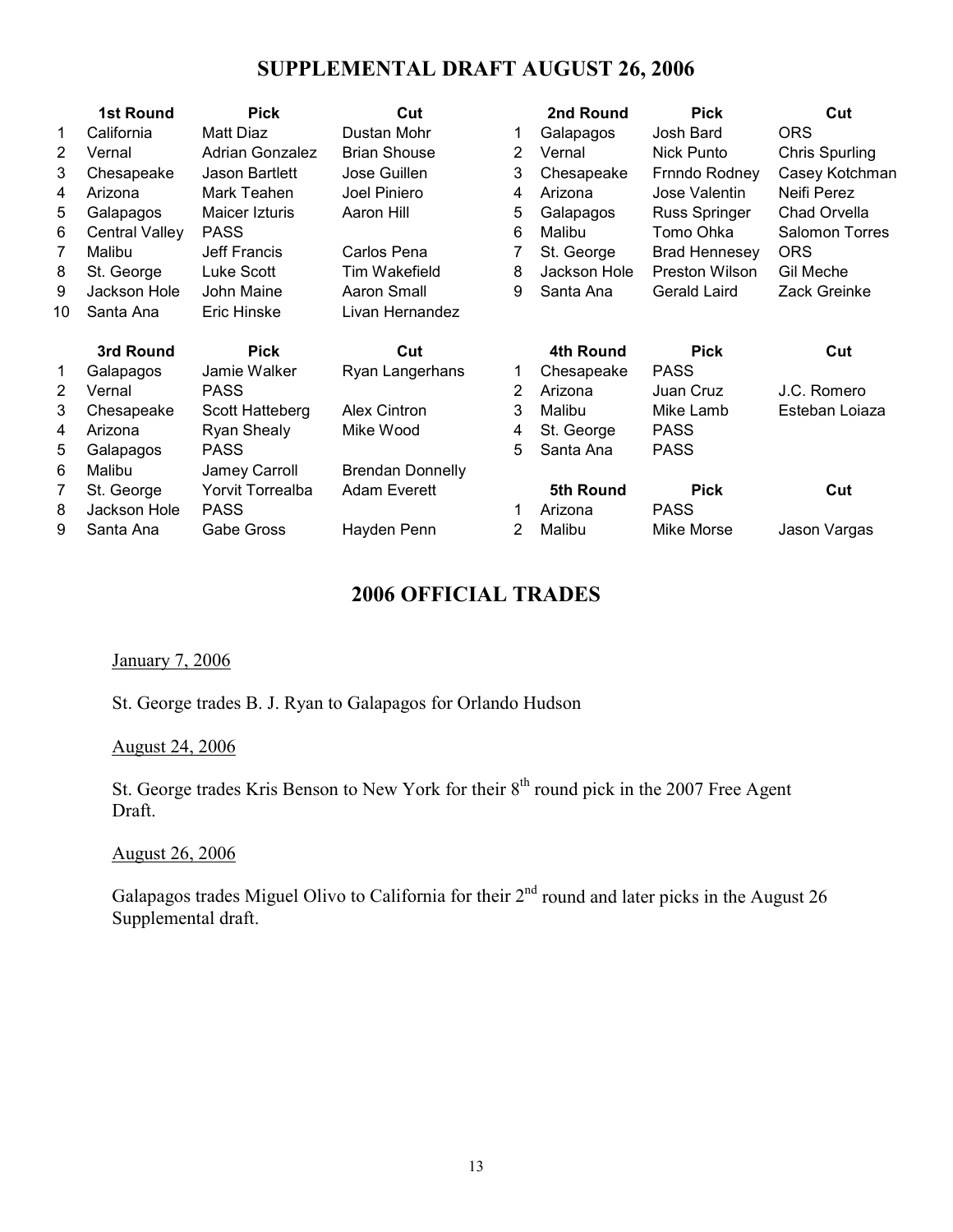# SUPPLEMENTAL DRAFT AUGUST 26, 2006

| | 1st Round | Pick | Cut |
|---|---|---|---|
| 1 | California | Matt Diaz | Dustan Mohr |
| 2 | Vernal | Adrian Gonzalez | Brian Shouse |
| 3 | Chesapeake | Jason Bartlett | Jose Guillen |
| 4 | Arizona | Mark Teahen | Joel Piniero |
| 5 | Galapagos | Maicer Izturis | Aaron Hill |
| 6 | Central Valley | PASS | |
| 7 | Malibu | Jeff Francis | Carlos Pena |
| 8 | St. George | Luke Scott | Tim Wakefield |
| 9 | Jackson Hole | John Maine | Aaron Small |
| 10 | Santa Ana | Eric Hinske | Livan Hernandez |

| | 2nd Round | Pick | Cut |
|---|---|---|---|
| 1 | Galapagos | Josh Bard | ORS |
| 2 | Vernal | Nick Punto | Chris Spurling |
| 3 | Chesapeake | Frnndo Rodney | Casey Kotchman |
| 4 | Arizona | Jose Valentin | Neifi Perez |
| 5 | Galapagos | Russ Springer | Chad Orvella |
| 6 | Malibu | Tomo Ohka | Salomon Torres |
| 7 | St. George | Brad Hennesey | ORS |
| 8 | Jackson Hole | Preston Wilson | Gil Meche |
| 9 | Santa Ana | Gerald Laird | Zack Greinke |

| | 3rd Round | Pick | Cut |
|---|---|---|---|
| 1 | Galapagos | Jamie Walker | Ryan Langerhans |
| 2 | Vernal | PASS | |
| 3 | Chesapeake | Scott Hatteberg | Alex Cintron |
| 4 | Arizona | Ryan Shealy | Mike Wood |
| 5 | Galapagos | PASS | |
| 6 | Malibu | Jamey Carroll | Brendan Donnelly |
| 7 | St. George | Yorvit Torrealba | Adam Everett |
| 8 | Jackson Hole | PASS | |
| 9 | Santa Ana | Gabe Gross | Hayden Penn |

| | 4th Round | Pick | Cut |
|---|---|---|---|
| 1 | Chesapeake | PASS | |
| 2 | Arizona | Juan Cruz | J.C. Romero |
| 3 | Malibu | Mike Lamb | Esteban Loiaza |
| 4 | St. George | PASS | |
| 5 | Santa Ana | PASS | |

| | 5th Round | Pick | Cut |
|---|---|---|---|
| 1 | Arizona | PASS | |
| 2 | Malibu | Mike Morse | Jason Vargas |

# 2006 OFFICIAL TRADES

January 7, 2006

St. George trades B. J. Ryan to Galapagos for Orlando Hudson

August 24, 2006

St. George trades Kris Benson to New York for their 8th round pick in the 2007 Free Agent Draft.

August 26, 2006

Galapagos trades Miguel Olivo to California for their 2nd round and later picks in the August 26 Supplemental draft.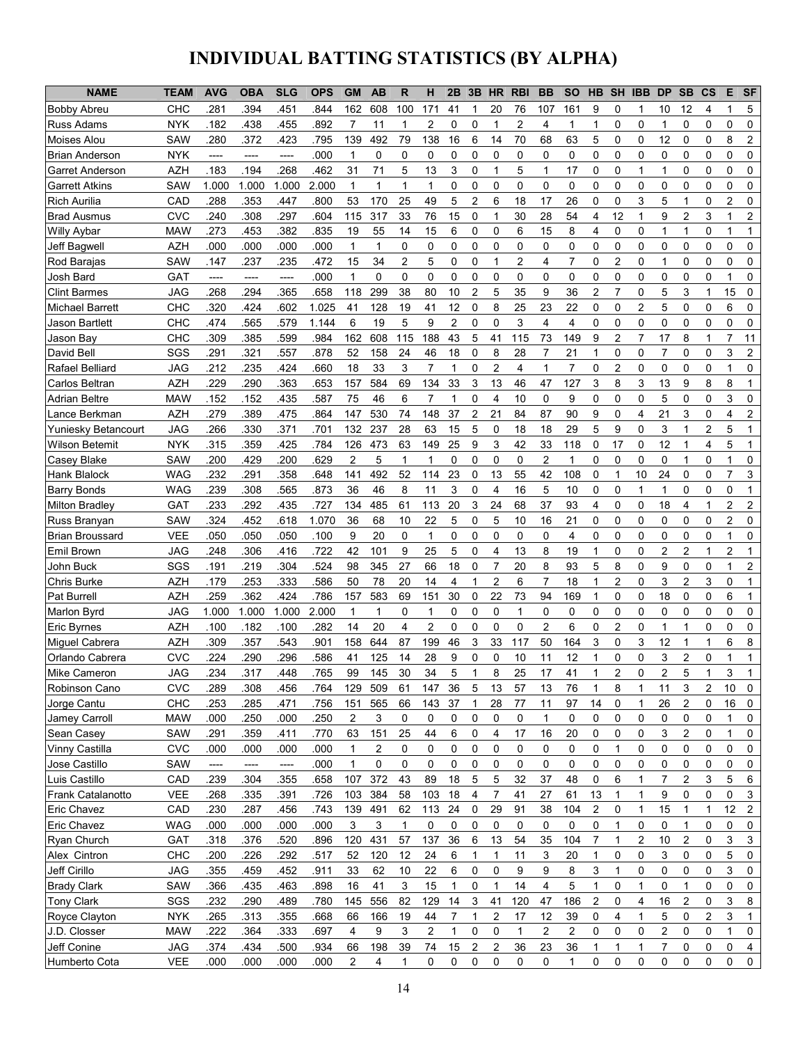# INDIVIDUAL BATTING STATISTICS (BY ALPHA)

| NAME | TEAM | AVG | OBA | SLG | OPS | GM | AB | R | H | 2B | 3B | HR | RBI | BB | SO | HB | SH | IBB | DP | SB | CS | E | SF |
|---|---|---|---|---|---|---|---|---|---|---|---|---|---|---|---|---|---|---|---|---|---|---|---|
| Bobby Abreu | CHC | .281 | .394 | .451 | .844 | 162 | 608 | 100 | 171 | 41 | 1 | 20 | 76 | 107 | 161 | 9 | 0 | 1 | 10 | 12 | 4 | 1 | 5 |
| Russ Adams | NYK | .182 | .438 | .455 | .892 | 7 | 11 | 1 | 2 | 0 | 0 | 1 | 2 | 4 | 1 | 1 | 0 | 0 | 1 | 0 | 0 | 0 | 0 |
| Moises Alou | SAW | .280 | .372 | .423 | .795 | 139 | 492 | 79 | 138 | 16 | 6 | 14 | 70 | 68 | 63 | 5 | 0 | 0 | 12 | 0 | 0 | 8 | 2 |
| Brian Anderson | NYK | ---- | ---- | ---- | .000 | 1 | 0 | 0 | 0 | 0 | 0 | 0 | 0 | 0 | 0 | 0 | 0 | 0 | 0 | 0 | 0 | 0 | 0 |
| Garret Anderson | AZH | .183 | .194 | .268 | .462 | 31 | 71 | 5 | 13 | 3 | 0 | 1 | 5 | 1 | 17 | 0 | 0 | 1 | 1 | 0 | 0 | 0 | 0 |
| Garrett Atkins | SAW | 1.000 | 1.000 | 1.000 | 2.000 | 1 | 1 | 1 | 1 | 0 | 0 | 0 | 0 | 0 | 0 | 0 | 0 | 0 | 0 | 0 | 0 | 0 | 0 |
| Rich Aurilia | CAD | .288 | .353 | .447 | .800 | 53 | 170 | 25 | 49 | 5 | 2 | 6 | 18 | 17 | 26 | 0 | 0 | 3 | 5 | 1 | 0 | 2 | 0 |
| Brad Ausmus | CVC | .240 | .308 | .297 | .604 | 115 | 317 | 33 | 76 | 15 | 0 | 1 | 30 | 28 | 54 | 4 | 12 | 1 | 9 | 2 | 3 | 1 | 2 |
| Willy Aybar | MAW | .273 | .453 | .382 | .835 | 19 | 55 | 14 | 15 | 6 | 0 | 0 | 6 | 15 | 8 | 4 | 0 | 0 | 1 | 1 | 0 | 1 | 1 |
| Jeff Bagwell | AZH | .000 | .000 | .000 | .000 | 1 | 1 | 0 | 0 | 0 | 0 | 0 | 0 | 0 | 0 | 0 | 0 | 0 | 0 | 0 | 0 | 0 | 0 |
| Rod Barajas | SAW | .147 | .237 | .235 | .472 | 15 | 34 | 2 | 5 | 0 | 0 | 1 | 2 | 4 | 7 | 0 | 2 | 0 | 1 | 0 | 0 | 0 | 0 |
| Josh Bard | GAT | ---- | ---- | ---- | .000 | 1 | 0 | 0 | 0 | 0 | 0 | 0 | 0 | 0 | 0 | 0 | 0 | 0 | 0 | 0 | 0 | 1 | 0 |
| Clint Barmes | JAG | .268 | .294 | .365 | .658 | 118 | 299 | 38 | 80 | 10 | 2 | 5 | 35 | 9 | 36 | 2 | 7 | 0 | 5 | 3 | 1 | 15 | 0 |
| Michael Barrett | CHC | .320 | .424 | .602 | 1.025 | 41 | 128 | 19 | 41 | 12 | 0 | 8 | 25 | 23 | 22 | 0 | 0 | 2 | 5 | 0 | 0 | 6 | 0 |
| Jason Bartlett | CHC | .474 | .565 | .579 | 1.144 | 6 | 19 | 5 | 9 | 2 | 0 | 0 | 3 | 4 | 4 | 0 | 0 | 0 | 0 | 0 | 0 | 0 | 0 |
| Jason Bay | CHC | .309 | .385 | .599 | .984 | 162 | 608 | 115 | 188 | 43 | 5 | 41 | 115 | 73 | 149 | 9 | 2 | 7 | 17 | 8 | 1 | 7 | 11 |
| David Bell | SGS | .291 | .321 | .557 | .878 | 52 | 158 | 24 | 46 | 18 | 0 | 8 | 28 | 7 | 21 | 1 | 0 | 0 | 7 | 0 | 0 | 3 | 2 |
| Rafael Belliard | JAG | .212 | .235 | .424 | .660 | 18 | 33 | 3 | 7 | 1 | 0 | 2 | 4 | 1 | 7 | 0 | 2 | 0 | 0 | 0 | 0 | 1 | 0 |
| Carlos Beltran | AZH | .229 | .290 | .363 | .653 | 157 | 584 | 69 | 134 | 33 | 3 | 13 | 46 | 47 | 127 | 3 | 8 | 3 | 13 | 9 | 8 | 8 | 1 |
| Adrian Beltre | MAW | .152 | .152 | .435 | .587 | 75 | 46 | 6 | 7 | 1 | 0 | 4 | 10 | 0 | 9 | 0 | 0 | 0 | 5 | 0 | 0 | 3 | 0 |
| Lance Berkman | AZH | .279 | .389 | .475 | .864 | 147 | 530 | 74 | 148 | 37 | 2 | 21 | 84 | 87 | 90 | 9 | 0 | 4 | 21 | 3 | 0 | 4 | 2 |
| Yuniesky Betancourt | JAG | .266 | .330 | .371 | .701 | 132 | 237 | 28 | 63 | 15 | 5 | 0 | 18 | 18 | 29 | 5 | 9 | 0 | 3 | 1 | 2 | 5 | 1 |
| Wilson Betemit | NYK | .315 | .359 | .425 | .784 | 126 | 473 | 63 | 149 | 25 | 9 | 3 | 42 | 33 | 118 | 0 | 17 | 0 | 12 | 1 | 4 | 5 | 1 |
| Casey Blake | SAW | .200 | .429 | .200 | .629 | 2 | 5 | 1 | 1 | 0 | 0 | 0 | 0 | 2 | 1 | 0 | 0 | 0 | 0 | 1 | 0 | 1 | 0 |
| Hank Blalock | WAG | .232 | .291 | .358 | .648 | 141 | 492 | 52 | 114 | 23 | 0 | 13 | 55 | 42 | 108 | 0 | 1 | 10 | 24 | 0 | 0 | 7 | 3 |
| Barry Bonds | WAG | .239 | .308 | .565 | .873 | 36 | 46 | 8 | 11 | 3 | 0 | 4 | 16 | 5 | 10 | 0 | 0 | 1 | 1 | 0 | 0 | 0 | 1 |
| Milton Bradley | GAT | .233 | .292 | .435 | .727 | 134 | 485 | 61 | 113 | 20 | 3 | 24 | 68 | 37 | 93 | 4 | 0 | 0 | 18 | 4 | 1 | 2 | 2 |
| Russ Branyan | SAW | .324 | .452 | .618 | 1.070 | 36 | 68 | 10 | 22 | 5 | 0 | 5 | 10 | 16 | 21 | 0 | 0 | 0 | 0 | 0 | 0 | 2 | 0 |
| Brian Broussard | VEE | .050 | .050 | .050 | .100 | 9 | 20 | 0 | 1 | 0 | 0 | 0 | 0 | 0 | 4 | 0 | 0 | 0 | 0 | 0 | 0 | 1 | 0 |
| Emil Brown | JAG | .248 | .306 | .416 | .722 | 42 | 101 | 9 | 25 | 5 | 0 | 4 | 13 | 8 | 19 | 1 | 0 | 0 | 2 | 2 | 1 | 2 | 1 |
| John Buck | SGS | .191 | .219 | .304 | .524 | 98 | 345 | 27 | 66 | 18 | 0 | 7 | 20 | 8 | 93 | 5 | 8 | 0 | 9 | 0 | 0 | 1 | 2 |
| Chris Burke | AZH | .179 | .253 | .333 | .586 | 50 | 78 | 20 | 14 | 4 | 1 | 2 | 6 | 7 | 18 | 1 | 2 | 0 | 3 | 2 | 3 | 0 | 1 |
| Pat Burrell | AZH | .259 | .362 | .424 | .786 | 157 | 583 | 69 | 151 | 30 | 0 | 22 | 73 | 94 | 169 | 1 | 0 | 0 | 18 | 0 | 0 | 6 | 1 |
| Marlon Byrd | JAG | 1.000 | 1.000 | 1.000 | 2.000 | 1 | 1 | 0 | 1 | 0 | 0 | 0 | 1 | 0 | 0 | 0 | 0 | 0 | 0 | 0 | 0 | 0 | 0 |
| Eric Byrnes | AZH | .100 | .182 | .100 | .282 | 14 | 20 | 4 | 2 | 0 | 0 | 0 | 0 | 2 | 6 | 0 | 2 | 0 | 1 | 1 | 0 | 0 | 0 |
| Miguel Cabrera | AZH | .309 | .357 | .543 | .901 | 158 | 644 | 87 | 199 | 46 | 3 | 33 | 117 | 50 | 164 | 3 | 0 | 3 | 12 | 1 | 1 | 6 | 8 |
| Orlando Cabrera | CVC | .224 | .290 | .296 | .586 | 41 | 125 | 14 | 28 | 9 | 0 | 0 | 10 | 11 | 12 | 1 | 0 | 0 | 3 | 2 | 0 | 1 | 1 |
| Mike Cameron | JAG | .234 | .317 | .448 | .765 | 99 | 145 | 30 | 34 | 5 | 1 | 8 | 25 | 17 | 41 | 1 | 2 | 0 | 2 | 5 | 1 | 3 | 1 |
| Robinson Cano | CVC | .289 | .308 | .456 | .764 | 129 | 509 | 61 | 147 | 36 | 5 | 13 | 57 | 13 | 76 | 1 | 8 | 1 | 11 | 3 | 2 | 10 | 0 |
| Jorge Cantu | CHC | .253 | .285 | .471 | .756 | 151 | 565 | 66 | 143 | 37 | 1 | 28 | 77 | 11 | 97 | 14 | 0 | 1 | 26 | 2 | 0 | 16 | 0 |
| Jamey Carroll | MAW | .000 | .250 | .000 | .250 | 2 | 3 | 0 | 0 | 0 | 0 | 0 | 0 | 1 | 0 | 0 | 0 | 0 | 0 | 0 | 0 | 1 | 0 |
| Sean Casey | SAW | .291 | .359 | .411 | .770 | 63 | 151 | 25 | 44 | 6 | 0 | 4 | 17 | 16 | 20 | 0 | 0 | 0 | 3 | 2 | 0 | 1 | 0 |
| Vinny Castilla | CVC | .000 | .000 | .000 | .000 | 1 | 2 | 0 | 0 | 0 | 0 | 0 | 0 | 0 | 0 | 0 | 1 | 0 | 0 | 0 | 0 | 0 | 0 |
| Jose Castillo | SAW | ---- | ---- | ---- | .000 | 1 | 0 | 0 | 0 | 0 | 0 | 0 | 0 | 0 | 0 | 0 | 0 | 0 | 0 | 0 | 0 | 0 | 0 |
| Luis Castillo | CAD | .239 | .304 | .355 | .658 | 107 | 372 | 43 | 89 | 18 | 5 | 5 | 32 | 37 | 48 | 0 | 6 | 1 | 7 | 2 | 3 | 5 | 6 |
| Frank Catalanotto | VEE | .268 | .335 | .391 | .726 | 103 | 384 | 58 | 103 | 18 | 4 | 7 | 41 | 27 | 61 | 13 | 1 | 1 | 9 | 0 | 0 | 0 | 3 |
| Eric Chavez | CAD | .230 | .287 | .456 | .743 | 139 | 491 | 62 | 113 | 24 | 0 | 29 | 91 | 38 | 104 | 2 | 0 | 1 | 15 | 1 | 1 | 12 | 2 |
| Eric Chavez | WAG | .000 | .000 | .000 | .000 | 3 | 3 | 1 | 0 | 0 | 0 | 0 | 0 | 0 | 0 | 0 | 1 | 0 | 0 | 1 | 0 | 0 | 0 |
| Ryan Church | GAT | .318 | .376 | .520 | .896 | 120 | 431 | 57 | 137 | 36 | 6 | 13 | 54 | 35 | 104 | 7 | 1 | 2 | 10 | 2 | 0 | 3 | 3 |
| Alex Cintron | CHC | .200 | .226 | .292 | .517 | 52 | 120 | 12 | 24 | 6 | 1 | 1 | 11 | 3 | 20 | 1 | 0 | 0 | 3 | 0 | 0 | 5 | 0 |
| Jeff Cirillo | JAG | .355 | .459 | .452 | .911 | 33 | 62 | 10 | 22 | 6 | 0 | 0 | 9 | 9 | 8 | 3 | 1 | 0 | 0 | 0 | 0 | 3 | 0 |
| Brady Clark | SAW | .366 | .435 | .463 | .898 | 16 | 41 | 3 | 15 | 1 | 0 | 1 | 14 | 4 | 5 | 1 | 0 | 1 | 0 | 1 | 0 | 0 | 0 |
| Tony Clark | SGS | .232 | .290 | .489 | .780 | 145 | 556 | 82 | 129 | 14 | 3 | 41 | 120 | 47 | 186 | 2 | 0 | 4 | 16 | 2 | 0 | 3 | 8 |
| Royce Clayton | NYK | .265 | .313 | .355 | .668 | 66 | 166 | 19 | 44 | 7 | 1 | 2 | 17 | 12 | 39 | 0 | 4 | 1 | 5 | 0 | 2 | 3 | 1 |
| J.D. Closser | MAW | .222 | .364 | .333 | .697 | 4 | 9 | 3 | 2 | 1 | 0 | 0 | 1 | 2 | 2 | 0 | 0 | 0 | 2 | 0 | 0 | 1 | 0 |
| Jeff Conine | JAG | .374 | .434 | .500 | .934 | 66 | 198 | 39 | 74 | 15 | 2 | 2 | 36 | 23 | 36 | 1 | 1 | 1 | 7 | 0 | 0 | 0 | 4 |
| Humberto Cota | VEE | .000 | .000 | .000 | .000 | 2 | 4 | 1 | 0 | 0 | 0 | 0 | 0 | 0 | 1 | 0 | 0 | 0 | 0 | 0 | 0 | 0 | 0 |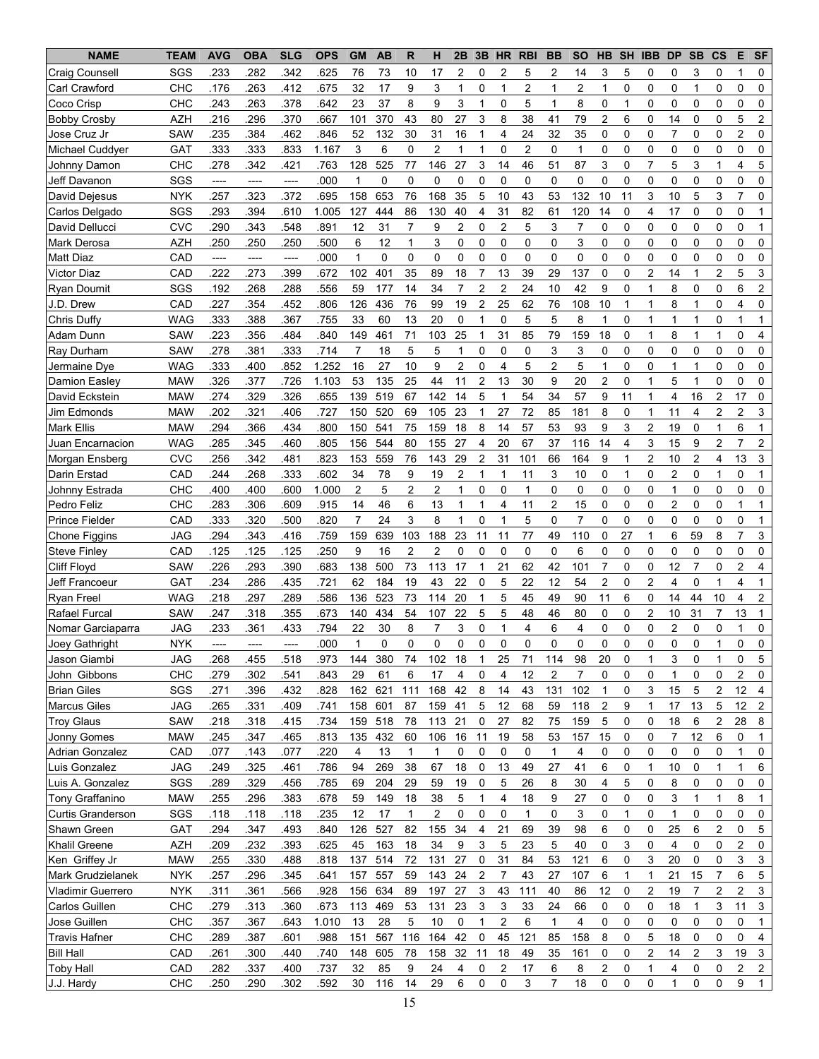| NAME | TEAM | AVG | OBA | SLG | OPS | GM | AB | R | H | 2B | 3B | HR | RBI | BB | SO | HB | SH | IBB | DP | SB | CS | E | SF |
|---|---|---|---|---|---|---|---|---|---|---|---|---|---|---|---|---|---|---|---|---|---|---|---|
| Craig Counsell | SGS | .233 | .282 | .342 | .625 | 76 | 73 | 10 | 17 | 2 | 0 | 2 | 5 | 2 | 14 | 3 | 5 | 0 | 0 | 3 | 0 | 1 | 0 |
| Carl Crawford | CHC | .176 | .263 | .412 | .675 | 32 | 17 | 9 | 3 | 1 | 0 | 1 | 2 | 1 | 2 | 1 | 0 | 0 | 0 | 1 | 0 | 0 | 0 |
| Coco Crisp | CHC | .243 | .263 | .378 | .642 | 23 | 37 | 8 | 9 | 3 | 1 | 0 | 5 | 1 | 8 | 0 | 1 | 0 | 0 | 0 | 0 | 0 | 0 |
| Bobby Crosby | AZH | .216 | .296 | .370 | .667 | 101 | 370 | 43 | 80 | 27 | 3 | 8 | 38 | 41 | 79 | 2 | 6 | 0 | 14 | 0 | 0 | 5 | 2 |
| Jose Cruz Jr | SAW | .235 | .384 | .462 | .846 | 52 | 132 | 30 | 31 | 16 | 1 | 4 | 24 | 32 | 35 | 0 | 0 | 0 | 7 | 0 | 0 | 2 | 0 |
| Michael Cuddyer | GAT | .333 | .333 | .833 | 1.167 | 3 | 6 | 0 | 2 | 1 | 1 | 0 | 2 | 0 | 1 | 0 | 0 | 0 | 0 | 0 | 0 | 0 | 0 |
| Johnny Damon | CHC | .278 | .342 | .421 | .763 | 128 | 525 | 77 | 146 | 27 | 3 | 14 | 46 | 51 | 87 | 3 | 0 | 7 | 5 | 3 | 1 | 4 | 5 |
| Jeff Davanon | SGS | ---- | ---- | ---- | .000 | 1 | 0 | 0 | 0 | 0 | 0 | 0 | 0 | 0 | 0 | 0 | 0 | 0 | 0 | 0 | 0 | 0 | 0 |
| David Dejesus | NYK | .257 | .323 | .372 | .695 | 158 | 653 | 76 | 168 | 35 | 5 | 10 | 43 | 53 | 132 | 10 | 11 | 3 | 10 | 5 | 3 | 7 | 0 |
| Carlos Delgado | SGS | .293 | .394 | .610 | 1.005 | 127 | 444 | 86 | 130 | 40 | 4 | 31 | 82 | 61 | 120 | 14 | 0 | 4 | 17 | 0 | 0 | 0 | 1 |
| David Dellucci | CVC | .290 | .343 | .548 | .891 | 12 | 31 | 7 | 9 | 2 | 0 | 2 | 5 | 3 | 7 | 0 | 0 | 0 | 0 | 0 | 0 | 0 | 1 |
| Mark Derosa | AZH | .250 | .250 | .250 | .500 | 6 | 12 | 1 | 3 | 0 | 0 | 0 | 0 | 0 | 3 | 0 | 0 | 0 | 0 | 0 | 0 | 0 | 0 |
| Matt Diaz | CAD | ---- | ---- | ---- | .000 | 1 | 0 | 0 | 0 | 0 | 0 | 0 | 0 | 0 | 0 | 0 | 0 | 0 | 0 | 0 | 0 | 0 | 0 |
| Victor Diaz | CAD | .222 | .273 | .399 | .672 | 102 | 401 | 35 | 89 | 18 | 7 | 13 | 39 | 29 | 137 | 0 | 0 | 2 | 14 | 1 | 2 | 5 | 3 |
| Ryan Doumit | SGS | .192 | .268 | .288 | .556 | 59 | 177 | 14 | 34 | 7 | 2 | 2 | 24 | 10 | 42 | 9 | 0 | 1 | 8 | 0 | 0 | 6 | 2 |
| J.D. Drew | CAD | .227 | .354 | .452 | .806 | 126 | 436 | 76 | 99 | 19 | 2 | 25 | 62 | 76 | 108 | 10 | 1 | 1 | 8 | 1 | 0 | 4 | 0 |
| Chris Duffy | WAG | .333 | .388 | .367 | .755 | 33 | 60 | 13 | 20 | 0 | 1 | 0 | 5 | 5 | 8 | 1 | 0 | 1 | 1 | 1 | 0 | 1 | 1 |
| Adam Dunn | SAW | .223 | .356 | .484 | .840 | 149 | 461 | 71 | 103 | 25 | 1 | 31 | 85 | 79 | 159 | 18 | 0 | 1 | 8 | 1 | 1 | 0 | 4 |
| Ray Durham | SAW | .278 | .381 | .333 | .714 | 7 | 18 | 5 | 5 | 1 | 0 | 0 | 0 | 3 | 3 | 0 | 0 | 0 | 0 | 0 | 0 | 0 | 0 |
| Jermaine Dye | WAG | .333 | .400 | .852 | 1.252 | 16 | 27 | 10 | 9 | 2 | 0 | 4 | 5 | 2 | 5 | 1 | 0 | 0 | 1 | 1 | 0 | 0 | 0 |
| Damion Easley | MAW | .326 | .377 | .726 | 1.103 | 53 | 135 | 25 | 44 | 11 | 2 | 13 | 30 | 9 | 20 | 2 | 0 | 1 | 5 | 1 | 0 | 0 | 0 |
| David Eckstein | MAW | .274 | .329 | .326 | .655 | 139 | 519 | 67 | 142 | 14 | 5 | 1 | 54 | 34 | 57 | 9 | 11 | 1 | 4 | 16 | 2 | 17 | 0 |
| Jim Edmonds | MAW | .202 | .321 | .406 | .727 | 150 | 520 | 69 | 105 | 23 | 1 | 27 | 72 | 85 | 181 | 8 | 0 | 1 | 11 | 4 | 2 | 2 | 3 |
| Mark Ellis | MAW | .294 | .366 | .434 | .800 | 150 | 541 | 75 | 159 | 18 | 8 | 14 | 57 | 53 | 93 | 9 | 3 | 2 | 19 | 0 | 1 | 6 | 1 |
| Juan Encarnacion | WAG | .285 | .345 | .460 | .805 | 156 | 544 | 80 | 155 | 27 | 4 | 20 | 67 | 37 | 116 | 14 | 4 | 3 | 15 | 9 | 2 | 7 | 2 |
| Morgan Ensberg | CVC | .256 | .342 | .481 | .823 | 153 | 559 | 76 | 143 | 29 | 2 | 31 | 101 | 66 | 164 | 9 | 1 | 2 | 10 | 2 | 4 | 13 | 3 |
| Darin Erstad | CAD | .244 | .268 | .333 | .602 | 34 | 78 | 9 | 19 | 2 | 1 | 1 | 11 | 3 | 10 | 0 | 1 | 0 | 2 | 0 | 1 | 0 | 1 |
| Johnny Estrada | CHC | .400 | .400 | .600 | 1.000 | 2 | 5 | 2 | 2 | 1 | 0 | 0 | 1 | 0 | 0 | 0 | 0 | 0 | 1 | 0 | 0 | 0 | 0 |
| Pedro Feliz | CHC | .283 | .306 | .609 | .915 | 14 | 46 | 6 | 13 | 1 | 1 | 4 | 11 | 2 | 15 | 0 | 0 | 0 | 2 | 0 | 0 | 1 | 1 |
| Prince Fielder | CAD | .333 | .320 | .500 | .820 | 7 | 24 | 3 | 8 | 1 | 0 | 1 | 5 | 0 | 7 | 0 | 0 | 0 | 0 | 0 | 0 | 0 | 1 |
| Chone Figgins | JAG | .294 | .343 | .416 | .759 | 159 | 639 | 103 | 188 | 23 | 11 | 11 | 77 | 49 | 110 | 0 | 27 | 1 | 6 | 59 | 8 | 7 | 3 |
| Steve Finley | CAD | .125 | .125 | .125 | .250 | 9 | 16 | 2 | 2 | 0 | 0 | 0 | 0 | 0 | 6 | 0 | 0 | 0 | 0 | 0 | 0 | 0 | 0 |
| Cliff Floyd | SAW | .226 | .293 | .390 | .683 | 138 | 500 | 73 | 113 | 17 | 1 | 21 | 62 | 42 | 101 | 7 | 0 | 0 | 12 | 7 | 0 | 2 | 4 |
| Jeff Francoeur | GAT | .234 | .286 | .435 | .721 | 62 | 184 | 19 | 43 | 22 | 0 | 5 | 22 | 12 | 54 | 2 | 0 | 2 | 4 | 0 | 1 | 4 | 1 |
| Ryan Freel | WAG | .218 | .297 | .289 | .586 | 136 | 523 | 73 | 114 | 20 | 1 | 5 | 45 | 49 | 90 | 11 | 6 | 0 | 14 | 44 | 10 | 4 | 2 |
| Rafael Furcal | SAW | .247 | .318 | .355 | .673 | 140 | 434 | 54 | 107 | 22 | 5 | 5 | 48 | 46 | 80 | 0 | 0 | 2 | 10 | 31 | 7 | 13 | 1 |
| Nomar Garciaparra | JAG | .233 | .361 | .433 | .794 | 22 | 30 | 8 | 7 | 3 | 0 | 1 | 4 | 6 | 4 | 0 | 0 | 0 | 2 | 0 | 0 | 1 | 0 |
| Joey Gathright | NYK | ---- | ---- | ---- | .000 | 1 | 0 | 0 | 0 | 0 | 0 | 0 | 0 | 0 | 0 | 0 | 0 | 0 | 0 | 0 | 1 | 0 | 0 |
| Jason Giambi | JAG | .268 | .455 | .518 | .973 | 144 | 380 | 74 | 102 | 18 | 1 | 25 | 71 | 114 | 98 | 20 | 0 | 1 | 3 | 0 | 1 | 0 | 5 |
| John Gibbons | CHC | .279 | .302 | .541 | .843 | 29 | 61 | 6 | 17 | 4 | 0 | 4 | 12 | 2 | 7 | 0 | 0 | 0 | 1 | 0 | 0 | 2 | 0 |
| Brian Giles | SGS | .271 | .396 | .432 | .828 | 162 | 621 | 111 | 168 | 42 | 8 | 14 | 43 | 131 | 102 | 1 | 0 | 3 | 15 | 5 | 2 | 12 | 4 |
| Marcus Giles | JAG | .265 | .331 | .409 | .741 | 158 | 601 | 87 | 159 | 41 | 5 | 12 | 68 | 59 | 118 | 2 | 9 | 1 | 17 | 13 | 5 | 12 | 2 |
| Troy Glaus | SAW | .218 | .318 | .415 | .734 | 159 | 518 | 78 | 113 | 21 | 0 | 27 | 82 | 75 | 159 | 5 | 0 | 0 | 18 | 6 | 2 | 28 | 8 |
| Jonny Gomes | MAW | .245 | .347 | .465 | .813 | 135 | 432 | 60 | 106 | 16 | 11 | 19 | 58 | 53 | 157 | 15 | 0 | 0 | 7 | 12 | 6 | 0 | 1 |
| Adrian Gonzalez | CAD | .077 | .143 | .077 | .220 | 4 | 13 | 1 | 1 | 0 | 0 | 0 | 0 | 1 | 4 | 0 | 0 | 0 | 0 | 0 | 0 | 1 | 0 |
| Luis Gonzalez | JAG | .249 | .325 | .461 | .786 | 94 | 269 | 38 | 67 | 18 | 0 | 13 | 49 | 27 | 41 | 6 | 0 | 1 | 10 | 0 | 1 | 1 | 6 |
| Luis A. Gonzalez | SGS | .289 | .329 | .456 | .785 | 69 | 204 | 29 | 59 | 19 | 0 | 5 | 26 | 8 | 30 | 4 | 5 | 0 | 8 | 0 | 0 | 0 | 0 |
| Tony Graffanino | MAW | .255 | .296 | .383 | .678 | 59 | 149 | 18 | 38 | 5 | 1 | 4 | 18 | 9 | 27 | 0 | 0 | 0 | 3 | 1 | 1 | 8 | 1 |
| Curtis Granderson | SGS | .118 | .118 | .118 | .235 | 12 | 17 | 1 | 2 | 0 | 0 | 0 | 1 | 0 | 3 | 0 | 1 | 0 | 1 | 0 | 0 | 0 | 0 |
| Shawn Green | GAT | .294 | .347 | .493 | .840 | 126 | 527 | 82 | 155 | 34 | 4 | 21 | 69 | 39 | 98 | 6 | 0 | 0 | 25 | 6 | 2 | 0 | 5 |
| Khalil Greene | AZH | .209 | .232 | .393 | .625 | 45 | 163 | 18 | 34 | 9 | 3 | 5 | 23 | 5 | 40 | 0 | 3 | 0 | 4 | 0 | 0 | 2 | 0 |
| Ken Griffey Jr | MAW | .255 | .330 | .488 | .818 | 137 | 514 | 72 | 131 | 27 | 0 | 31 | 84 | 53 | 121 | 6 | 0 | 3 | 20 | 0 | 0 | 3 | 3 |
| Mark Grudzielanek | NYK | .257 | .296 | .345 | .641 | 157 | 557 | 59 | 143 | 24 | 2 | 7 | 43 | 27 | 107 | 6 | 1 | 1 | 21 | 15 | 7 | 6 | 5 |
| Vladimir Guerrero | NYK | .311 | .361 | .566 | .928 | 156 | 634 | 89 | 197 | 27 | 3 | 43 | 111 | 40 | 86 | 12 | 0 | 2 | 19 | 7 | 2 | 2 | 3 |
| Carlos Guillen | CHC | .279 | .313 | .360 | .673 | 113 | 469 | 53 | 131 | 23 | 3 | 3 | 33 | 24 | 66 | 0 | 0 | 0 | 18 | 1 | 3 | 11 | 3 |
| Jose Guillen | CHC | .357 | .367 | .643 | 1.010 | 13 | 28 | 5 | 10 | 0 | 1 | 2 | 6 | 1 | 4 | 0 | 0 | 0 | 0 | 0 | 0 | 0 | 1 |
| Travis Hafner | CHC | .289 | .387 | .601 | .988 | 151 | 567 | 116 | 164 | 42 | 0 | 45 | 121 | 85 | 158 | 8 | 0 | 5 | 18 | 0 | 0 | 0 | 4 |
| Bill Hall | CAD | .261 | .300 | .440 | .740 | 148 | 605 | 78 | 158 | 32 | 11 | 18 | 49 | 35 | 161 | 0 | 0 | 2 | 14 | 2 | 3 | 19 | 3 |
| Toby Hall | CAD | .282 | .337 | .400 | .737 | 32 | 85 | 9 | 24 | 4 | 0 | 2 | 17 | 6 | 8 | 2 | 0 | 1 | 4 | 0 | 0 | 2 | 2 |
| J.J. Hardy | CHC | .250 | .290 | .302 | .592 | 30 | 116 | 14 | 29 | 6 | 0 | 0 | 3 | 7 | 18 | 0 | 0 | 0 | 1 | 0 | 0 | 9 | 1 |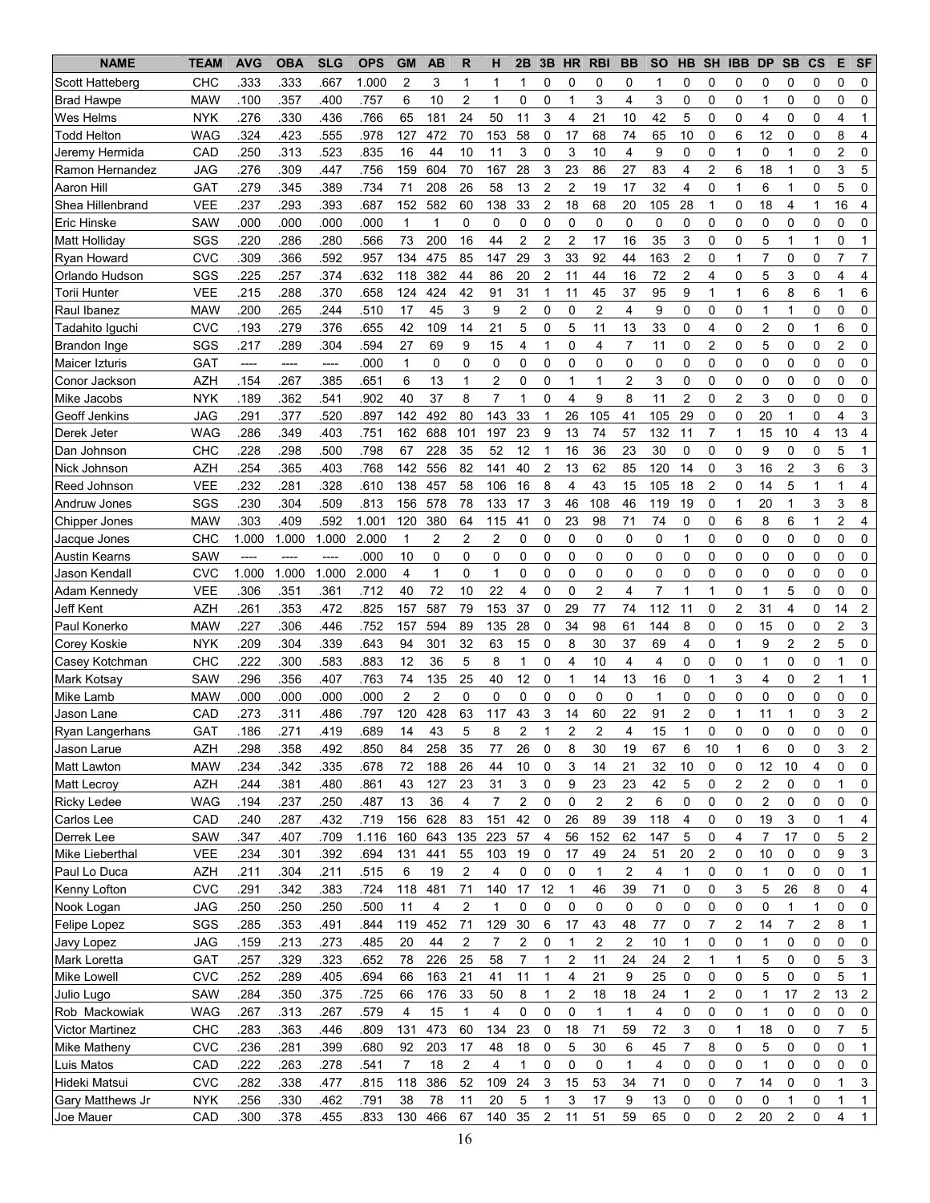| NAME | TEAM | AVG | OBA | SLG | OPS | GM | AB | R | H | 2B | 3B | HR | RBI | BB | SO | HB | SH | IBB | DP | SB | CS | E | SF |
|---|---|---|---|---|---|---|---|---|---|---|---|---|---|---|---|---|---|---|---|---|---|---|---|
| Scott Hatteberg | CHC | .333 | .333 | .667 | 1.000 | 2 | 3 | 1 | 1 | 1 | 0 | 0 | 0 | 0 | 1 | 0 | 0 | 0 | 0 | 0 | 0 | 0 | 0 |
| Brad Hawpe | MAW | .100 | .357 | .400 | .757 | 6 | 10 | 2 | 1 | 0 | 0 | 1 | 3 | 4 | 3 | 0 | 0 | 0 | 1 | 0 | 0 | 0 | 0 |
| Wes Helms | NYK | .276 | .330 | .436 | .766 | 65 | 181 | 24 | 50 | 11 | 3 | 4 | 21 | 10 | 42 | 5 | 0 | 0 | 4 | 0 | 0 | 4 | 1 |
| Todd Helton | WAG | .324 | .423 | .555 | .978 | 127 | 472 | 70 | 153 | 58 | 0 | 17 | 68 | 74 | 65 | 10 | 0 | 6 | 12 | 0 | 0 | 8 | 4 |
| Jeremy Hermida | CAD | .250 | .313 | .523 | .835 | 16 | 44 | 10 | 11 | 3 | 0 | 3 | 10 | 4 | 9 | 0 | 0 | 1 | 0 | 1 | 0 | 2 | 0 |
| Ramon Hernandez | JAG | .276 | .309 | .447 | .756 | 159 | 604 | 70 | 167 | 28 | 3 | 23 | 86 | 27 | 83 | 4 | 2 | 6 | 18 | 1 | 0 | 3 | 5 |
| Aaron Hill | GAT | .279 | .345 | .389 | .734 | 71 | 208 | 26 | 58 | 13 | 2 | 2 | 19 | 17 | 32 | 4 | 0 | 1 | 6 | 1 | 0 | 5 | 0 |
| Shea Hillenbrand | VEE | .237 | .293 | .393 | .687 | 152 | 582 | 60 | 138 | 33 | 2 | 18 | 68 | 20 | 105 | 28 | 1 | 0 | 18 | 4 | 1 | 16 | 4 |
| Eric Hinske | SAW | .000 | .000 | .000 | .000 | 1 | 1 | 0 | 0 | 0 | 0 | 0 | 0 | 0 | 0 | 0 | 0 | 0 | 0 | 0 | 0 | 0 | 0 |
| Matt Holliday | SGS | .220 | .286 | .280 | .566 | 73 | 200 | 16 | 44 | 2 | 2 | 2 | 17 | 16 | 35 | 3 | 0 | 0 | 5 | 1 | 1 | 0 | 1 |
| Ryan Howard | CVC | .309 | .366 | .592 | .957 | 134 | 475 | 85 | 147 | 29 | 3 | 33 | 92 | 44 | 163 | 2 | 0 | 1 | 7 | 0 | 0 | 7 | 7 |
| Orlando Hudson | SGS | .225 | .257 | .374 | .632 | 118 | 382 | 44 | 86 | 20 | 2 | 11 | 44 | 16 | 72 | 2 | 4 | 0 | 5 | 3 | 0 | 4 | 4 |
| Torii Hunter | VEE | .215 | .288 | .370 | .658 | 124 | 424 | 42 | 91 | 31 | 1 | 11 | 45 | 37 | 95 | 9 | 1 | 1 | 6 | 8 | 6 | 1 | 6 |
| Raul Ibanez | MAW | .200 | .265 | .244 | .510 | 17 | 45 | 3 | 9 | 2 | 0 | 0 | 2 | 4 | 9 | 0 | 0 | 0 | 1 | 1 | 0 | 0 | 0 |
| Tadahito Iguchi | CVC | .193 | .279 | .376 | .655 | 42 | 109 | 14 | 21 | 5 | 0 | 5 | 11 | 13 | 33 | 0 | 4 | 0 | 2 | 0 | 1 | 6 | 0 |
| Brandon Inge | SGS | .217 | .289 | .304 | .594 | 27 | 69 | 9 | 15 | 4 | 1 | 0 | 4 | 7 | 11 | 0 | 2 | 0 | 5 | 0 | 0 | 2 | 0 |
| Maicer Izturis | GAT | ---- | ---- | ---- | .000 | 1 | 0 | 0 | 0 | 0 | 0 | 0 | 0 | 0 | 0 | 0 | 0 | 0 | 0 | 0 | 0 | 0 | 0 |
| Conor Jackson | AZH | .154 | .267 | .385 | .651 | 6 | 13 | 1 | 2 | 0 | 0 | 1 | 1 | 2 | 3 | 0 | 0 | 0 | 0 | 0 | 0 | 0 | 0 |
| Mike Jacobs | NYK | .189 | .362 | .541 | .902 | 40 | 37 | 8 | 7 | 1 | 0 | 4 | 9 | 8 | 11 | 2 | 0 | 2 | 3 | 0 | 0 | 0 | 0 |
| Geoff Jenkins | JAG | .291 | .377 | .520 | .897 | 142 | 492 | 80 | 143 | 33 | 1 | 26 | 105 | 41 | 105 | 29 | 0 | 0 | 20 | 1 | 0 | 4 | 3 |
| Derek Jeter | WAG | .286 | .349 | .403 | .751 | 162 | 688 | 101 | 197 | 23 | 9 | 13 | 74 | 57 | 132 | 11 | 7 | 1 | 15 | 10 | 4 | 13 | 4 |
| Dan Johnson | CHC | .228 | .298 | .500 | .798 | 67 | 228 | 35 | 52 | 12 | 1 | 16 | 36 | 23 | 30 | 0 | 0 | 0 | 9 | 0 | 0 | 5 | 1 |
| Nick Johnson | AZH | .254 | .365 | .403 | .768 | 142 | 556 | 82 | 141 | 40 | 2 | 13 | 62 | 85 | 120 | 14 | 0 | 3 | 16 | 2 | 3 | 6 | 3 |
| Reed Johnson | VEE | .232 | .281 | .328 | .610 | 138 | 457 | 58 | 106 | 16 | 8 | 4 | 43 | 15 | 105 | 18 | 2 | 0 | 14 | 5 | 1 | 1 | 4 |
| Andruw Jones | SGS | .230 | .304 | .509 | .813 | 156 | 578 | 78 | 133 | 17 | 3 | 46 | 108 | 46 | 119 | 19 | 0 | 1 | 20 | 1 | 3 | 3 | 8 |
| Chipper Jones | MAW | .303 | .409 | .592 | 1.001 | 120 | 380 | 64 | 115 | 41 | 0 | 23 | 98 | 71 | 74 | 0 | 0 | 6 | 8 | 6 | 1 | 2 | 4 |
| Jacque Jones | CHC | 1.000 | 1.000 | 1.000 | 2.000 | 1 | 2 | 2 | 2 | 0 | 0 | 0 | 0 | 0 | 0 | 1 | 0 | 0 | 0 | 0 | 0 | 0 | 0 |
| Austin Kearns | SAW | ---- | ---- | ---- | .000 | 10 | 0 | 0 | 0 | 0 | 0 | 0 | 0 | 0 | 0 | 0 | 0 | 0 | 0 | 0 | 0 | 0 | 0 |
| Jason Kendall | CVC | 1.000 | 1.000 | 1.000 | 2.000 | 4 | 1 | 0 | 1 | 0 | 0 | 0 | 0 | 0 | 0 | 0 | 0 | 0 | 0 | 0 | 0 | 0 | 0 |
| Adam Kennedy | VEE | .306 | .351 | .361 | .712 | 40 | 72 | 10 | 22 | 4 | 0 | 0 | 2 | 4 | 7 | 1 | 1 | 0 | 1 | 5 | 0 | 0 | 0 |
| Jeff Kent | AZH | .261 | .353 | .472 | .825 | 157 | 587 | 79 | 153 | 37 | 0 | 29 | 77 | 74 | 112 | 11 | 0 | 2 | 31 | 4 | 0 | 14 | 2 |
| Paul Konerko | MAW | .227 | .306 | .446 | .752 | 157 | 594 | 89 | 135 | 28 | 0 | 34 | 98 | 61 | 144 | 8 | 0 | 0 | 15 | 0 | 0 | 2 | 3 |
| Corey Koskie | NYK | .209 | .304 | .339 | .643 | 94 | 301 | 32 | 63 | 15 | 0 | 8 | 30 | 37 | 69 | 4 | 0 | 1 | 9 | 2 | 2 | 5 | 0 |
| Casey Kotchman | CHC | .222 | .300 | .583 | .883 | 12 | 36 | 5 | 8 | 1 | 0 | 4 | 10 | 4 | 4 | 0 | 0 | 0 | 1 | 0 | 0 | 1 | 0 |
| Mark Kotsay | SAW | .296 | .356 | .407 | .763 | 74 | 135 | 25 | 40 | 12 | 0 | 1 | 14 | 13 | 16 | 0 | 1 | 3 | 4 | 0 | 2 | 1 | 1 |
| Mike Lamb | MAW | .000 | .000 | .000 | .000 | 2 | 2 | 0 | 0 | 0 | 0 | 0 | 0 | 0 | 1 | 0 | 0 | 0 | 0 | 0 | 0 | 0 | 0 |
| Jason Lane | CAD | .273 | .311 | .486 | .797 | 120 | 428 | 63 | 117 | 43 | 3 | 14 | 60 | 22 | 91 | 2 | 0 | 1 | 11 | 1 | 0 | 3 | 2 |
| Ryan Langerhans | GAT | .186 | .271 | .419 | .689 | 14 | 43 | 5 | 8 | 2 | 1 | 2 | 2 | 4 | 15 | 1 | 0 | 0 | 0 | 0 | 0 | 0 | 0 |
| Jason Larue | AZH | .298 | .358 | .492 | .850 | 84 | 258 | 35 | 77 | 26 | 0 | 8 | 30 | 19 | 67 | 6 | 10 | 1 | 6 | 0 | 0 | 3 | 2 |
| Matt Lawton | MAW | .234 | .342 | .335 | .678 | 72 | 188 | 26 | 44 | 10 | 0 | 3 | 14 | 21 | 32 | 10 | 0 | 0 | 12 | 10 | 4 | 0 | 0 |
| Matt Lecroy | AZH | .244 | .381 | .480 | .861 | 43 | 127 | 23 | 31 | 3 | 0 | 9 | 23 | 23 | 42 | 5 | 0 | 2 | 2 | 0 | 0 | 1 | 0 |
| Ricky Ledee | WAG | .194 | .237 | .250 | .487 | 13 | 36 | 4 | 7 | 2 | 0 | 0 | 2 | 2 | 6 | 0 | 0 | 0 | 2 | 0 | 0 | 0 | 0 |
| Carlos Lee | CAD | .240 | .287 | .432 | .719 | 156 | 628 | 83 | 151 | 42 | 0 | 26 | 89 | 39 | 118 | 4 | 0 | 0 | 19 | 3 | 0 | 1 | 4 |
| Derrek Lee | SAW | .347 | .407 | .709 | 1.116 | 160 | 643 | 135 | 223 | 57 | 4 | 56 | 152 | 62 | 147 | 5 | 0 | 4 | 7 | 17 | 0 | 5 | 2 |
| Mike Lieberthal | VEE | .234 | .301 | .392 | .694 | 131 | 441 | 55 | 103 | 19 | 0 | 17 | 49 | 24 | 51 | 20 | 2 | 0 | 10 | 0 | 0 | 9 | 3 |
| Paul Lo Duca | AZH | .211 | .304 | .211 | .515 | 6 | 19 | 2 | 4 | 0 | 0 | 0 | 1 | 2 | 4 | 1 | 0 | 0 | 1 | 0 | 0 | 0 | 1 |
| Kenny Lofton | CVC | .291 | .342 | .383 | .724 | 118 | 481 | 71 | 140 | 17 | 12 | 1 | 46 | 39 | 71 | 0 | 0 | 3 | 5 | 26 | 8 | 0 | 4 |
| Nook Logan | JAG | .250 | .250 | .250 | .500 | 11 | 4 | 2 | 1 | 0 | 0 | 0 | 0 | 0 | 0 | 0 | 0 | 0 | 0 | 1 | 1 | 0 | 0 |
| Felipe Lopez | SGS | .285 | .353 | .491 | .844 | 119 | 452 | 71 | 129 | 30 | 6 | 17 | 43 | 48 | 77 | 0 | 7 | 2 | 14 | 7 | 2 | 8 | 1 |
| Javy Lopez | JAG | .159 | .213 | .273 | .485 | 20 | 44 | 2 | 7 | 2 | 0 | 1 | 2 | 2 | 10 | 1 | 0 | 0 | 1 | 0 | 0 | 0 | 0 |
| Mark Loretta | GAT | .257 | .329 | .323 | .652 | 78 | 226 | 25 | 58 | 7 | 1 | 2 | 11 | 24 | 24 | 2 | 1 | 1 | 5 | 0 | 0 | 5 | 3 |
| Mike Lowell | CVC | .252 | .289 | .405 | .694 | 66 | 163 | 21 | 41 | 11 | 1 | 4 | 21 | 9 | 25 | 0 | 0 | 0 | 5 | 0 | 0 | 5 | 1 |
| Julio Lugo | SAW | .284 | .350 | .375 | .725 | 66 | 176 | 33 | 50 | 8 | 1 | 2 | 18 | 18 | 24 | 1 | 2 | 0 | 1 | 17 | 2 | 13 | 2 |
| Rob Mackowiak | WAG | .267 | .313 | .267 | .579 | 4 | 15 | 1 | 4 | 0 | 0 | 0 | 1 | 1 | 4 | 0 | 0 | 0 | 1 | 0 | 0 | 0 | 0 |
| Victor Martinez | CHC | .283 | .363 | .446 | .809 | 131 | 473 | 60 | 134 | 23 | 0 | 18 | 71 | 59 | 72 | 3 | 0 | 1 | 18 | 0 | 0 | 7 | 5 |
| Mike Matheny | CVC | .236 | .281 | .399 | .680 | 92 | 203 | 17 | 48 | 18 | 0 | 5 | 30 | 6 | 45 | 7 | 8 | 0 | 5 | 0 | 0 | 0 | 1 |
| Luis Matos | CAD | .222 | .263 | .278 | .541 | 7 | 18 | 2 | 4 | 1 | 0 | 0 | 0 | 1 | 4 | 0 | 0 | 0 | 1 | 0 | 0 | 0 | 0 |
| Hideki Matsui | CVC | .282 | .338 | .477 | .815 | 118 | 386 | 52 | 109 | 24 | 3 | 15 | 53 | 34 | 71 | 0 | 0 | 7 | 14 | 0 | 0 | 1 | 3 |
| Gary Matthews Jr | NYK | .256 | .330 | .462 | .791 | 38 | 78 | 11 | 20 | 5 | 1 | 3 | 17 | 9 | 13 | 0 | 0 | 0 | 0 | 1 | 0 | 1 | 1 |
| Joe Mauer | CAD | .300 | .378 | .455 | .833 | 130 | 466 | 67 | 140 | 35 | 2 | 11 | 51 | 59 | 65 | 0 | 0 | 2 | 20 | 2 | 0 | 4 | 1 |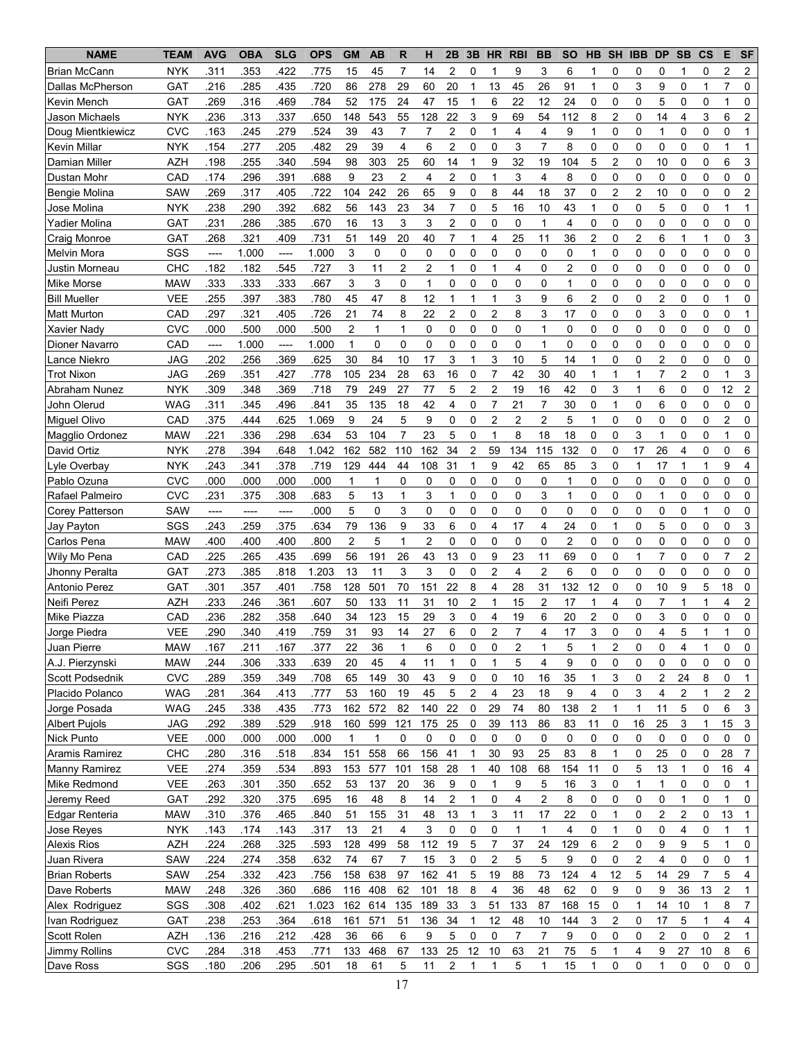| NAME | TEAM | AVG | OBA | SLG | OPS | GM | AB | R | H | 2B | 3B | HR | RBI | BB | SO | HB | SH | IBB | DP | SB | CS | E | SF |
|---|---|---|---|---|---|---|---|---|---|---|---|---|---|---|---|---|---|---|---|---|---|---|---|
| Brian McCann | NYK | .311 | .353 | .422 | .775 | 15 | 45 | 7 | 14 | 2 | 0 | 1 | 9 | 3 | 6 | 1 | 0 | 0 | 0 | 1 | 0 | 2 | 2 |
| Dallas McPherson | GAT | .216 | .285 | .435 | .720 | 86 | 278 | 29 | 60 | 20 | 1 | 13 | 45 | 26 | 91 | 1 | 0 | 3 | 9 | 0 | 1 | 7 | 0 |
| Kevin Mench | GAT | .269 | .316 | .469 | .784 | 52 | 175 | 24 | 47 | 15 | 1 | 6 | 22 | 12 | 24 | 0 | 0 | 0 | 5 | 0 | 0 | 1 | 0 |
| Jason Michaels | NYK | .236 | .313 | .337 | .650 | 148 | 543 | 55 | 128 | 22 | 3 | 9 | 69 | 54 | 112 | 8 | 2 | 0 | 14 | 4 | 3 | 6 | 2 |
| Doug Mientkiewicz | CVC | .163 | .245 | .279 | .524 | 39 | 43 | 7 | 7 | 2 | 0 | 1 | 4 | 4 | 9 | 1 | 0 | 0 | 1 | 0 | 0 | 0 | 1 |
| Kevin Millar | NYK | .154 | .277 | .205 | .482 | 29 | 39 | 4 | 6 | 2 | 0 | 0 | 3 | 7 | 8 | 0 | 0 | 0 | 0 | 0 | 0 | 1 | 1 |
| Damian Miller | AZH | .198 | .255 | .340 | .594 | 98 | 303 | 25 | 60 | 14 | 1 | 9 | 32 | 19 | 104 | 5 | 2 | 0 | 10 | 0 | 0 | 6 | 3 |
| Dustan Mohr | CAD | .174 | .296 | .391 | .688 | 9 | 23 | 2 | 4 | 2 | 0 | 1 | 3 | 4 | 8 | 0 | 0 | 0 | 0 | 0 | 0 | 0 | 0 |
| Bengie Molina | SAW | .269 | .317 | .405 | .722 | 104 | 242 | 26 | 65 | 9 | 0 | 8 | 44 | 18 | 37 | 0 | 2 | 2 | 10 | 0 | 0 | 0 | 2 |
| Jose Molina | NYK | .238 | .290 | .392 | .682 | 56 | 143 | 23 | 34 | 7 | 0 | 5 | 16 | 10 | 43 | 1 | 0 | 0 | 5 | 0 | 0 | 1 | 1 |
| Yadier Molina | GAT | .231 | .286 | .385 | .670 | 16 | 13 | 3 | 3 | 2 | 0 | 0 | 0 | 1 | 4 | 0 | 0 | 0 | 0 | 0 | 0 | 0 | 0 |
| Craig Monroe | GAT | .268 | .321 | .409 | .731 | 51 | 149 | 20 | 40 | 7 | 1 | 4 | 25 | 11 | 36 | 2 | 0 | 2 | 6 | 1 | 1 | 0 | 3 |
| Melvin Mora | SGS | ---- | 1.000 | ---- | 1.000 | 3 | 0 | 0 | 0 | 0 | 0 | 0 | 0 | 0 | 0 | 1 | 0 | 0 | 0 | 0 | 0 | 0 | 0 |
| Justin Morneau | CHC | .182 | .182 | .545 | .727 | 3 | 11 | 2 | 2 | 1 | 0 | 1 | 4 | 0 | 2 | 0 | 0 | 0 | 0 | 0 | 0 | 0 | 0 |
| Mike Morse | MAW | .333 | .333 | .333 | .667 | 3 | 3 | 0 | 1 | 0 | 0 | 0 | 0 | 0 | 1 | 0 | 0 | 0 | 0 | 0 | 0 | 0 | 0 |
| Bill Mueller | VEE | .255 | .397 | .383 | .780 | 45 | 47 | 8 | 12 | 1 | 1 | 1 | 3 | 9 | 6 | 2 | 0 | 0 | 2 | 0 | 0 | 1 | 0 |
| Matt Murton | CAD | .297 | .321 | .405 | .726 | 21 | 74 | 8 | 22 | 2 | 0 | 2 | 8 | 3 | 17 | 0 | 0 | 0 | 3 | 0 | 0 | 0 | 1 |
| Xavier Nady | CVC | .000 | .500 | .000 | .500 | 2 | 1 | 1 | 0 | 0 | 0 | 0 | 0 | 1 | 0 | 0 | 0 | 0 | 0 | 0 | 0 | 0 | 0 |
| Dioner Navarro | CAD | ---- | 1.000 | ---- | 1.000 | 1 | 0 | 0 | 0 | 0 | 0 | 0 | 0 | 1 | 0 | 0 | 0 | 0 | 0 | 0 | 0 | 0 | 0 |
| Lance Niekro | JAG | .202 | .256 | .369 | .625 | 30 | 84 | 10 | 17 | 3 | 1 | 3 | 10 | 5 | 14 | 1 | 0 | 0 | 2 | 0 | 0 | 0 | 0 |
| Trot Nixon | JAG | .269 | .351 | .427 | .778 | 105 | 234 | 28 | 63 | 16 | 0 | 7 | 42 | 30 | 40 | 1 | 1 | 1 | 7 | 2 | 0 | 1 | 3 |
| Abraham Nunez | NYK | .309 | .348 | .369 | .718 | 79 | 249 | 27 | 77 | 5 | 2 | 2 | 19 | 16 | 42 | 0 | 3 | 1 | 6 | 0 | 0 | 12 | 2 |
| John Olerud | WAG | .311 | .345 | .496 | .841 | 35 | 135 | 18 | 42 | 4 | 0 | 7 | 21 | 7 | 30 | 0 | 1 | 0 | 6 | 0 | 0 | 0 | 0 |
| Miguel Olivo | CAD | .375 | .444 | .625 | 1.069 | 9 | 24 | 5 | 9 | 0 | 0 | 2 | 2 | 2 | 5 | 1 | 0 | 0 | 0 | 0 | 0 | 2 | 0 |
| Magglio Ordonez | MAW | .221 | .336 | .298 | .634 | 53 | 104 | 7 | 23 | 5 | 0 | 1 | 8 | 18 | 18 | 0 | 0 | 3 | 1 | 0 | 0 | 1 | 0 |
| David Ortiz | NYK | .278 | .394 | .648 | 1.042 | 162 | 582 | 110 | 162 | 34 | 2 | 59 | 134 | 115 | 132 | 0 | 0 | 17 | 26 | 4 | 0 | 0 | 6 |
| Lyle Overbay | NYK | .243 | .341 | .378 | .719 | 129 | 444 | 44 | 108 | 31 | 1 | 9 | 42 | 65 | 85 | 3 | 0 | 1 | 17 | 1 | 1 | 9 | 4 |
| Pablo Ozuna | CVC | .000 | .000 | .000 | .000 | 1 | 1 | 0 | 0 | 0 | 0 | 0 | 0 | 0 | 1 | 0 | 0 | 0 | 0 | 0 | 0 | 0 | 0 |
| Rafael Palmeiro | CVC | .231 | .375 | .308 | .683 | 5 | 13 | 1 | 3 | 1 | 0 | 0 | 0 | 3 | 1 | 0 | 0 | 0 | 1 | 0 | 0 | 0 | 0 |
| Corey Patterson | SAW | ---- | ---- | ---- | .000 | 5 | 0 | 3 | 0 | 0 | 0 | 0 | 0 | 0 | 0 | 0 | 0 | 0 | 0 | 0 | 1 | 0 | 0 |
| Jay Payton | SGS | .243 | .259 | .375 | .634 | 79 | 136 | 9 | 33 | 6 | 0 | 4 | 17 | 4 | 24 | 0 | 1 | 0 | 5 | 0 | 0 | 0 | 3 |
| Carlos Pena | MAW | .400 | .400 | .400 | .800 | 2 | 5 | 1 | 2 | 0 | 0 | 0 | 0 | 0 | 2 | 0 | 0 | 0 | 0 | 0 | 0 | 0 | 0 |
| Wily Mo Pena | CAD | .225 | .265 | .435 | .699 | 56 | 191 | 26 | 43 | 13 | 0 | 9 | 23 | 11 | 69 | 0 | 0 | 1 | 7 | 0 | 0 | 7 | 2 |
| Jhonny Peralta | GAT | .273 | .385 | .818 | 1.203 | 13 | 11 | 3 | 3 | 0 | 0 | 2 | 4 | 2 | 6 | 0 | 0 | 0 | 0 | 0 | 0 | 0 | 0 |
| Antonio Perez | GAT | .301 | .357 | .401 | .758 | 128 | 501 | 70 | 151 | 22 | 8 | 4 | 28 | 31 | 132 | 12 | 0 | 0 | 10 | 9 | 5 | 18 | 0 |
| Neifi Perez | AZH | .233 | .246 | .361 | .607 | 50 | 133 | 11 | 31 | 10 | 2 | 1 | 15 | 2 | 17 | 1 | 4 | 0 | 7 | 1 | 1 | 4 | 2 |
| Mike Piazza | CAD | .236 | .282 | .358 | .640 | 34 | 123 | 15 | 29 | 3 | 0 | 4 | 19 | 6 | 20 | 2 | 0 | 0 | 3 | 0 | 0 | 0 | 0 |
| Jorge Piedra | VEE | .290 | .340 | .419 | .759 | 31 | 93 | 14 | 27 | 6 | 0 | 2 | 7 | 4 | 17 | 3 | 0 | 0 | 4 | 5 | 1 | 1 | 0 |
| Juan Pierre | MAW | .167 | .211 | .167 | .377 | 22 | 36 | 1 | 6 | 0 | 0 | 0 | 2 | 1 | 5 | 1 | 2 | 0 | 0 | 4 | 1 | 0 | 0 |
| A.J. Pierzynski | MAW | .244 | .306 | .333 | .639 | 20 | 45 | 4 | 11 | 1 | 0 | 1 | 5 | 4 | 9 | 0 | 0 | 0 | 0 | 0 | 0 | 0 | 0 |
| Scott Podsednik | CVC | .289 | .359 | .349 | .708 | 65 | 149 | 30 | 43 | 9 | 0 | 0 | 10 | 16 | 35 | 1 | 3 | 0 | 2 | 24 | 8 | 0 | 1 |
| Placido Polanco | WAG | .281 | .364 | .413 | .777 | 53 | 160 | 19 | 45 | 5 | 2 | 4 | 23 | 18 | 9 | 4 | 0 | 3 | 4 | 2 | 1 | 2 | 2 |
| Jorge Posada | WAG | .245 | .338 | .435 | .773 | 162 | 572 | 82 | 140 | 22 | 0 | 29 | 74 | 80 | 138 | 2 | 1 | 1 | 11 | 5 | 0 | 6 | 3 |
| Albert Pujols | JAG | .292 | .389 | .529 | .918 | 160 | 599 | 121 | 175 | 25 | 0 | 39 | 113 | 86 | 83 | 11 | 0 | 16 | 25 | 3 | 1 | 15 | 3 |
| Nick Punto | VEE | .000 | .000 | .000 | .000 | 1 | 1 | 0 | 0 | 0 | 0 | 0 | 0 | 0 | 0 | 0 | 0 | 0 | 0 | 0 | 0 | 0 | 0 |
| Aramis Ramirez | CHC | .280 | .316 | .518 | .834 | 151 | 558 | 66 | 156 | 41 | 1 | 30 | 93 | 25 | 83 | 8 | 1 | 0 | 25 | 0 | 0 | 28 | 7 |
| Manny Ramirez | VEE | .274 | .359 | .534 | .893 | 153 | 577 | 101 | 158 | 28 | 1 | 40 | 108 | 68 | 154 | 11 | 0 | 5 | 13 | 1 | 0 | 16 | 4 |
| Mike Redmond | VEE | .263 | .301 | .350 | .652 | 53 | 137 | 20 | 36 | 9 | 0 | 1 | 9 | 5 | 16 | 3 | 0 | 1 | 1 | 0 | 0 | 0 | 1 |
| Jeremy Reed | GAT | .292 | .320 | .375 | .695 | 16 | 48 | 8 | 14 | 2 | 1 | 0 | 4 | 2 | 8 | 0 | 0 | 0 | 0 | 1 | 0 | 1 | 0 |
| Edgar Renteria | MAW | .310 | .376 | .465 | .840 | 51 | 155 | 31 | 48 | 13 | 1 | 3 | 11 | 17 | 22 | 0 | 1 | 0 | 2 | 2 | 0 | 13 | 1 |
| Jose Reyes | NYK | .143 | .174 | .143 | .317 | 13 | 21 | 4 | 3 | 0 | 0 | 0 | 1 | 1 | 4 | 0 | 1 | 0 | 0 | 4 | 0 | 1 | 1 |
| Alexis Rios | AZH | .224 | .268 | .325 | .593 | 128 | 499 | 58 | 112 | 19 | 5 | 7 | 37 | 24 | 129 | 6 | 2 | 0 | 9 | 9 | 5 | 1 | 0 |
| Juan Rivera | SAW | .224 | .274 | .358 | .632 | 74 | 67 | 7 | 15 | 3 | 0 | 2 | 5 | 5 | 9 | 0 | 0 | 2 | 4 | 0 | 0 | 0 | 1 |
| Brian Roberts | SAW | .254 | .332 | .423 | .756 | 158 | 638 | 97 | 162 | 41 | 5 | 19 | 88 | 73 | 124 | 4 | 12 | 5 | 14 | 29 | 7 | 5 | 4 |
| Dave Roberts | MAW | .248 | .326 | .360 | .686 | 116 | 408 | 62 | 101 | 18 | 8 | 4 | 36 | 48 | 62 | 0 | 9 | 0 | 9 | 36 | 13 | 2 | 1 |
| Alex Rodriguez | SGS | .308 | .402 | .621 | 1.023 | 162 | 614 | 135 | 189 | 33 | 3 | 51 | 133 | 87 | 168 | 15 | 0 | 1 | 14 | 10 | 1 | 8 | 7 |
| Ivan Rodriguez | GAT | .238 | .253 | .364 | .618 | 161 | 571 | 51 | 136 | 34 | 1 | 12 | 48 | 10 | 144 | 3 | 2 | 0 | 17 | 5 | 1 | 4 | 4 |
| Scott Rolen | AZH | .136 | .216 | .212 | .428 | 36 | 66 | 6 | 9 | 5 | 0 | 0 | 7 | 7 | 9 | 0 | 0 | 0 | 2 | 0 | 0 | 2 | 1 |
| Jimmy Rollins | CVC | .284 | .318 | .453 | .771 | 133 | 468 | 67 | 133 | 25 | 12 | 10 | 63 | 21 | 75 | 5 | 1 | 4 | 9 | 27 | 10 | 8 | 6 |
| Dave Ross | SGS | .180 | .206 | .295 | .501 | 18 | 61 | 5 | 11 | 2 | 1 | 1 | 5 | 1 | 15 | 1 | 0 | 0 | 1 | 0 | 0 | 0 | 0 |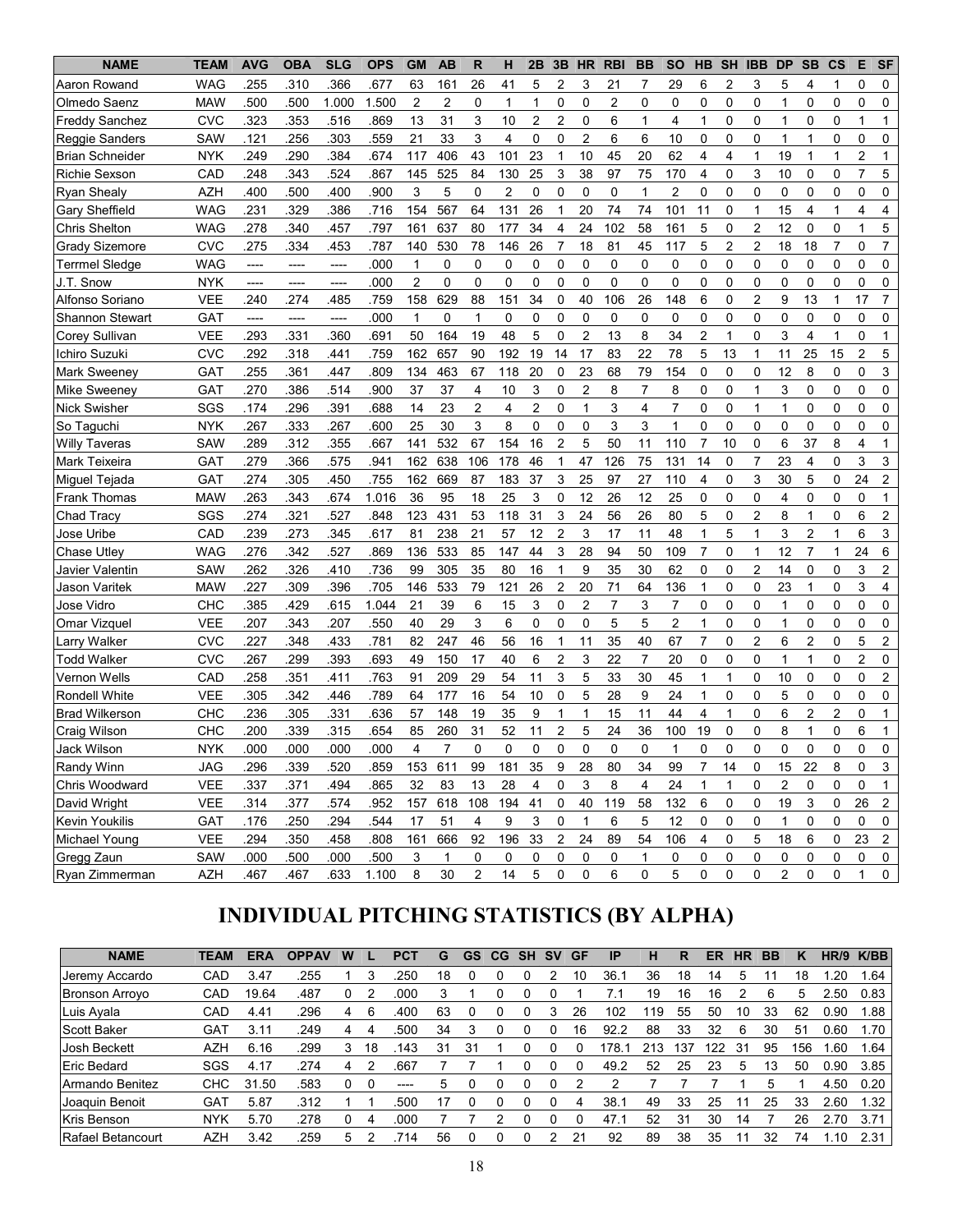| NAME | TEAM | AVG | OBA | SLG | OPS | GM | AB | R | H | 2B | 3B | HR | RBI | BB | SO | HB | SH | IBB | DP | SB | CS | E | SF |
|---|---|---|---|---|---|---|---|---|---|---|---|---|---|---|---|---|---|---|---|---|---|---|---|
| Aaron Rowand | WAG | .255 | .310 | .366 | .677 | 63 | 161 | 26 | 41 | 5 | 2 | 3 | 21 | 7 | 29 | 6 | 2 | 3 | 5 | 4 | 1 | 0 | 0 |
| Olmedo Saenz | MAW | .500 | .500 | 1.000 | 1.500 | 2 | 2 | 0 | 1 | 1 | 0 | 0 | 2 | 0 | 0 | 0 | 0 | 0 | 1 | 0 | 0 | 0 | 0 |
| Freddy Sanchez | CVC | .323 | .353 | .516 | .869 | 13 | 31 | 3 | 10 | 2 | 2 | 0 | 6 | 1 | 4 | 1 | 0 | 0 | 1 | 0 | 0 | 1 | 1 |
| Reggie Sanders | SAW | .121 | .256 | .303 | .559 | 21 | 33 | 3 | 4 | 0 | 0 | 2 | 6 | 6 | 10 | 0 | 0 | 0 | 1 | 1 | 0 | 0 | 0 |
| Brian Schneider | NYK | .249 | .290 | .384 | .674 | 117 | 406 | 43 | 101 | 23 | 1 | 10 | 45 | 20 | 62 | 4 | 4 | 1 | 19 | 1 | 1 | 2 | 1 |
| Richie Sexson | CAD | .248 | .343 | .524 | .867 | 145 | 525 | 84 | 130 | 25 | 3 | 38 | 97 | 75 | 170 | 4 | 0 | 3 | 10 | 0 | 0 | 7 | 5 |
| Ryan Shealy | AZH | .400 | .500 | .400 | .900 | 3 | 5 | 0 | 2 | 0 | 0 | 0 | 0 | 1 | 2 | 0 | 0 | 0 | 0 | 0 | 0 | 0 | 0 |
| Gary Sheffield | WAG | .231 | .329 | .386 | .716 | 154 | 567 | 64 | 131 | 26 | 1 | 20 | 74 | 74 | 101 | 11 | 0 | 1 | 15 | 4 | 1 | 4 | 4 |
| Chris Shelton | WAG | .278 | .340 | .457 | .797 | 161 | 637 | 80 | 177 | 34 | 4 | 24 | 102 | 58 | 161 | 5 | 0 | 2 | 12 | 0 | 0 | 1 | 5 |
| Grady Sizemore | CVC | .275 | .334 | .453 | .787 | 140 | 530 | 78 | 146 | 26 | 7 | 18 | 81 | 45 | 117 | 5 | 2 | 2 | 18 | 18 | 7 | 0 | 7 |
| Terrmel Sledge | WAG | ---- | ---- | ---- | .000 | 1 | 0 | 0 | 0 | 0 | 0 | 0 | 0 | 0 | 0 | 0 | 0 | 0 | 0 | 0 | 0 | 0 | 0 |
| J.T. Snow | NYK | ---- | ---- | ---- | .000 | 2 | 0 | 0 | 0 | 0 | 0 | 0 | 0 | 0 | 0 | 0 | 0 | 0 | 0 | 0 | 0 | 0 | 0 |
| Alfonso Soriano | VEE | .240 | .274 | .485 | .759 | 158 | 629 | 88 | 151 | 34 | 0 | 40 | 106 | 26 | 148 | 6 | 0 | 2 | 9 | 13 | 1 | 17 | 7 |
| Shannon Stewart | GAT | ---- | ---- | ---- | .000 | 1 | 0 | 1 | 0 | 0 | 0 | 0 | 0 | 0 | 0 | 0 | 0 | 0 | 0 | 0 | 0 | 0 | 0 |
| Corey Sullivan | VEE | .293 | .331 | .360 | .691 | 50 | 164 | 19 | 48 | 5 | 0 | 2 | 13 | 8 | 34 | 2 | 1 | 0 | 3 | 4 | 1 | 0 | 1 |
| Ichiro Suzuki | CVC | .292 | .318 | .441 | .759 | 162 | 657 | 90 | 192 | 19 | 14 | 17 | 83 | 22 | 78 | 5 | 13 | 1 | 11 | 25 | 15 | 2 | 5 |
| Mark Sweeney | GAT | .255 | .361 | .447 | .809 | 134 | 463 | 67 | 118 | 20 | 0 | 23 | 68 | 79 | 154 | 0 | 0 | 0 | 12 | 8 | 0 | 0 | 3 |
| Mike Sweeney | GAT | .270 | .386 | .514 | .900 | 37 | 37 | 4 | 10 | 3 | 0 | 2 | 8 | 7 | 8 | 0 | 0 | 1 | 3 | 0 | 0 | 0 | 0 |
| Nick Swisher | SGS | .174 | .296 | .391 | .688 | 14 | 23 | 2 | 4 | 2 | 0 | 1 | 3 | 4 | 7 | 0 | 0 | 1 | 1 | 0 | 0 | 0 | 0 |
| So Taguchi | NYK | .267 | .333 | .267 | .600 | 25 | 30 | 3 | 8 | 0 | 0 | 0 | 3 | 3 | 1 | 0 | 0 | 0 | 0 | 0 | 0 | 0 | 0 |
| Willy Taveras | SAW | .289 | .312 | .355 | .667 | 141 | 532 | 67 | 154 | 16 | 2 | 5 | 50 | 11 | 110 | 7 | 10 | 0 | 6 | 37 | 8 | 4 | 1 |
| Mark Teixeira | GAT | .279 | .366 | .575 | .941 | 162 | 638 | 106 | 178 | 46 | 1 | 47 | 126 | 75 | 131 | 14 | 0 | 7 | 23 | 4 | 0 | 3 | 3 |
| Miguel Tejada | GAT | .274 | .305 | .450 | .755 | 162 | 669 | 87 | 183 | 37 | 3 | 25 | 97 | 27 | 110 | 4 | 0 | 3 | 30 | 5 | 0 | 24 | 2 |
| Frank Thomas | MAW | .263 | .343 | .674 | 1.016 | 36 | 95 | 18 | 25 | 3 | 0 | 12 | 26 | 12 | 25 | 0 | 0 | 0 | 4 | 0 | 0 | 0 | 1 |
| Chad Tracy | SGS | .274 | .321 | .527 | .848 | 123 | 431 | 53 | 118 | 31 | 3 | 24 | 56 | 26 | 80 | 5 | 0 | 2 | 8 | 1 | 0 | 6 | 2 |
| Jose Uribe | CAD | .239 | .273 | .345 | .617 | 81 | 238 | 21 | 57 | 12 | 2 | 3 | 17 | 11 | 48 | 1 | 5 | 1 | 3 | 2 | 1 | 6 | 3 |
| Chase Utley | WAG | .276 | .342 | .527 | .869 | 136 | 533 | 85 | 147 | 44 | 3 | 28 | 94 | 50 | 109 | 7 | 0 | 1 | 12 | 7 | 1 | 24 | 6 |
| Javier Valentin | SAW | .262 | .326 | .410 | .736 | 99 | 305 | 35 | 80 | 16 | 1 | 9 | 35 | 30 | 62 | 0 | 0 | 2 | 14 | 0 | 0 | 3 | 2 |
| Jason Varitek | MAW | .227 | .309 | .396 | .705 | 146 | 533 | 79 | 121 | 26 | 2 | 20 | 71 | 64 | 136 | 1 | 0 | 0 | 23 | 1 | 0 | 3 | 4 |
| Jose Vidro | CHC | .385 | .429 | .615 | 1.044 | 21 | 39 | 6 | 15 | 3 | 0 | 2 | 7 | 3 | 7 | 0 | 0 | 0 | 1 | 0 | 0 | 0 | 0 |
| Omar Vizquel | VEE | .207 | .343 | .207 | .550 | 40 | 29 | 3 | 6 | 0 | 0 | 0 | 5 | 5 | 2 | 1 | 0 | 0 | 1 | 0 | 0 | 0 | 0 |
| Larry Walker | CVC | .227 | .348 | .433 | .781 | 82 | 247 | 46 | 56 | 16 | 1 | 11 | 35 | 40 | 67 | 7 | 0 | 2 | 6 | 2 | 0 | 5 | 2 |
| Todd Walker | CVC | .267 | .299 | .393 | .693 | 49 | 150 | 17 | 40 | 6 | 2 | 3 | 22 | 7 | 20 | 0 | 0 | 0 | 1 | 1 | 0 | 2 | 0 |
| Vernon Wells | CAD | .258 | .351 | .411 | .763 | 91 | 209 | 29 | 54 | 11 | 3 | 5 | 33 | 30 | 45 | 1 | 1 | 0 | 10 | 0 | 0 | 0 | 2 |
| Rondell White | VEE | .305 | .342 | .446 | .789 | 64 | 177 | 16 | 54 | 10 | 0 | 5 | 28 | 9 | 24 | 1 | 0 | 0 | 5 | 0 | 0 | 0 | 0 |
| Brad Wilkerson | CHC | .236 | .305 | .331 | .636 | 57 | 148 | 19 | 35 | 9 | 1 | 1 | 15 | 11 | 44 | 4 | 1 | 0 | 6 | 2 | 2 | 0 | 1 |
| Craig Wilson | CHC | .200 | .339 | .315 | .654 | 85 | 260 | 31 | 52 | 11 | 2 | 5 | 24 | 36 | 100 | 19 | 0 | 0 | 8 | 1 | 0 | 6 | 1 |
| Jack Wilson | NYK | .000 | .000 | .000 | .000 | 4 | 7 | 0 | 0 | 0 | 0 | 0 | 0 | 0 | 1 | 0 | 0 | 0 | 0 | 0 | 0 | 0 | 0 |
| Randy Winn | JAG | .296 | .339 | .520 | .859 | 153 | 611 | 99 | 181 | 35 | 9 | 28 | 80 | 34 | 99 | 7 | 14 | 0 | 15 | 22 | 8 | 0 | 3 |
| Chris Woodward | VEE | .337 | .371 | .494 | .865 | 32 | 83 | 13 | 28 | 4 | 0 | 3 | 8 | 4 | 24 | 1 | 1 | 0 | 2 | 0 | 0 | 0 | 1 |
| David Wright | VEE | .314 | .377 | .574 | .952 | 157 | 618 | 108 | 194 | 41 | 0 | 40 | 119 | 58 | 132 | 6 | 0 | 0 | 19 | 3 | 0 | 26 | 2 |
| Kevin Youkilis | GAT | .176 | .250 | .294 | .544 | 17 | 51 | 4 | 9 | 3 | 0 | 1 | 6 | 5 | 12 | 0 | 0 | 0 | 1 | 0 | 0 | 0 | 0 |
| Michael Young | VEE | .294 | .350 | .458 | .808 | 161 | 666 | 92 | 196 | 33 | 2 | 24 | 89 | 54 | 106 | 4 | 0 | 5 | 18 | 6 | 0 | 23 | 2 |
| Gregg Zaun | SAW | .000 | .500 | .000 | .500 | 3 | 1 | 0 | 0 | 0 | 0 | 0 | 0 | 1 | 0 | 0 | 0 | 0 | 0 | 0 | 0 | 0 | 0 |
| Ryan Zimmerman | AZH | .467 | .467 | .633 | 1.100 | 8 | 30 | 2 | 14 | 5 | 0 | 0 | 6 | 0 | 5 | 0 | 0 | 0 | 2 | 0 | 0 | 1 | 0 |

# INDIVIDUAL PITCHING STATISTICS (BY ALPHA)

| NAME | TEAM | ERA | OPPAV | W | L | PCT | G | GS | CG | SH | SV | GF | IP | H | R | ER | HR | BB | K | HR/9 | K/BB |
|---|---|---|---|---|---|---|---|---|---|---|---|---|---|---|---|---|---|---|---|---|---|
| Jeremy Accardo | CAD | 3.47 | .255 | 1 | 3 | .250 | 18 | 0 | 0 | 0 | 2 | 10 | 36.1 | 36 | 18 | 14 | 5 | 11 | 18 | 1.20 | 1.64 |
| Bronson Arroyo | CAD | 19.64 | .487 | 0 | 2 | .000 | 3 | 1 | 0 | 0 | 0 | 1 | 7.1 | 19 | 16 | 16 | 2 | 6 | 5 | 2.50 | 0.83 |
| Luis Ayala | CAD | 4.41 | .296 | 4 | 6 | .400 | 63 | 0 | 0 | 0 | 3 | 26 | 102 | 119 | 55 | 50 | 10 | 33 | 62 | 0.90 | 1.88 |
| Scott Baker | GAT | 3.11 | .249 | 4 | 4 | .500 | 34 | 3 | 0 | 0 | 0 | 16 | 92.2 | 88 | 33 | 32 | 6 | 30 | 51 | 0.60 | 1.70 |
| Josh Beckett | AZH | 6.16 | .299 | 3 | 18 | .143 | 31 | 31 | 1 | 0 | 0 | 0 | 178.1 | 213 | 137 | 122 | 31 | 95 | 156 | 1.60 | 1.64 |
| Eric Bedard | SGS | 4.17 | .274 | 4 | 2 | .667 | 7 | 7 | 1 | 0 | 0 | 0 | 49.2 | 52 | 25 | 23 | 5 | 13 | 50 | 0.90 | 3.85 |
| Armando Benitez | CHC | 31.50 | .583 | 0 | 0 | ---- | 5 | 0 | 0 | 0 | 0 | 2 | 2 | 7 | 7 | 7 | 1 | 5 | 1 | 4.50 | 0.20 |
| Joaquin Benoit | GAT | 5.87 | .312 | 1 | 1 | .500 | 17 | 0 | 0 | 0 | 0 | 4 | 38.1 | 49 | 33 | 25 | 11 | 25 | 33 | 2.60 | 1.32 |
| Kris Benson | NYK | 5.70 | .278 | 0 | 4 | .000 | 7 | 7 | 2 | 0 | 0 | 0 | 47.1 | 52 | 31 | 30 | 14 | 7 | 26 | 2.70 | 3.71 |
| Rafael Betancourt | AZH | 3.42 | .259 | 5 | 2 | .714 | 56 | 0 | 0 | 0 | 2 | 21 | 92 | 89 | 38 | 35 | 11 | 32 | 74 | 1.10 | 2.31 |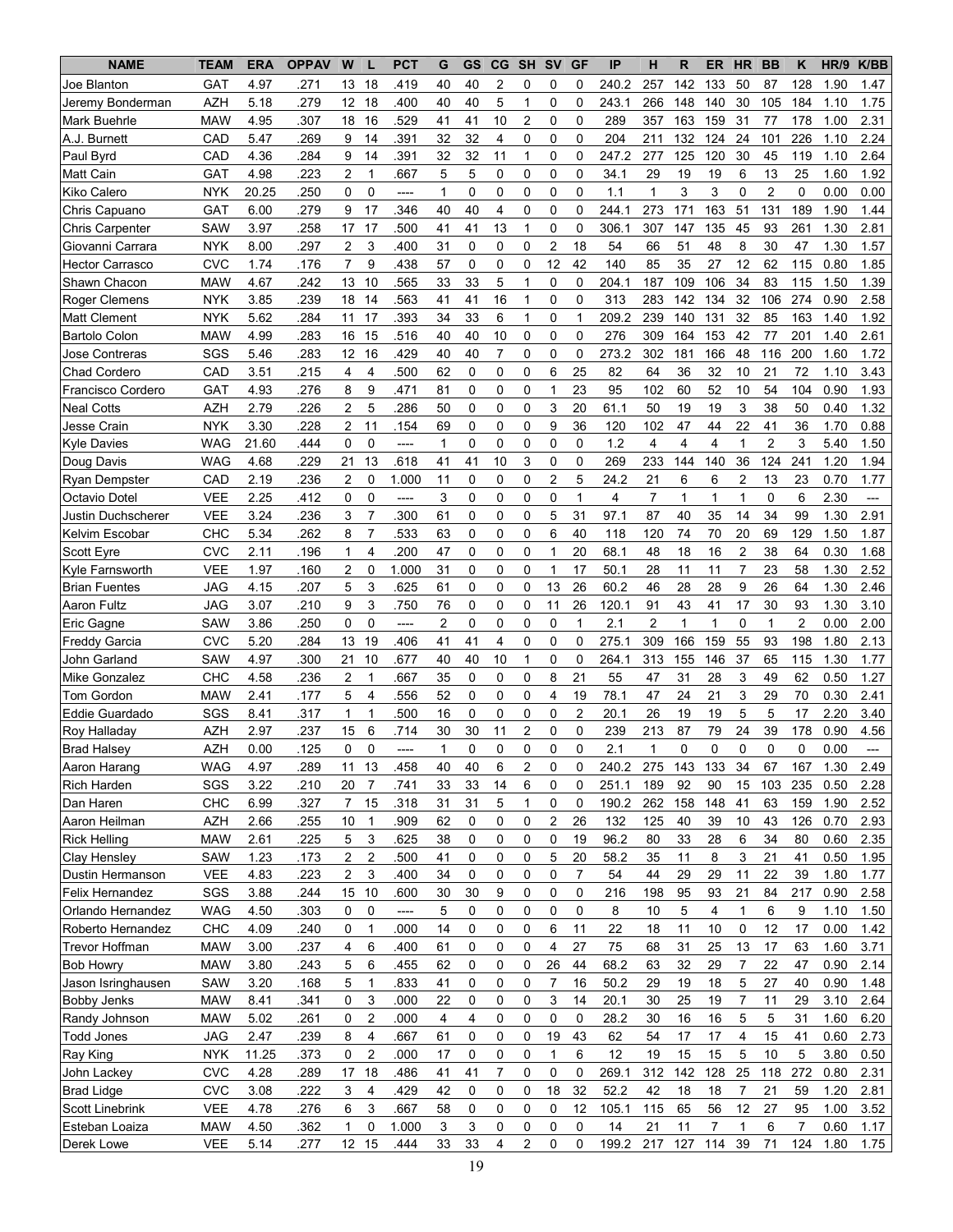| NAME | TEAM | ERA | OPPAV | W | L | PCT | G | GS | CG | SH | SV | GF | IP | H | R | ER | HR | BB | K | HR/9 | K/BB |
|---|---|---|---|---|---|---|---|---|---|---|---|---|---|---|---|---|---|---|---|---|---|
| Joe Blanton | GAT | 4.97 | .271 | 13 | 18 | .419 | 40 | 40 | 2 | 0 | 0 | 0 | 240.2 | 257 | 142 | 133 | 50 | 87 | 128 | 1.90 | 1.47 |
| Jeremy Bonderman | AZH | 5.18 | .279 | 12 | 18 | .400 | 40 | 40 | 5 | 1 | 0 | 0 | 243.1 | 266 | 148 | 140 | 30 | 105 | 184 | 1.10 | 1.75 |
| Mark Buehrle | MAW | 4.95 | .307 | 18 | 16 | .529 | 41 | 41 | 10 | 2 | 0 | 0 | 289 | 357 | 163 | 159 | 31 | 77 | 178 | 1.00 | 2.31 |
| A.J. Burnett | CAD | 5.47 | .269 | 9 | 14 | .391 | 32 | 32 | 4 | 0 | 0 | 0 | 204 | 211 | 132 | 124 | 24 | 101 | 226 | 1.10 | 2.24 |
| Paul Byrd | CAD | 4.36 | .284 | 9 | 14 | .391 | 32 | 32 | 11 | 1 | 0 | 0 | 247.2 | 277 | 125 | 120 | 30 | 45 | 119 | 1.10 | 2.64 |
| Matt Cain | GAT | 4.98 | .223 | 2 | 1 | .667 | 5 | 5 | 0 | 0 | 0 | 0 | 34.1 | 29 | 19 | 19 | 6 | 13 | 25 | 1.60 | 1.92 |
| Kiko Calero | NYK | 20.25 | .250 | 0 | 0 | ---- | 1 | 0 | 0 | 0 | 0 | 0 | 1.1 | 1 | 3 | 3 | 0 | 2 | 0 | 0.00 | 0.00 |
| Chris Capuano | GAT | 6.00 | .279 | 9 | 17 | .346 | 40 | 40 | 4 | 0 | 0 | 0 | 244.1 | 273 | 171 | 163 | 51 | 131 | 189 | 1.90 | 1.44 |
| Chris Carpenter | SAW | 3.97 | .258 | 17 | 17 | .500 | 41 | 41 | 13 | 1 | 0 | 0 | 306.1 | 307 | 147 | 135 | 45 | 93 | 261 | 1.30 | 2.81 |
| Giovanni Carrara | NYK | 8.00 | .297 | 2 | 3 | .400 | 31 | 0 | 0 | 0 | 2 | 18 | 54 | 66 | 51 | 48 | 8 | 30 | 47 | 1.30 | 1.57 |
| Hector Carrasco | CVC | 1.74 | .176 | 7 | 9 | .438 | 57 | 0 | 0 | 0 | 12 | 42 | 140 | 85 | 35 | 27 | 12 | 62 | 115 | 0.80 | 1.85 |
| Shawn Chacon | MAW | 4.67 | .242 | 13 | 10 | .565 | 33 | 33 | 5 | 1 | 0 | 0 | 204.1 | 187 | 109 | 106 | 34 | 83 | 115 | 1.50 | 1.39 |
| Roger Clemens | NYK | 3.85 | .239 | 18 | 14 | .563 | 41 | 41 | 16 | 1 | 0 | 0 | 313 | 283 | 142 | 134 | 32 | 106 | 274 | 0.90 | 2.58 |
| Matt Clement | NYK | 5.62 | .284 | 11 | 17 | .393 | 34 | 33 | 6 | 1 | 0 | 1 | 209.2 | 239 | 140 | 131 | 32 | 85 | 163 | 1.40 | 1.92 |
| Bartolo Colon | MAW | 4.99 | .283 | 16 | 15 | .516 | 40 | 40 | 10 | 0 | 0 | 0 | 276 | 309 | 164 | 153 | 42 | 77 | 201 | 1.40 | 2.61 |
| Jose Contreras | SGS | 5.46 | .283 | 12 | 16 | .429 | 40 | 40 | 7 | 0 | 0 | 0 | 273.2 | 302 | 181 | 166 | 48 | 116 | 200 | 1.60 | 1.72 |
| Chad Cordero | CAD | 3.51 | .215 | 4 | 4 | .500 | 62 | 0 | 0 | 0 | 6 | 25 | 82 | 64 | 36 | 32 | 10 | 21 | 72 | 1.10 | 3.43 |
| Francisco Cordero | GAT | 4.93 | .276 | 8 | 9 | .471 | 81 | 0 | 0 | 0 | 1 | 23 | 95 | 102 | 60 | 52 | 10 | 54 | 104 | 0.90 | 1.93 |
| Neal Cotts | AZH | 2.79 | .226 | 2 | 5 | .286 | 50 | 0 | 0 | 0 | 3 | 20 | 61.1 | 50 | 19 | 19 | 3 | 38 | 50 | 0.40 | 1.32 |
| Jesse Crain | NYK | 3.30 | .228 | 2 | 11 | .154 | 69 | 0 | 0 | 0 | 9 | 36 | 120 | 102 | 47 | 44 | 22 | 41 | 36 | 1.70 | 0.88 |
| Kyle Davies | WAG | 21.60 | .444 | 0 | 0 | ---- | 1 | 0 | 0 | 0 | 0 | 0 | 1.2 | 4 | 4 | 4 | 1 | 2 | 3 | 5.40 | 1.50 |
| Doug Davis | WAG | 4.68 | .229 | 21 | 13 | .618 | 41 | 41 | 10 | 3 | 0 | 0 | 269 | 233 | 144 | 140 | 36 | 124 | 241 | 1.20 | 1.94 |
| Ryan Dempster | CAD | 2.19 | .236 | 2 | 0 | 1.000 | 11 | 0 | 0 | 0 | 2 | 5 | 24.2 | 21 | 6 | 6 | 2 | 13 | 23 | 0.70 | 1.77 |
| Octavio Dotel | VEE | 2.25 | .412 | 0 | 0 | ---- | 3 | 0 | 0 | 0 | 0 | 1 | 4 | 7 | 1 | 1 | 1 | 0 | 6 | 2.30 | --- |
| Justin Duchscherer | VEE | 3.24 | .236 | 3 | 7 | .300 | 61 | 0 | 0 | 0 | 5 | 31 | 97.1 | 87 | 40 | 35 | 14 | 34 | 99 | 1.30 | 2.91 |
| Kelvim Escobar | CHC | 5.34 | .262 | 8 | 7 | .533 | 63 | 0 | 0 | 0 | 6 | 40 | 118 | 120 | 74 | 70 | 20 | 69 | 129 | 1.50 | 1.87 |
| Scott Eyre | CVC | 2.11 | .196 | 1 | 4 | .200 | 47 | 0 | 0 | 0 | 1 | 20 | 68.1 | 48 | 18 | 16 | 2 | 38 | 64 | 0.30 | 1.68 |
| Kyle Farnsworth | VEE | 1.97 | .160 | 2 | 0 | 1.000 | 31 | 0 | 0 | 0 | 1 | 17 | 50.1 | 28 | 11 | 11 | 7 | 23 | 58 | 1.30 | 2.52 |
| Brian Fuentes | JAG | 4.15 | .207 | 5 | 3 | .625 | 61 | 0 | 0 | 0 | 13 | 26 | 60.2 | 46 | 28 | 28 | 9 | 26 | 64 | 1.30 | 2.46 |
| Aaron Fultz | JAG | 3.07 | .210 | 9 | 3 | .750 | 76 | 0 | 0 | 0 | 11 | 26 | 120.1 | 91 | 43 | 41 | 17 | 30 | 93 | 1.30 | 3.10 |
| Eric Gagne | SAW | 3.86 | .250 | 0 | 0 | ---- | 2 | 0 | 0 | 0 | 0 | 1 | 2.1 | 2 | 1 | 1 | 0 | 1 | 2 | 0.00 | 2.00 |
| Freddy Garcia | CVC | 5.20 | .284 | 13 | 19 | .406 | 41 | 41 | 4 | 0 | 0 | 0 | 275.1 | 309 | 166 | 159 | 55 | 93 | 198 | 1.80 | 2.13 |
| John Garland | SAW | 4.97 | .300 | 21 | 10 | .677 | 40 | 40 | 10 | 1 | 0 | 0 | 264.1 | 313 | 155 | 146 | 37 | 65 | 115 | 1.30 | 1.77 |
| Mike Gonzalez | CHC | 4.58 | .236 | 2 | 1 | .667 | 35 | 0 | 0 | 0 | 8 | 21 | 55 | 47 | 31 | 28 | 3 | 49 | 62 | 0.50 | 1.27 |
| Tom Gordon | MAW | 2.41 | .177 | 5 | 4 | .556 | 52 | 0 | 0 | 0 | 4 | 19 | 78.1 | 47 | 24 | 21 | 3 | 29 | 70 | 0.30 | 2.41 |
| Eddie Guardado | SGS | 8.41 | .317 | 1 | 1 | .500 | 16 | 0 | 0 | 0 | 0 | 2 | 20.1 | 26 | 19 | 19 | 5 | 5 | 17 | 2.20 | 3.40 |
| Roy Halladay | AZH | 2.97 | .237 | 15 | 6 | .714 | 30 | 30 | 11 | 2 | 0 | 0 | 239 | 213 | 87 | 79 | 24 | 39 | 178 | 0.90 | 4.56 |
| Brad Halsey | AZH | 0.00 | .125 | 0 | 0 | ---- | 1 | 0 | 0 | 0 | 0 | 0 | 2.1 | 1 | 0 | 0 | 0 | 0 | 0 | 0.00 | --- |
| Aaron Harang | WAG | 4.97 | .289 | 11 | 13 | .458 | 40 | 40 | 6 | 2 | 0 | 0 | 240.2 | 275 | 143 | 133 | 34 | 67 | 167 | 1.30 | 2.49 |
| Rich Harden | SGS | 3.22 | .210 | 20 | 7 | .741 | 33 | 33 | 14 | 6 | 0 | 0 | 251.1 | 189 | 92 | 90 | 15 | 103 | 235 | 0.50 | 2.28 |
| Dan Haren | CHC | 6.99 | .327 | 7 | 15 | .318 | 31 | 31 | 5 | 1 | 0 | 0 | 190.2 | 262 | 158 | 148 | 41 | 63 | 159 | 1.90 | 2.52 |
| Aaron Heilman | AZH | 2.66 | .255 | 10 | 1 | .909 | 62 | 0 | 0 | 0 | 2 | 26 | 132 | 125 | 40 | 39 | 10 | 43 | 126 | 0.70 | 2.93 |
| Rick Helling | MAW | 2.61 | .225 | 5 | 3 | .625 | 38 | 0 | 0 | 0 | 0 | 19 | 96.2 | 80 | 33 | 28 | 6 | 34 | 80 | 0.60 | 2.35 |
| Clay Hensley | SAW | 1.23 | .173 | 2 | 2 | .500 | 41 | 0 | 0 | 0 | 5 | 20 | 58.2 | 35 | 11 | 8 | 3 | 21 | 41 | 0.50 | 1.95 |
| Dustin Hermanson | VEE | 4.83 | .223 | 2 | 3 | .400 | 34 | 0 | 0 | 0 | 0 | 7 | 54 | 44 | 29 | 29 | 11 | 22 | 39 | 1.80 | 1.77 |
| Felix Hernandez | SGS | 3.88 | .244 | 15 | 10 | .600 | 30 | 30 | 9 | 0 | 0 | 0 | 216 | 198 | 95 | 93 | 21 | 84 | 217 | 0.90 | 2.58 |
| Orlando Hernandez | WAG | 4.50 | .303 | 0 | 0 | ---- | 5 | 0 | 0 | 0 | 0 | 0 | 8 | 10 | 5 | 4 | 1 | 6 | 9 | 1.10 | 1.50 |
| Roberto Hernandez | CHC | 4.09 | .240 | 0 | 1 | .000 | 14 | 0 | 0 | 0 | 6 | 11 | 22 | 18 | 11 | 10 | 0 | 12 | 17 | 0.00 | 1.42 |
| Trevor Hoffman | MAW | 3.00 | .237 | 4 | 6 | .400 | 61 | 0 | 0 | 0 | 4 | 27 | 75 | 68 | 31 | 25 | 13 | 17 | 63 | 1.60 | 3.71 |
| Bob Howry | MAW | 3.80 | .243 | 5 | 6 | .455 | 62 | 0 | 0 | 0 | 26 | 44 | 68.2 | 63 | 32 | 29 | 7 | 22 | 47 | 0.90 | 2.14 |
| Jason Isringhausen | SAW | 3.20 | .168 | 5 | 1 | .833 | 41 | 0 | 0 | 0 | 7 | 16 | 50.2 | 29 | 19 | 18 | 5 | 27 | 40 | 0.90 | 1.48 |
| Bobby Jenks | MAW | 8.41 | .341 | 0 | 3 | .000 | 22 | 0 | 0 | 0 | 3 | 14 | 20.1 | 30 | 25 | 19 | 7 | 11 | 29 | 3.10 | 2.64 |
| Randy Johnson | MAW | 5.02 | .261 | 0 | 2 | .000 | 4 | 4 | 0 | 0 | 0 | 0 | 28.2 | 30 | 16 | 16 | 5 | 5 | 31 | 1.60 | 6.20 |
| Todd Jones | JAG | 2.47 | .239 | 8 | 4 | .667 | 61 | 0 | 0 | 0 | 19 | 43 | 62 | 54 | 17 | 17 | 4 | 15 | 41 | 0.60 | 2.73 |
| Ray King | NYK | 11.25 | .373 | 0 | 2 | .000 | 17 | 0 | 0 | 0 | 1 | 6 | 12 | 19 | 15 | 15 | 5 | 10 | 5 | 3.80 | 0.50 |
| John Lackey | CVC | 4.28 | .289 | 17 | 18 | .486 | 41 | 41 | 7 | 0 | 0 | 0 | 269.1 | 312 | 142 | 128 | 25 | 118 | 272 | 0.80 | 2.31 |
| Brad Lidge | CVC | 3.08 | .222 | 3 | 4 | .429 | 42 | 0 | 0 | 0 | 18 | 32 | 52.2 | 42 | 18 | 18 | 7 | 21 | 59 | 1.20 | 2.81 |
| Scott Linebrink | VEE | 4.78 | .276 | 6 | 3 | .667 | 58 | 0 | 0 | 0 | 0 | 12 | 105.1 | 115 | 65 | 56 | 12 | 27 | 95 | 1.00 | 3.52 |
| Esteban Loaiza | MAW | 4.50 | .362 | 1 | 0 | 1.000 | 3 | 3 | 0 | 0 | 0 | 0 | 14 | 21 | 11 | 7 | 1 | 6 | 7 | 0.60 | 1.17 |
| Derek Lowe | VEE | 5.14 | .277 | 12 | 15 | .444 | 33 | 33 | 4 | 2 | 0 | 0 | 199.2 | 217 | 127 | 114 | 39 | 71 | 124 | 1.80 | 1.75 |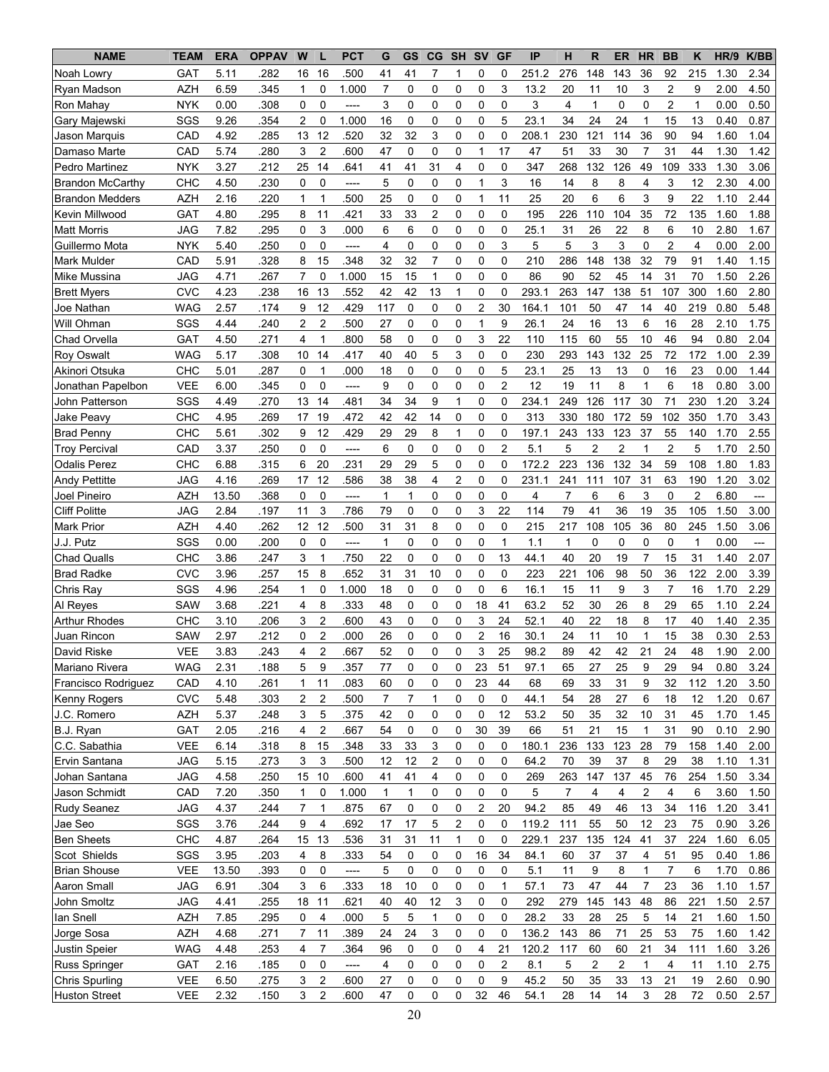| NAME | TEAM | ERA | OPPAV | W | L | PCT | G | GS | CG | SH | SV | GF | IP | H | R | ER | HR | BB | K | HR/9 | K/BB |
|---|---|---|---|---|---|---|---|---|---|---|---|---|---|---|---|---|---|---|---|---|---|
| Noah Lowry | GAT | 5.11 | .282 | 16 | 16 | .500 | 41 | 41 | 7 | 1 | 0 | 0 | 251.2 | 276 | 148 | 143 | 36 | 92 | 215 | 1.30 | 2.34 |
| Ryan Madson | AZH | 6.59 | .345 | 1 | 0 | 1.000 | 7 | 0 | 0 | 0 | 0 | 3 | 13.2 | 20 | 11 | 10 | 3 | 2 | 9 | 2.00 | 4.50 |
| Ron Mahay | NYK | 0.00 | .308 | 0 | 0 | ---- | 3 | 0 | 0 | 0 | 0 | 0 | 3 | 4 | 1 | 0 | 0 | 2 | 1 | 0.00 | 0.50 |
| Gary Majewski | SGS | 9.26 | .354 | 2 | 0 | 1.000 | 16 | 0 | 0 | 0 | 0 | 5 | 23.1 | 34 | 24 | 24 | 1 | 15 | 13 | 0.40 | 0.87 |
| Jason Marquis | CAD | 4.92 | .285 | 13 | 12 | .520 | 32 | 32 | 3 | 0 | 0 | 0 | 208.1 | 230 | 121 | 114 | 36 | 90 | 94 | 1.60 | 1.04 |
| Damaso Marte | CAD | 5.74 | .280 | 3 | 2 | .600 | 47 | 0 | 0 | 0 | 1 | 17 | 47 | 51 | 33 | 30 | 7 | 31 | 44 | 1.30 | 1.42 |
| Pedro Martinez | NYK | 3.27 | .212 | 25 | 14 | .641 | 41 | 41 | 31 | 4 | 0 | 0 | 347 | 268 | 132 | 126 | 49 | 109 | 333 | 1.30 | 3.06 |
| Brandon McCarthy | CHC | 4.50 | .230 | 0 | 0 | ---- | 5 | 0 | 0 | 0 | 1 | 3 | 16 | 14 | 8 | 8 | 4 | 3 | 12 | 2.30 | 4.00 |
| Brandon Medders | AZH | 2.16 | .220 | 1 | 1 | .500 | 25 | 0 | 0 | 0 | 1 | 11 | 25 | 20 | 6 | 6 | 3 | 9 | 22 | 1.10 | 2.44 |
| Kevin Millwood | GAT | 4.80 | .295 | 8 | 11 | .421 | 33 | 33 | 2 | 0 | 0 | 0 | 195 | 226 | 110 | 104 | 35 | 72 | 135 | 1.60 | 1.88 |
| Matt Morris | JAG | 7.82 | .295 | 0 | 3 | .000 | 6 | 6 | 0 | 0 | 0 | 0 | 25.1 | 31 | 26 | 22 | 8 | 6 | 10 | 2.80 | 1.67 |
| Guillermo Mota | NYK | 5.40 | .250 | 0 | 0 | ---- | 4 | 0 | 0 | 0 | 0 | 3 | 5 | 5 | 3 | 3 | 0 | 2 | 4 | 0.00 | 2.00 |
| Mark Mulder | CAD | 5.91 | .328 | 8 | 15 | .348 | 32 | 32 | 7 | 0 | 0 | 0 | 210 | 286 | 148 | 138 | 32 | 79 | 91 | 1.40 | 1.15 |
| Mike Mussina | JAG | 4.71 | .267 | 7 | 0 | 1.000 | 15 | 15 | 1 | 0 | 0 | 0 | 86 | 90 | 52 | 45 | 14 | 31 | 70 | 1.50 | 2.26 |
| Brett Myers | CVC | 4.23 | .238 | 16 | 13 | .552 | 42 | 42 | 13 | 1 | 0 | 0 | 293.1 | 263 | 147 | 138 | 51 | 107 | 300 | 1.60 | 2.80 |
| Joe Nathan | WAG | 2.57 | .174 | 9 | 12 | .429 | 117 | 0 | 0 | 0 | 2 | 30 | 164.1 | 101 | 50 | 47 | 14 | 40 | 219 | 0.80 | 5.48 |
| Will Ohman | SGS | 4.44 | .240 | 2 | 2 | .500 | 27 | 0 | 0 | 0 | 1 | 9 | 26.1 | 24 | 16 | 13 | 6 | 16 | 28 | 2.10 | 1.75 |
| Chad Orvella | GAT | 4.50 | .271 | 4 | 1 | .800 | 58 | 0 | 0 | 0 | 3 | 22 | 110 | 115 | 60 | 55 | 10 | 46 | 94 | 0.80 | 2.04 |
| Roy Oswalt | WAG | 5.17 | .308 | 10 | 14 | .417 | 40 | 40 | 5 | 3 | 0 | 0 | 230 | 293 | 143 | 132 | 25 | 72 | 172 | 1.00 | 2.39 |
| Akinori Otsuka | CHC | 5.01 | .287 | 0 | 1 | .000 | 18 | 0 | 0 | 0 | 0 | 5 | 23.1 | 25 | 13 | 13 | 0 | 16 | 23 | 0.00 | 1.44 |
| Jonathan Papelbon | VEE | 6.00 | .345 | 0 | 0 | ---- | 9 | 0 | 0 | 0 | 0 | 2 | 12 | 19 | 11 | 8 | 1 | 6 | 18 | 0.80 | 3.00 |
| John Patterson | SGS | 4.49 | .270 | 13 | 14 | .481 | 34 | 34 | 9 | 1 | 0 | 0 | 234.1 | 249 | 126 | 117 | 30 | 71 | 230 | 1.20 | 3.24 |
| Jake Peavy | CHC | 4.95 | .269 | 17 | 19 | .472 | 42 | 42 | 14 | 0 | 0 | 0 | 313 | 330 | 180 | 172 | 59 | 102 | 350 | 1.70 | 3.43 |
| Brad Penny | CHC | 5.61 | .302 | 9 | 12 | .429 | 29 | 29 | 8 | 1 | 0 | 0 | 197.1 | 243 | 133 | 123 | 37 | 55 | 140 | 1.70 | 2.55 |
| Troy Percival | CAD | 3.37 | .250 | 0 | 0 | ---- | 6 | 0 | 0 | 0 | 0 | 2 | 5.1 | 5 | 2 | 2 | 1 | 2 | 5 | 1.70 | 2.50 |
| Odalis Perez | CHC | 6.88 | .315 | 6 | 20 | .231 | 29 | 29 | 5 | 0 | 0 | 0 | 172.2 | 223 | 136 | 132 | 34 | 59 | 108 | 1.80 | 1.83 |
| Andy Pettitte | JAG | 4.16 | .269 | 17 | 12 | .586 | 38 | 38 | 4 | 2 | 0 | 0 | 231.1 | 241 | 111 | 107 | 31 | 63 | 190 | 1.20 | 3.02 |
| Joel Pineiro | AZH | 13.50 | .368 | 0 | 0 | ---- | 1 | 1 | 0 | 0 | 0 | 0 | 4 | 7 | 6 | 6 | 3 | 0 | 2 | 6.80 | --- |
| Cliff Politte | JAG | 2.84 | .197 | 11 | 3 | .786 | 79 | 0 | 0 | 0 | 3 | 22 | 114 | 79 | 41 | 36 | 19 | 35 | 105 | 1.50 | 3.00 |
| Mark Prior | AZH | 4.40 | .262 | 12 | 12 | .500 | 31 | 31 | 8 | 0 | 0 | 0 | 215 | 217 | 108 | 105 | 36 | 80 | 245 | 1.50 | 3.06 |
| J.J. Putz | SGS | 0.00 | .200 | 0 | 0 | ---- | 1 | 0 | 0 | 0 | 0 | 1 | 1.1 | 1 | 0 | 0 | 0 | 0 | 1 | 0.00 | --- |
| Chad Qualls | CHC | 3.86 | .247 | 3 | 1 | .750 | 22 | 0 | 0 | 0 | 0 | 13 | 44.1 | 40 | 20 | 19 | 7 | 15 | 31 | 1.40 | 2.07 |
| Brad Radke | CVC | 3.96 | .257 | 15 | 8 | .652 | 31 | 31 | 10 | 0 | 0 | 0 | 223 | 221 | 106 | 98 | 50 | 36 | 122 | 2.00 | 3.39 |
| Chris Ray | SGS | 4.96 | .254 | 1 | 0 | 1.000 | 18 | 0 | 0 | 0 | 0 | 6 | 16.1 | 15 | 11 | 9 | 3 | 7 | 16 | 1.70 | 2.29 |
| Al Reyes | SAW | 3.68 | .221 | 4 | 8 | .333 | 48 | 0 | 0 | 0 | 18 | 41 | 63.2 | 52 | 30 | 26 | 8 | 29 | 65 | 1.10 | 2.24 |
| Arthur Rhodes | CHC | 3.10 | .206 | 3 | 2 | .600 | 43 | 0 | 0 | 0 | 3 | 24 | 52.1 | 40 | 22 | 18 | 8 | 17 | 40 | 1.40 | 2.35 |
| Juan Rincon | SAW | 2.97 | .212 | 0 | 2 | .000 | 26 | 0 | 0 | 0 | 2 | 16 | 30.1 | 24 | 11 | 10 | 1 | 15 | 38 | 0.30 | 2.53 |
| David Riske | VEE | 3.83 | .243 | 4 | 2 | .667 | 52 | 0 | 0 | 0 | 3 | 25 | 98.2 | 89 | 42 | 42 | 21 | 24 | 48 | 1.90 | 2.00 |
| Mariano Rivera | WAG | 2.31 | .188 | 5 | 9 | .357 | 77 | 0 | 0 | 0 | 23 | 51 | 97.1 | 65 | 27 | 25 | 9 | 29 | 94 | 0.80 | 3.24 |
| Francisco Rodriguez | CAD | 4.10 | .261 | 1 | 11 | .083 | 60 | 0 | 0 | 0 | 23 | 44 | 68 | 69 | 33 | 31 | 9 | 32 | 112 | 1.20 | 3.50 |
| Kenny Rogers | CVC | 5.48 | .303 | 2 | 2 | .500 | 7 | 7 | 1 | 0 | 0 | 0 | 44.1 | 54 | 28 | 27 | 6 | 18 | 12 | 1.20 | 0.67 |
| J.C. Romero | AZH | 5.37 | .248 | 3 | 5 | .375 | 42 | 0 | 0 | 0 | 0 | 12 | 53.2 | 50 | 35 | 32 | 10 | 31 | 45 | 1.70 | 1.45 |
| B.J. Ryan | GAT | 2.05 | .216 | 4 | 2 | .667 | 54 | 0 | 0 | 0 | 30 | 39 | 66 | 51 | 21 | 15 | 1 | 31 | 90 | 0.10 | 2.90 |
| C.C. Sabathia | VEE | 6.14 | .318 | 8 | 15 | .348 | 33 | 33 | 3 | 0 | 0 | 0 | 180.1 | 236 | 133 | 123 | 28 | 79 | 158 | 1.40 | 2.00 |
| Ervin Santana | JAG | 5.15 | .273 | 3 | 3 | .500 | 12 | 12 | 2 | 0 | 0 | 0 | 64.2 | 70 | 39 | 37 | 8 | 29 | 38 | 1.10 | 1.31 |
| Johan Santana | JAG | 4.58 | .250 | 15 | 10 | .600 | 41 | 41 | 4 | 0 | 0 | 0 | 269 | 263 | 147 | 137 | 45 | 76 | 254 | 1.50 | 3.34 |
| Jason Schmidt | CAD | 7.20 | .350 | 1 | 0 | 1.000 | 1 | 1 | 0 | 0 | 0 | 0 | 5 | 7 | 4 | 4 | 2 | 4 | 6 | 3.60 | 1.50 |
| Rudy Seanez | JAG | 4.37 | .244 | 7 | 1 | .875 | 67 | 0 | 0 | 0 | 2 | 20 | 94.2 | 85 | 49 | 46 | 13 | 34 | 116 | 1.20 | 3.41 |
| Jae Seo | SGS | 3.76 | .244 | 9 | 4 | .692 | 17 | 17 | 5 | 2 | 0 | 0 | 119.2 | 111 | 55 | 50 | 12 | 23 | 75 | 0.90 | 3.26 |
| Ben Sheets | CHC | 4.87 | .264 | 15 | 13 | .536 | 31 | 31 | 11 | 1 | 0 | 0 | 229.1 | 237 | 135 | 124 | 41 | 37 | 224 | 1.60 | 6.05 |
| Scot Shields | SGS | 3.95 | .203 | 4 | 8 | .333 | 54 | 0 | 0 | 0 | 16 | 34 | 84.1 | 60 | 37 | 37 | 4 | 51 | 95 | 0.40 | 1.86 |
| Brian Shouse | VEE | 13.50 | .393 | 0 | 0 | ---- | 5 | 0 | 0 | 0 | 0 | 0 | 5.1 | 11 | 9 | 8 | 1 | 7 | 6 | 1.70 | 0.86 |
| Aaron Small | JAG | 6.91 | .304 | 3 | 6 | .333 | 18 | 10 | 0 | 0 | 0 | 1 | 57.1 | 73 | 47 | 44 | 7 | 23 | 36 | 1.10 | 1.57 |
| John Smoltz | JAG | 4.41 | .255 | 18 | 11 | .621 | 40 | 40 | 12 | 3 | 0 | 0 | 292 | 279 | 145 | 143 | 48 | 86 | 221 | 1.50 | 2.57 |
| Ian Snell | AZH | 7.85 | .295 | 0 | 4 | .000 | 5 | 5 | 1 | 0 | 0 | 0 | 28.2 | 33 | 28 | 25 | 5 | 14 | 21 | 1.60 | 1.50 |
| Jorge Sosa | AZH | 4.68 | .271 | 7 | 11 | .389 | 24 | 24 | 3 | 0 | 0 | 0 | 136.2 | 143 | 86 | 71 | 25 | 53 | 75 | 1.60 | 1.42 |
| Justin Speier | WAG | 4.48 | .253 | 4 | 7 | .364 | 96 | 0 | 0 | 0 | 4 | 21 | 120.2 | 117 | 60 | 60 | 21 | 34 | 111 | 1.60 | 3.26 |
| Russ Springer | GAT | 2.16 | .185 | 0 | 0 | ---- | 4 | 0 | 0 | 0 | 0 | 2 | 8.1 | 5 | 2 | 2 | 1 | 4 | 11 | 1.10 | 2.75 |
| Chris Spurling | VEE | 6.50 | .275 | 3 | 2 | .600 | 27 | 0 | 0 | 0 | 0 | 9 | 45.2 | 50 | 35 | 33 | 13 | 21 | 19 | 2.60 | 0.90 |
| Huston Street | VEE | 2.32 | .150 | 3 | 2 | .600 | 47 | 0 | 0 | 0 | 32 | 46 | 54.1 | 28 | 14 | 14 | 3 | 28 | 72 | 0.50 | 2.57 |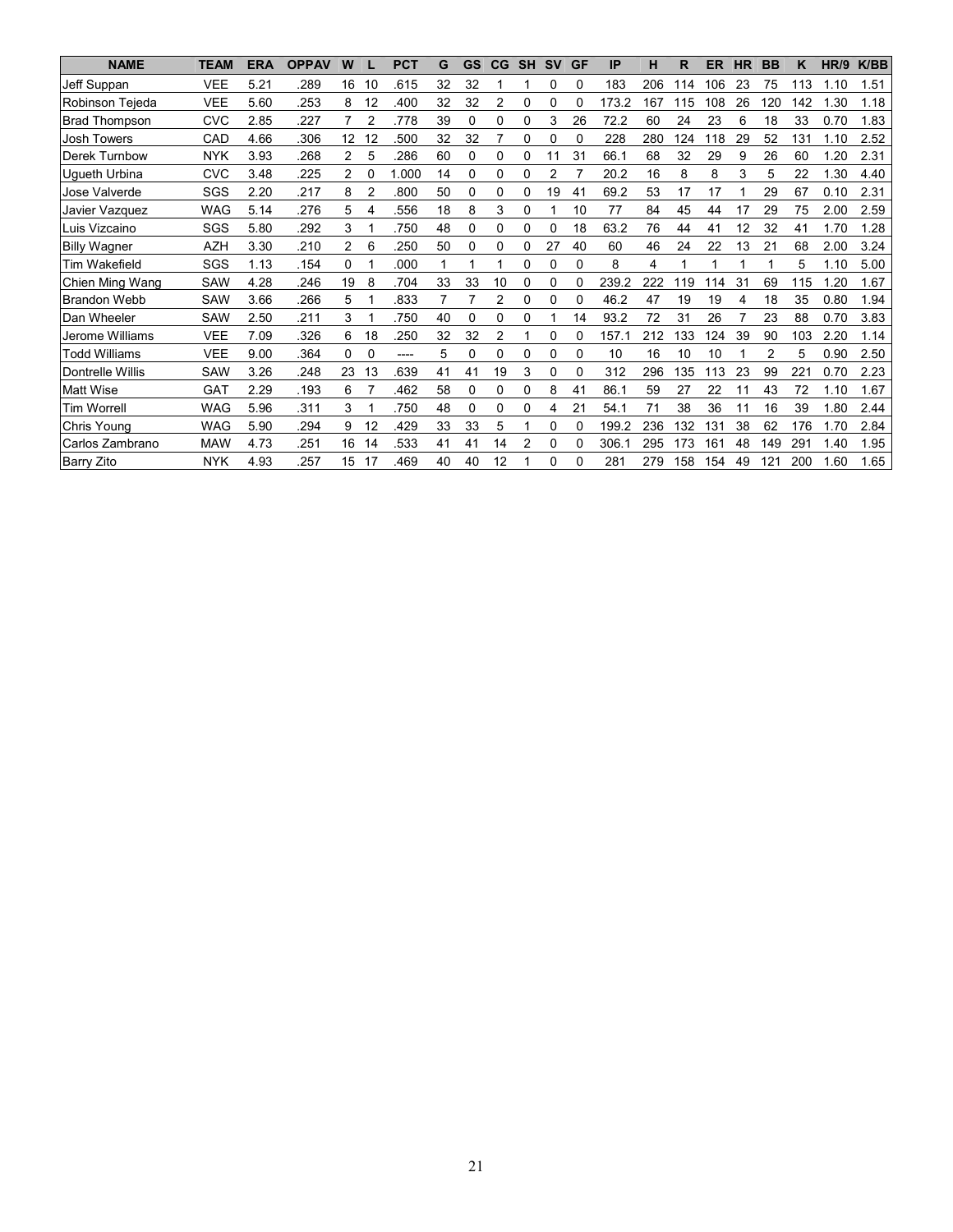| NAME | TEAM | ERA | OPPAV | W | L | PCT | G | GS | CG | SH | SV | GF | IP | H | R | ER | HR | BB | K | HR/9 | K/BB |
|---|---|---|---|---|---|---|---|---|---|---|---|---|---|---|---|---|---|---|---|---|---|
| Jeff Suppan | VEE | 5.21 | .289 | 16 | 10 | .615 | 32 | 32 | 1 | 1 | 0 | 0 | 183 | 206 | 114 | 106 | 23 | 75 | 113 | 1.10 | 1.51 |
| Robinson Tejeda | VEE | 5.60 | .253 | 8 | 12 | .400 | 32 | 32 | 2 | 0 | 0 | 0 | 173.2 | 167 | 115 | 108 | 26 | 120 | 142 | 1.30 | 1.18 |
| Brad Thompson | CVC | 2.85 | .227 | 7 | 2 | .778 | 39 | 0 | 0 | 0 | 3 | 26 | 72.2 | 60 | 24 | 23 | 6 | 18 | 33 | 0.70 | 1.83 |
| Josh Towers | CAD | 4.66 | .306 | 12 | 12 | .500 | 32 | 32 | 7 | 0 | 0 | 0 | 228 | 280 | 124 | 118 | 29 | 52 | 131 | 1.10 | 2.52 |
| Derek Turnbow | NYK | 3.93 | .268 | 2 | 5 | .286 | 60 | 0 | 0 | 0 | 11 | 31 | 66.1 | 68 | 32 | 29 | 9 | 26 | 60 | 1.20 | 2.31 |
| Ugueth Urbina | CVC | 3.48 | .225 | 2 | 0 | 1.000 | 14 | 0 | 0 | 0 | 2 | 7 | 20.2 | 16 | 8 | 8 | 3 | 5 | 22 | 1.30 | 4.40 |
| Jose Valverde | SGS | 2.20 | .217 | 8 | 2 | .800 | 50 | 0 | 0 | 0 | 19 | 41 | 69.2 | 53 | 17 | 17 | 1 | 29 | 67 | 0.10 | 2.31 |
| Javier Vazquez | WAG | 5.14 | .276 | 5 | 4 | .556 | 18 | 8 | 3 | 0 | 1 | 10 | 77 | 84 | 45 | 44 | 17 | 29 | 75 | 2.00 | 2.59 |
| Luis Vizcaino | SGS | 5.80 | .292 | 3 | 1 | .750 | 48 | 0 | 0 | 0 | 0 | 18 | 63.2 | 76 | 44 | 41 | 12 | 32 | 41 | 1.70 | 1.28 |
| Billy Wagner | AZH | 3.30 | .210 | 2 | 6 | .250 | 50 | 0 | 0 | 0 | 27 | 40 | 60 | 46 | 24 | 22 | 13 | 21 | 68 | 2.00 | 3.24 |
| Tim Wakefield | SGS | 1.13 | .154 | 0 | 1 | .000 | 1 | 1 | 1 | 0 | 0 | 0 | 8 | 4 | 1 | 1 | 1 | 1 | 5 | 1.10 | 5.00 |
| Chien Ming Wang | SAW | 4.28 | .246 | 19 | 8 | .704 | 33 | 33 | 10 | 0 | 0 | 0 | 239.2 | 222 | 119 | 114 | 31 | 69 | 115 | 1.20 | 1.67 |
| Brandon Webb | SAW | 3.66 | .266 | 5 | 1 | .833 | 7 | 7 | 2 | 0 | 0 | 0 | 46.2 | 47 | 19 | 19 | 4 | 18 | 35 | 0.80 | 1.94 |
| Dan Wheeler | SAW | 2.50 | .211 | 3 | 1 | .750 | 40 | 0 | 0 | 0 | 1 | 14 | 93.2 | 72 | 31 | 26 | 7 | 23 | 88 | 0.70 | 3.83 |
| Jerome Williams | VEE | 7.09 | .326 | 6 | 18 | .250 | 32 | 32 | 2 | 1 | 0 | 0 | 157.1 | 212 | 133 | 124 | 39 | 90 | 103 | 2.20 | 1.14 |
| Todd Williams | VEE | 9.00 | .364 | 0 | 0 | ---- | 5 | 0 | 0 | 0 | 0 | 0 | 10 | 16 | 10 | 10 | 1 | 2 | 5 | 0.90 | 2.50 |
| Dontrelle Willis | SAW | 3.26 | .248 | 23 | 13 | .639 | 41 | 41 | 19 | 3 | 0 | 0 | 312 | 296 | 135 | 113 | 23 | 99 | 221 | 0.70 | 2.23 |
| Matt Wise | GAT | 2.29 | .193 | 6 | 7 | .462 | 58 | 0 | 0 | 0 | 8 | 41 | 86.1 | 59 | 27 | 22 | 11 | 43 | 72 | 1.10 | 1.67 |
| Tim Worrell | WAG | 5.96 | .311 | 3 | 1 | .750 | 48 | 0 | 0 | 0 | 4 | 21 | 54.1 | 71 | 38 | 36 | 11 | 16 | 39 | 1.80 | 2.44 |
| Chris Young | WAG | 5.90 | .294 | 9 | 12 | .429 | 33 | 33 | 5 | 1 | 0 | 0 | 199.2 | 236 | 132 | 131 | 38 | 62 | 176 | 1.70 | 2.84 |
| Carlos Zambrano | MAW | 4.73 | .251 | 16 | 14 | .533 | 41 | 41 | 14 | 2 | 0 | 0 | 306.1 | 295 | 173 | 161 | 48 | 149 | 291 | 1.40 | 1.95 |
| Barry Zito | NYK | 4.93 | .257 | 15 | 17 | .469 | 40 | 40 | 12 | 1 | 0 | 0 | 281 | 279 | 158 | 154 | 49 | 121 | 200 | 1.60 | 1.65 |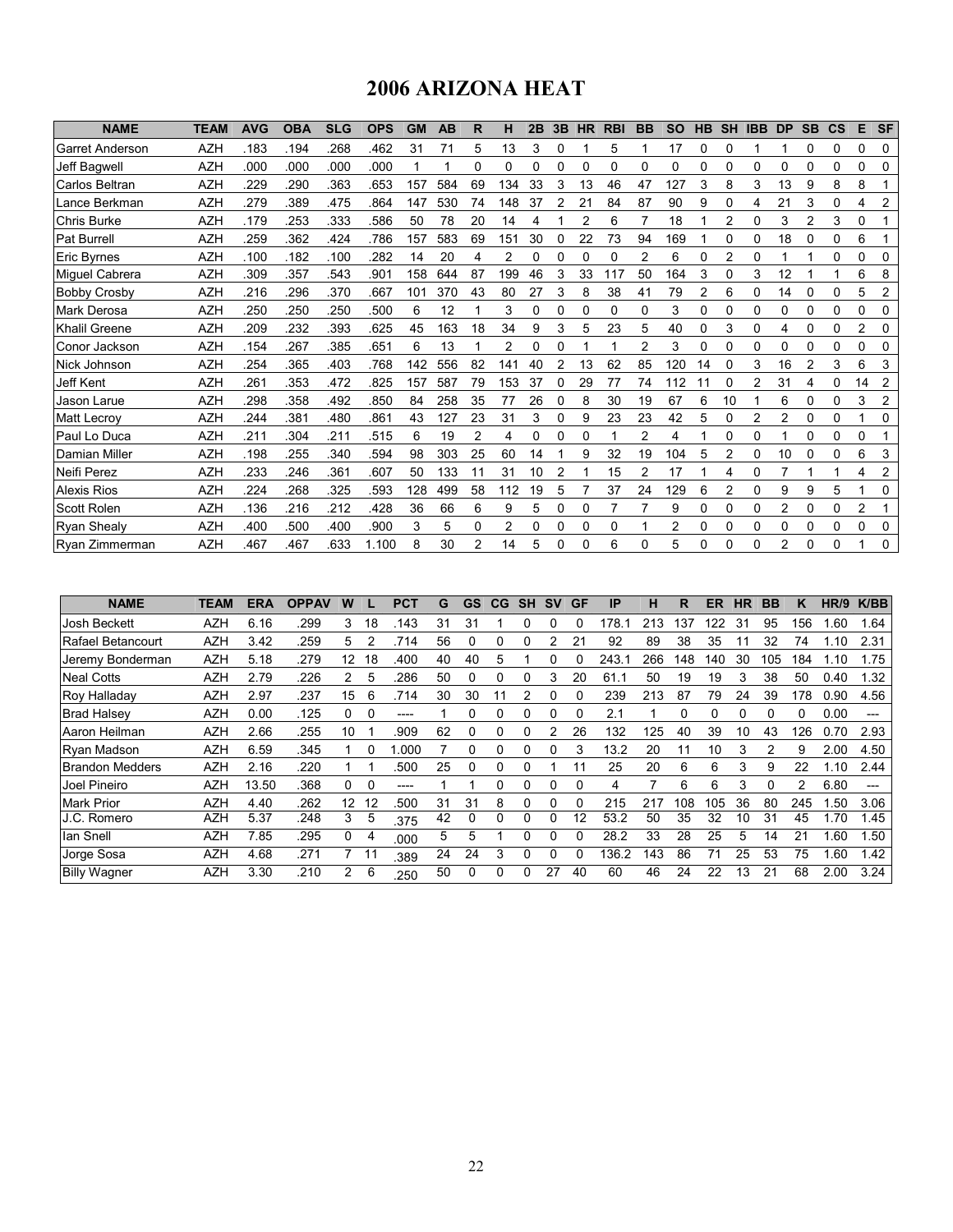# 2006 ARIZONA HEAT

| NAME | TEAM | AVG | OBA | SLG | OPS | GM | AB | R | H | 2B | 3B | HR | RBI | BB | SO | HB | SH | IBB | DP | SB | CS | E | SF |
|---|---|---|---|---|---|---|---|---|---|---|---|---|---|---|---|---|---|---|---|---|---|---|---|
| Garret Anderson | AZH | .183 | .194 | .268 | .462 | 31 | 71 | 5 | 13 | 3 | 0 | 1 | 5 | 1 | 17 | 0 | 0 | 1 | 1 | 0 | 0 | 0 | 0 |
| Jeff Bagwell | AZH | .000 | .000 | .000 | .000 | 1 | 1 | 0 | 0 | 0 | 0 | 0 | 0 | 0 | 0 | 0 | 0 | 0 | 0 | 0 | 0 | 0 | 0 |
| Carlos Beltran | AZH | .229 | .290 | .363 | .653 | 157 | 584 | 69 | 134 | 33 | 3 | 13 | 46 | 47 | 127 | 3 | 8 | 3 | 13 | 9 | 8 | 8 | 1 |
| Lance Berkman | AZH | .279 | .389 | .475 | .864 | 147 | 530 | 74 | 148 | 37 | 2 | 21 | 84 | 87 | 90 | 9 | 0 | 4 | 21 | 3 | 0 | 4 | 2 |
| Chris Burke | AZH | .179 | .253 | .333 | .586 | 50 | 78 | 20 | 14 | 4 | 1 | 2 | 6 | 7 | 18 | 1 | 2 | 0 | 3 | 2 | 3 | 0 | 1 |
| Pat Burrell | AZH | .259 | .362 | .424 | .786 | 157 | 583 | 69 | 151 | 30 | 0 | 22 | 73 | 94 | 169 | 1 | 0 | 0 | 18 | 0 | 0 | 6 | 1 |
| Eric Byrnes | AZH | .100 | .182 | .100 | .282 | 14 | 20 | 4 | 2 | 0 | 0 | 0 | 0 | 2 | 6 | 0 | 2 | 0 | 1 | 1 | 0 | 0 | 0 |
| Miguel Cabrera | AZH | .309 | .357 | .543 | .901 | 158 | 644 | 87 | 199 | 46 | 3 | 33 | 117 | 50 | 164 | 3 | 0 | 3 | 12 | 1 | 1 | 6 | 8 |
| Bobby Crosby | AZH | .216 | .296 | .370 | .667 | 101 | 370 | 43 | 80 | 27 | 3 | 8 | 38 | 41 | 79 | 2 | 6 | 0 | 14 | 0 | 0 | 5 | 2 |
| Mark Derosa | AZH | .250 | .250 | .250 | .500 | 6 | 12 | 1 | 3 | 0 | 0 | 0 | 0 | 0 | 3 | 0 | 0 | 0 | 0 | 0 | 0 | 0 | 0 |
| Khalil Greene | AZH | .209 | .232 | .393 | .625 | 45 | 163 | 18 | 34 | 9 | 3 | 5 | 23 | 5 | 40 | 0 | 3 | 0 | 4 | 0 | 0 | 2 | 0 |
| Conor Jackson | AZH | .154 | .267 | .385 | .651 | 6 | 13 | 1 | 2 | 0 | 0 | 1 | 1 | 2 | 3 | 0 | 0 | 0 | 0 | 0 | 0 | 0 | 0 |
| Nick Johnson | AZH | .254 | .365 | .403 | .768 | 142 | 556 | 82 | 141 | 40 | 2 | 13 | 62 | 85 | 120 | 14 | 0 | 3 | 16 | 2 | 3 | 6 | 3 |
| Jeff Kent | AZH | .261 | .353 | .472 | .825 | 157 | 587 | 79 | 153 | 37 | 0 | 29 | 77 | 74 | 112 | 11 | 0 | 2 | 31 | 4 | 0 | 14 | 2 |
| Jason Larue | AZH | .298 | .358 | .492 | .850 | 84 | 258 | 35 | 77 | 26 | 0 | 8 | 30 | 19 | 67 | 6 | 10 | 1 | 6 | 0 | 0 | 3 | 2 |
| Matt Lecroy | AZH | .244 | .381 | .480 | .861 | 43 | 127 | 23 | 31 | 3 | 0 | 9 | 23 | 23 | 42 | 5 | 0 | 2 | 2 | 0 | 0 | 1 | 0 |
| Paul Lo Duca | AZH | .211 | .304 | .211 | .515 | 6 | 19 | 2 | 4 | 0 | 0 | 0 | 1 | 2 | 4 | 1 | 0 | 0 | 1 | 0 | 0 | 0 | 1 |
| Damian Miller | AZH | .198 | .255 | .340 | .594 | 98 | 303 | 25 | 60 | 14 | 1 | 9 | 32 | 19 | 104 | 5 | 2 | 0 | 10 | 0 | 0 | 6 | 3 |
| Neifi Perez | AZH | .233 | .246 | .361 | .607 | 50 | 133 | 11 | 31 | 10 | 2 | 1 | 15 | 2 | 17 | 1 | 4 | 0 | 7 | 1 | 1 | 4 | 2 |
| Alexis Rios | AZH | .224 | .268 | .325 | .593 | 128 | 499 | 58 | 112 | 19 | 5 | 7 | 37 | 24 | 129 | 6 | 2 | 0 | 9 | 9 | 5 | 1 | 0 |
| Scott Rolen | AZH | .136 | .216 | .212 | .428 | 36 | 66 | 6 | 9 | 5 | 0 | 0 | 7 | 7 | 9 | 0 | 0 | 0 | 2 | 0 | 0 | 2 | 1 |
| Ryan Shealy | AZH | .400 | .500 | .400 | .900 | 3 | 5 | 0 | 2 | 0 | 0 | 0 | 0 | 1 | 2 | 0 | 0 | 0 | 0 | 0 | 0 | 0 | 0 |
| Ryan Zimmerman | AZH | .467 | .467 | .633 | 1.100 | 8 | 30 | 2 | 14 | 5 | 0 | 0 | 6 | 0 | 5 | 0 | 0 | 0 | 2 | 0 | 0 | 1 | 0 |

| NAME | TEAM | ERA | OPPAV | W | L | PCT | G | GS | CG | SH | SV | GF | IP | H | R | ER | HR | BB | K | HR/9 | K/BB |
|---|---|---|---|---|---|---|---|---|---|---|---|---|---|---|---|---|---|---|---|---|---|
| Josh Beckett | AZH | 6.16 | .299 | 3 | 18 | .143 | 31 | 31 | 1 | 0 | 0 | 0 | 178.1 | 213 | 137 | 122 | 31 | 95 | 156 | 1.60 | 1.64 |
| Rafael Betancourt | AZH | 3.42 | .259 | 5 | 2 | .714 | 56 | 0 | 0 | 0 | 2 | 21 | 92 | 89 | 38 | 35 | 11 | 32 | 74 | 1.10 | 2.31 |
| Jeremy Bonderman | AZH | 5.18 | .279 | 12 | 18 | .400 | 40 | 40 | 5 | 1 | 0 | 0 | 243.1 | 266 | 148 | 140 | 30 | 105 | 184 | 1.10 | 1.75 |
| Neal Cotts | AZH | 2.79 | .226 | 2 | 5 | .286 | 50 | 0 | 0 | 0 | 3 | 20 | 61.1 | 50 | 19 | 19 | 3 | 38 | 50 | 0.40 | 1.32 |
| Roy Halladay | AZH | 2.97 | .237 | 15 | 6 | .714 | 30 | 30 | 11 | 2 | 0 | 0 | 239 | 213 | 87 | 79 | 24 | 39 | 178 | 0.90 | 4.56 |
| Brad Halsey | AZH | 0.00 | .125 | 0 | 0 | ---- | 1 | 0 | 0 | 0 | 0 | 0 | 2.1 | 1 | 0 | 0 | 0 | 0 | 0 | 0.00 | --- |
| Aaron Heilman | AZH | 2.66 | .255 | 10 | 1 | .909 | 62 | 0 | 0 | 0 | 2 | 26 | 132 | 125 | 40 | 39 | 10 | 43 | 126 | 0.70 | 2.93 |
| Ryan Madson | AZH | 6.59 | .345 | 1 | 0 | 1.000 | 7 | 0 | 0 | 0 | 0 | 3 | 13.2 | 20 | 11 | 10 | 3 | 2 | 9 | 2.00 | 4.50 |
| Brandon Medders | AZH | 2.16 | .220 | 1 | 1 | .500 | 25 | 0 | 0 | 0 | 1 | 11 | 25 | 20 | 6 | 6 | 3 | 9 | 22 | 1.10 | 2.44 |
| Joel Pineiro | AZH | 13.50 | .368 | 0 | 0 | ---- | 1 | 1 | 0 | 0 | 0 | 0 | 4 | 7 | 6 | 6 | 3 | 0 | 2 | 6.80 | --- |
| Mark Prior | AZH | 4.40 | .262 | 12 | 12 | .500 | 31 | 31 | 8 | 0 | 0 | 0 | 215 | 217 | 108 | 105 | 36 | 80 | 245 | 1.50 | 3.06 |
| J.C. Romero | AZH | 5.37 | .248 | 3 | 5 | .375 | 42 | 0 | 0 | 0 | 0 | 12 | 53.2 | 50 | 35 | 32 | 10 | 31 | 45 | 1.70 | 1.45 |
| Ian Snell | AZH | 7.85 | .295 | 0 | 4 | .000 | 5 | 5 | 1 | 0 | 0 | 0 | 28.2 | 33 | 28 | 25 | 5 | 14 | 21 | 1.60 | 1.50 |
| Jorge Sosa | AZH | 4.68 | .271 | 7 | 11 | .389 | 24 | 24 | 3 | 0 | 0 | 0 | 136.2 | 143 | 86 | 71 | 25 | 53 | 75 | 1.60 | 1.42 |
| Billy Wagner | AZH | 3.30 | .210 | 2 | 6 | .250 | 50 | 0 | 0 | 0 | 27 | 40 | 60 | 46 | 24 | 22 | 13 | 21 | 68 | 2.00 | 3.24 |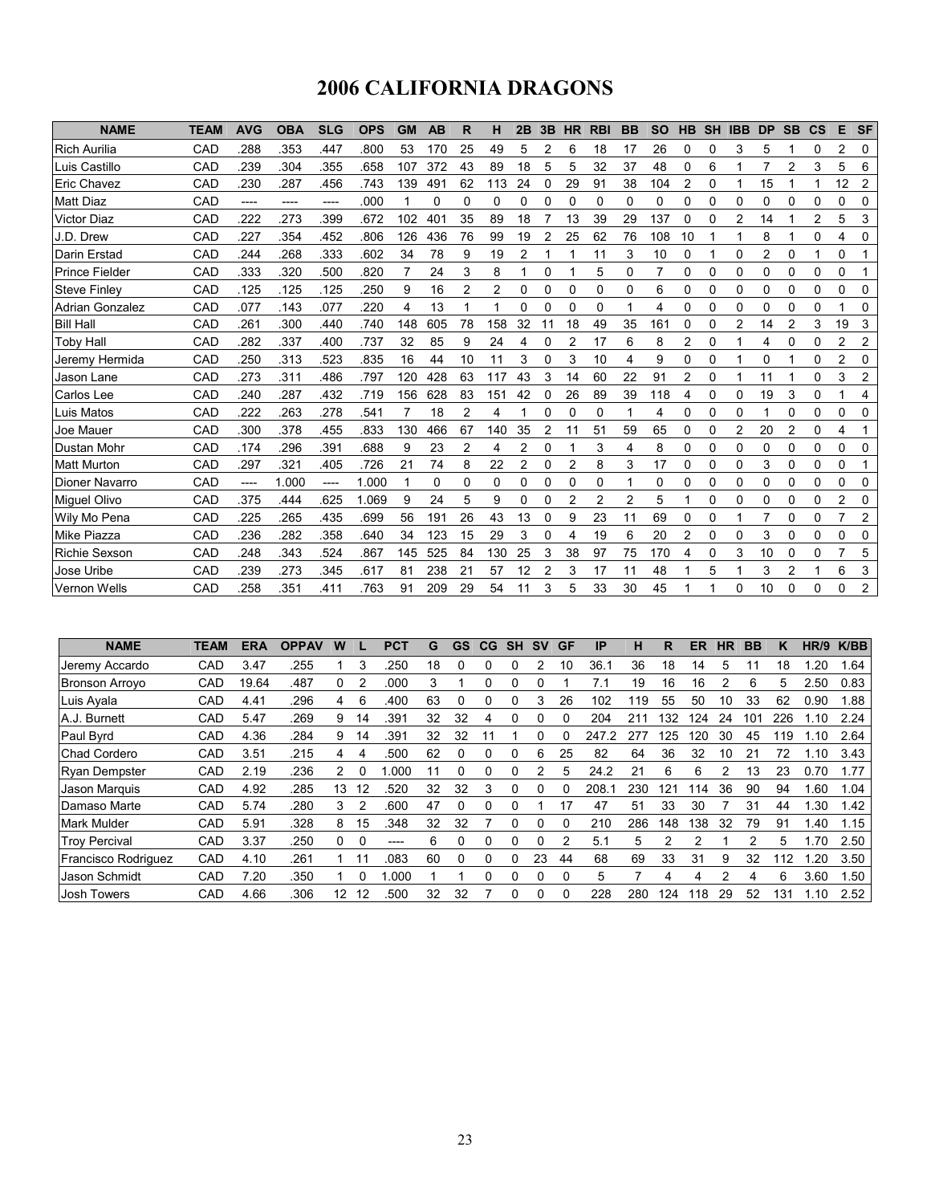# 2006 CALIFORNIA DRAGONS

| NAME | TEAM | AVG | OBA | SLG | OPS | GM | AB | R | H | 2B | 3B | HR | RBI | BB | SO | HB | SH | IBB | DP | SB | CS | E | SF |
|---|---|---|---|---|---|---|---|---|---|---|---|---|---|---|---|---|---|---|---|---|---|---|---|
| Rich Aurilia | CAD | .288 | .353 | .447 | .800 | 53 | 170 | 25 | 49 | 5 | 2 | 6 | 18 | 17 | 26 | 0 | 0 | 3 | 5 | 1 | 0 | 2 | 0 |
| Luis Castillo | CAD | .239 | .304 | .355 | .658 | 107 | 372 | 43 | 89 | 18 | 5 | 5 | 32 | 37 | 48 | 0 | 6 | 1 | 7 | 2 | 3 | 5 | 6 |
| Eric Chavez | CAD | .230 | .287 | .456 | .743 | 139 | 491 | 62 | 113 | 24 | 0 | 29 | 91 | 38 | 104 | 2 | 0 | 1 | 15 | 1 | 1 | 12 | 2 |
| Matt Diaz | CAD | ---- | ---- | ---- | .000 | 1 | 0 | 0 | 0 | 0 | 0 | 0 | 0 | 0 | 0 | 0 | 0 | 0 | 0 | 0 | 0 | 0 | 0 |
| Victor Diaz | CAD | .222 | .273 | .399 | .672 | 102 | 401 | 35 | 89 | 18 | 7 | 13 | 39 | 29 | 137 | 0 | 0 | 2 | 14 | 1 | 2 | 5 | 3 |
| J.D. Drew | CAD | .227 | .354 | .452 | .806 | 126 | 436 | 76 | 99 | 19 | 2 | 25 | 62 | 76 | 108 | 10 | 1 | 1 | 8 | 1 | 0 | 4 | 0 |
| Darin Erstad | CAD | .244 | .268 | .333 | .602 | 34 | 78 | 9 | 19 | 2 | 1 | 1 | 11 | 3 | 10 | 0 | 1 | 0 | 2 | 0 | 1 | 0 | 1 |
| Prince Fielder | CAD | .333 | .320 | .500 | .820 | 7 | 24 | 3 | 8 | 1 | 0 | 1 | 5 | 0 | 7 | 0 | 0 | 0 | 0 | 0 | 0 | 0 | 1 |
| Steve Finley | CAD | .125 | .125 | .125 | .250 | 9 | 16 | 2 | 2 | 0 | 0 | 0 | 0 | 0 | 6 | 0 | 0 | 0 | 0 | 0 | 0 | 0 | 0 |
| Adrian Gonzalez | CAD | .077 | .143 | .077 | .220 | 4 | 13 | 1 | 1 | 0 | 0 | 0 | 0 | 1 | 4 | 0 | 0 | 0 | 0 | 0 | 0 | 1 | 0 |
| Bill Hall | CAD | .261 | .300 | .440 | .740 | 148 | 605 | 78 | 158 | 32 | 11 | 18 | 49 | 35 | 161 | 0 | 0 | 2 | 14 | 2 | 3 | 19 | 3 |
| Toby Hall | CAD | .282 | .337 | .400 | .737 | 32 | 85 | 9 | 24 | 4 | 0 | 2 | 17 | 6 | 8 | 2 | 0 | 1 | 4 | 0 | 0 | 2 | 2 |
| Jeremy Hermida | CAD | .250 | .313 | .523 | .835 | 16 | 44 | 10 | 11 | 3 | 0 | 3 | 10 | 4 | 9 | 0 | 0 | 1 | 0 | 1 | 0 | 2 | 0 |
| Jason Lane | CAD | .273 | .311 | .486 | .797 | 120 | 428 | 63 | 117 | 43 | 3 | 14 | 60 | 22 | 91 | 2 | 0 | 1 | 11 | 1 | 0 | 3 | 2 |
| Carlos Lee | CAD | .240 | .287 | .432 | .719 | 156 | 628 | 83 | 151 | 42 | 0 | 26 | 89 | 39 | 118 | 4 | 0 | 0 | 19 | 3 | 0 | 1 | 4 |
| Luis Matos | CAD | .222 | .263 | .278 | .541 | 7 | 18 | 2 | 4 | 1 | 0 | 0 | 0 | 1 | 4 | 0 | 0 | 0 | 1 | 0 | 0 | 0 | 0 |
| Joe Mauer | CAD | .300 | .378 | .455 | .833 | 130 | 466 | 67 | 140 | 35 | 2 | 11 | 51 | 59 | 65 | 0 | 0 | 2 | 20 | 2 | 0 | 4 | 1 |
| Dustan Mohr | CAD | .174 | .296 | .391 | .688 | 9 | 23 | 2 | 4 | 2 | 0 | 1 | 3 | 4 | 8 | 0 | 0 | 0 | 0 | 0 | 0 | 0 | 0 |
| Matt Murton | CAD | .297 | .321 | .405 | .726 | 21 | 74 | 8 | 22 | 2 | 0 | 2 | 8 | 3 | 17 | 0 | 0 | 0 | 3 | 0 | 0 | 0 | 1 |
| Dioner Navarro | CAD | ---- | 1.000 | ---- | 1.000 | 1 | 0 | 0 | 0 | 0 | 0 | 0 | 0 | 1 | 0 | 0 | 0 | 0 | 0 | 0 | 0 | 0 | 0 |
| Miguel Olivo | CAD | .375 | .444 | .625 | 1.069 | 9 | 24 | 5 | 9 | 0 | 0 | 2 | 2 | 2 | 5 | 1 | 0 | 0 | 0 | 0 | 0 | 2 | 0 |
| Wily Mo Pena | CAD | .225 | .265 | .435 | .699 | 56 | 191 | 26 | 43 | 13 | 0 | 9 | 23 | 11 | 69 | 0 | 0 | 1 | 7 | 0 | 0 | 7 | 2 |
| Mike Piazza | CAD | .236 | .282 | .358 | .640 | 34 | 123 | 15 | 29 | 3 | 0 | 4 | 19 | 6 | 20 | 2 | 0 | 0 | 3 | 0 | 0 | 0 | 0 |
| Richie Sexson | CAD | .248 | .343 | .524 | .867 | 145 | 525 | 84 | 130 | 25 | 3 | 38 | 97 | 75 | 170 | 4 | 0 | 3 | 10 | 0 | 0 | 7 | 5 |
| Jose Uribe | CAD | .239 | .273 | .345 | .617 | 81 | 238 | 21 | 57 | 12 | 2 | 3 | 17 | 11 | 48 | 1 | 5 | 1 | 3 | 2 | 1 | 6 | 3 |
| Vernon Wells | CAD | .258 | .351 | .411 | .763 | 91 | 209 | 29 | 54 | 11 | 3 | 5 | 33 | 30 | 45 | 1 | 1 | 0 | 10 | 0 | 0 | 0 | 2 |

| NAME | TEAM | ERA | OPPAV | W | L | PCT | G | GS | CG | SH | SV | GF | IP | H | R | ER | HR | BB | K | HR/9 | K/BB |
|---|---|---|---|---|---|---|---|---|---|---|---|---|---|---|---|---|---|---|---|---|---|
| Jeremy Accardo | CAD | 3.47 | .255 | 1 | 3 | .250 | 18 | 0 | 0 | 0 | 2 | 10 | 36.1 | 36 | 18 | 14 | 5 | 11 | 18 | 1.20 | 1.64 |
| Bronson Arroyo | CAD | 19.64 | .487 | 0 | 2 | .000 | 3 | 1 | 0 | 0 | 0 | 1 | 7.1 | 19 | 16 | 16 | 2 | 6 | 5 | 2.50 | 0.83 |
| Luis Ayala | CAD | 4.41 | .296 | 4 | 6 | .400 | 63 | 0 | 0 | 0 | 3 | 26 | 102 | 119 | 55 | 50 | 10 | 33 | 62 | 0.90 | 1.88 |
| A.J. Burnett | CAD | 5.47 | .269 | 9 | 14 | .391 | 32 | 32 | 4 | 0 | 0 | 0 | 204 | 211 | 132 | 124 | 24 | 101 | 226 | 1.10 | 2.24 |
| Paul Byrd | CAD | 4.36 | .284 | 9 | 14 | .391 | 32 | 32 | 11 | 1 | 0 | 0 | 247.2 | 277 | 125 | 120 | 30 | 45 | 119 | 1.10 | 2.64 |
| Chad Cordero | CAD | 3.51 | .215 | 4 | 4 | .500 | 62 | 0 | 0 | 0 | 6 | 25 | 82 | 64 | 36 | 32 | 10 | 21 | 72 | 1.10 | 3.43 |
| Ryan Dempster | CAD | 2.19 | .236 | 2 | 0 | 1.000 | 11 | 0 | 0 | 0 | 2 | 5 | 24.2 | 21 | 6 | 6 | 2 | 13 | 23 | 0.70 | 1.77 |
| Jason Marquis | CAD | 4.92 | .285 | 13 | 12 | .520 | 32 | 32 | 3 | 0 | 0 | 0 | 208.1 | 230 | 121 | 114 | 36 | 90 | 94 | 1.60 | 1.04 |
| Damaso Marte | CAD | 5.74 | .280 | 3 | 2 | .600 | 47 | 0 | 0 | 0 | 1 | 17 | 47 | 51 | 33 | 30 | 7 | 31 | 44 | 1.30 | 1.42 |
| Mark Mulder | CAD | 5.91 | .328 | 8 | 15 | .348 | 32 | 32 | 7 | 0 | 0 | 0 | 210 | 286 | 148 | 138 | 32 | 79 | 91 | 1.40 | 1.15 |
| Troy Percival | CAD | 3.37 | .250 | 0 | 0 | ---- | 6 | 0 | 0 | 0 | 0 | 2 | 5.1 | 5 | 2 | 2 | 1 | 2 | 5 | 1.70 | 2.50 |
| Francisco Rodriguez | CAD | 4.10 | .261 | 1 | 11 | .083 | 60 | 0 | 0 | 0 | 23 | 44 | 68 | 69 | 33 | 31 | 9 | 32 | 112 | 1.20 | 3.50 |
| Jason Schmidt | CAD | 7.20 | .350 | 1 | 0 | 1.000 | 1 | 1 | 0 | 0 | 0 | 0 | 5 | 7 | 4 | 4 | 2 | 4 | 6 | 3.60 | 1.50 |
| Josh Towers | CAD | 4.66 | .306 | 12 | 12 | .500 | 32 | 32 | 7 | 0 | 0 | 0 | 228 | 280 | 124 | 118 | 29 | 52 | 131 | 1.10 | 2.52 |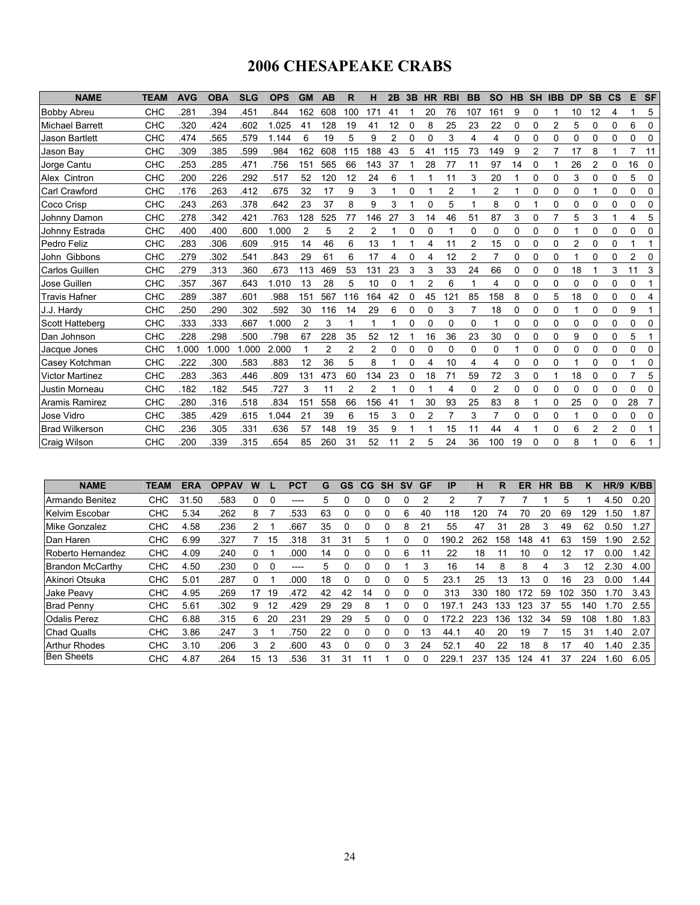# 2006 CHESAPEAKE CRABS

| NAME | TEAM | AVG | OBA | SLG | OPS | GM | AB | R | H | 2B | 3B | HR | RBI | BB | SO | HB | SH | IBB | DP | SB | CS | E | SF |
|---|---|---|---|---|---|---|---|---|---|---|---|---|---|---|---|---|---|---|---|---|---|---|---|
| Bobby Abreu | CHC | .281 | .394 | .451 | .844 | 162 | 608 | 100 | 171 | 41 | 1 | 20 | 76 | 107 | 161 | 9 | 0 | 1 | 10 | 12 | 4 | 1 | 5 |
| Michael Barrett | CHC | .320 | .424 | .602 | 1.025 | 41 | 128 | 19 | 41 | 12 | 0 | 8 | 25 | 23 | 22 | 0 | 0 | 2 | 5 | 0 | 0 | 6 | 0 |
| Jason Bartlett | CHC | .474 | .565 | .579 | 1.144 | 6 | 19 | 5 | 9 | 2 | 0 | 0 | 3 | 4 | 4 | 0 | 0 | 0 | 0 | 0 | 0 | 0 | 0 |
| Jason Bay | CHC | .309 | .385 | .599 | .984 | 162 | 608 | 115 | 188 | 43 | 5 | 41 | 115 | 73 | 149 | 9 | 2 | 7 | 17 | 8 | 1 | 7 | 11 |
| Jorge Cantu | CHC | .253 | .285 | .471 | .756 | 151 | 565 | 66 | 143 | 37 | 1 | 28 | 77 | 11 | 97 | 14 | 0 | 1 | 26 | 2 | 0 | 16 | 0 |
| Alex Cintron | CHC | .200 | .226 | .292 | .517 | 52 | 120 | 12 | 24 | 6 | 1 | 1 | 11 | 3 | 20 | 1 | 0 | 0 | 3 | 0 | 0 | 5 | 0 |
| Carl Crawford | CHC | .176 | .263 | .412 | .675 | 32 | 17 | 9 | 3 | 1 | 0 | 1 | 2 | 1 | 2 | 1 | 0 | 0 | 0 | 1 | 0 | 0 | 0 |
| Coco Crisp | CHC | .243 | .263 | .378 | .642 | 23 | 37 | 8 | 9 | 3 | 1 | 0 | 5 | 1 | 8 | 0 | 1 | 0 | 0 | 0 | 0 | 0 | 0 |
| Johnny Damon | CHC | .278 | .342 | .421 | .763 | 128 | 525 | 77 | 146 | 27 | 3 | 14 | 46 | 51 | 87 | 3 | 0 | 7 | 5 | 3 | 1 | 4 | 5 |
| Johnny Estrada | CHC | .400 | .400 | .600 | 1.000 | 2 | 5 | 2 | 2 | 1 | 0 | 0 | 1 | 0 | 0 | 0 | 0 | 0 | 1 | 0 | 0 | 0 | 0 |
| Pedro Feliz | CHC | .283 | .306 | .609 | .915 | 14 | 46 | 6 | 13 | 1 | 1 | 4 | 11 | 2 | 15 | 0 | 0 | 0 | 2 | 0 | 0 | 1 | 1 |
| John Gibbons | CHC | .279 | .302 | .541 | .843 | 29 | 61 | 6 | 17 | 4 | 0 | 4 | 12 | 2 | 7 | 0 | 0 | 0 | 1 | 0 | 0 | 2 | 0 |
| Carlos Guillen | CHC | .279 | .313 | .360 | .673 | 113 | 469 | 53 | 131 | 23 | 3 | 3 | 33 | 24 | 66 | 0 | 0 | 0 | 18 | 1 | 3 | 11 | 3 |
| Jose Guillen | CHC | .357 | .367 | .643 | 1.010 | 13 | 28 | 5 | 10 | 0 | 1 | 2 | 6 | 1 | 4 | 0 | 0 | 0 | 0 | 0 | 0 | 0 | 1 |
| Travis Hafner | CHC | .289 | .387 | .601 | .988 | 151 | 567 | 116 | 164 | 42 | 0 | 45 | 121 | 85 | 158 | 8 | 0 | 5 | 18 | 0 | 0 | 0 | 4 |
| J.J. Hardy | CHC | .250 | .290 | .302 | .592 | 30 | 116 | 14 | 29 | 6 | 0 | 0 | 3 | 7 | 18 | 0 | 0 | 0 | 1 | 0 | 0 | 9 | 1 |
| Scott Hatteberg | CHC | .333 | .333 | .667 | 1.000 | 2 | 3 | 1 | 1 | 1 | 0 | 0 | 0 | 0 | 1 | 0 | 0 | 0 | 0 | 0 | 0 | 0 | 0 |
| Dan Johnson | CHC | .228 | .298 | .500 | .798 | 67 | 228 | 35 | 52 | 12 | 1 | 16 | 36 | 23 | 30 | 0 | 0 | 0 | 9 | 0 | 0 | 5 | 1 |
| Jacque Jones | CHC | 1.000 | 1.000 | 1.000 | 2.000 | 1 | 2 | 2 | 2 | 0 | 0 | 0 | 0 | 0 | 0 | 1 | 0 | 0 | 0 | 0 | 0 | 0 | 0 |
| Casey Kotchman | CHC | .222 | .300 | .583 | .883 | 12 | 36 | 5 | 8 | 1 | 0 | 4 | 10 | 4 | 4 | 0 | 0 | 0 | 1 | 0 | 0 | 1 | 0 |
| Victor Martinez | CHC | .283 | .363 | .446 | .809 | 131 | 473 | 60 | 134 | 23 | 0 | 18 | 71 | 59 | 72 | 3 | 0 | 1 | 18 | 0 | 0 | 7 | 5 |
| Justin Morneau | CHC | .182 | .182 | .545 | .727 | 3 | 11 | 2 | 2 | 1 | 0 | 1 | 4 | 0 | 2 | 0 | 0 | 0 | 0 | 0 | 0 | 0 | 0 |
| Aramis Ramirez | CHC | .280 | .316 | .518 | .834 | 151 | 558 | 66 | 156 | 41 | 1 | 30 | 93 | 25 | 83 | 8 | 1 | 0 | 25 | 0 | 0 | 28 | 7 |
| Jose Vidro | CHC | .385 | .429 | .615 | 1.044 | 21 | 39 | 6 | 15 | 3 | 0 | 2 | 7 | 3 | 7 | 0 | 0 | 0 | 1 | 0 | 0 | 0 | 0 |
| Brad Wilkerson | CHC | .236 | .305 | .331 | .636 | 57 | 148 | 19 | 35 | 9 | 1 | 1 | 15 | 11 | 44 | 4 | 1 | 0 | 6 | 2 | 2 | 0 | 1 |
| Craig Wilson | CHC | .200 | .339 | .315 | .654 | 85 | 260 | 31 | 52 | 11 | 2 | 5 | 24 | 36 | 100 | 19 | 0 | 0 | 8 | 1 | 0 | 6 | 1 |

| NAME | TEAM | ERA | OPPAV | W | L | PCT | G | GS | CG | SH | SV | GF | IP | H | R | ER | HR | BB | K | HR/9 | K/BB |
|---|---|---|---|---|---|---|---|---|---|---|---|---|---|---|---|---|---|---|---|---|---|
| Armando Benitez | CHC | 31.50 | .583 | 0 | 0 | ---- | 5 | 0 | 0 | 0 | 0 | 2 | 2 | 7 | 7 | 7 | 1 | 5 | 1 | 4.50 | 0.20 |
| Kelvim Escobar | CHC | 5.34 | .262 | 8 | 7 | .533 | 63 | 0 | 0 | 0 | 6 | 40 | 118 | 120 | 74 | 70 | 20 | 69 | 129 | 1.50 | 1.87 |
| Mike Gonzalez | CHC | 4.58 | .236 | 2 | 1 | .667 | 35 | 0 | 0 | 0 | 8 | 21 | 55 | 47 | 31 | 28 | 3 | 49 | 62 | 0.50 | 1.27 |
| Dan Haren | CHC | 6.99 | .327 | 7 | 15 | .318 | 31 | 31 | 5 | 1 | 0 | 0 | 190.2 | 262 | 158 | 148 | 41 | 63 | 159 | 1.90 | 2.52 |
| Roberto Hernandez | CHC | 4.09 | .240 | 0 | 1 | .000 | 14 | 0 | 0 | 0 | 6 | 11 | 22 | 18 | 11 | 10 | 0 | 12 | 17 | 0.00 | 1.42 |
| Brandon McCarthy | CHC | 4.50 | .230 | 0 | 0 | ---- | 5 | 0 | 0 | 0 | 1 | 3 | 16 | 14 | 8 | 8 | 4 | 3 | 12 | 2.30 | 4.00 |
| Akinori Otsuka | CHC | 5.01 | .287 | 0 | 1 | .000 | 18 | 0 | 0 | 0 | 0 | 5 | 23.1 | 25 | 13 | 13 | 0 | 16 | 23 | 0.00 | 1.44 |
| Jake Peavy | CHC | 4.95 | .269 | 17 | 19 | .472 | 42 | 42 | 14 | 0 | 0 | 0 | 313 | 330 | 180 | 172 | 59 | 102 | 350 | 1.70 | 3.43 |
| Brad Penny | CHC | 5.61 | .302 | 9 | 12 | .429 | 29 | 29 | 8 | 1 | 0 | 0 | 197.1 | 243 | 133 | 123 | 37 | 55 | 140 | 1.70 | 2.55 |
| Odalis Perez | CHC | 6.88 | .315 | 6 | 20 | .231 | 29 | 29 | 5 | 0 | 0 | 0 | 172.2 | 223 | 136 | 132 | 34 | 59 | 108 | 1.80 | 1.83 |
| Chad Qualls | CHC | 3.86 | .247 | 3 | 1 | .750 | 22 | 0 | 0 | 0 | 0 | 13 | 44.1 | 40 | 20 | 19 | 7 | 15 | 31 | 1.40 | 2.07 |
| Arthur Rhodes | CHC | 3.10 | .206 | 3 | 2 | .600 | 43 | 0 | 0 | 0 | 3 | 24 | 52.1 | 40 | 22 | 18 | 8 | 17 | 40 | 1.40 | 2.35 |
| Ben Sheets | CHC | 4.87 | .264 | 15 | 13 | .536 | 31 | 31 | 11 | 1 | 0 | 0 | 229.1 | 237 | 135 | 124 | 41 | 37 | 224 | 1.60 | 6.05 |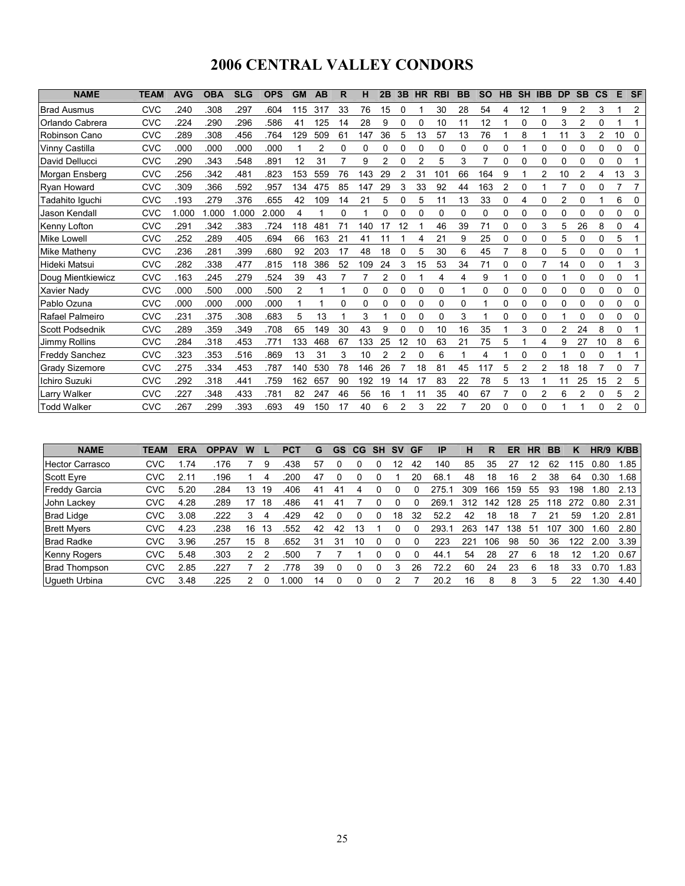# 2006 CENTRAL VALLEY CONDORS

| NAME | TEAM | AVG | OBA | SLG | OPS | GM | AB | R | H | 2B | 3B | HR | RBI | BB | SO | HB | SH | IBB | DP | SB | CS | E | SF |
|---|---|---|---|---|---|---|---|---|---|---|---|---|---|---|---|---|---|---|---|---|---|---|---|
| Brad Ausmus | CVC | .240 | .308 | .297 | .604 | 115 | 317 | 33 | 76 | 15 | 0 | 1 | 30 | 28 | 54 | 4 | 12 | 1 | 9 | 2 | 3 | 1 | 2 |
| Orlando Cabrera | CVC | .224 | .290 | .296 | .586 | 41 | 125 | 14 | 28 | 9 | 0 | 0 | 10 | 11 | 12 | 1 | 0 | 0 | 3 | 2 | 0 | 1 | 1 |
| Robinson Cano | CVC | .289 | .308 | .456 | .764 | 129 | 509 | 61 | 147 | 36 | 5 | 13 | 57 | 13 | 76 | 1 | 8 | 1 | 11 | 3 | 2 | 10 | 0 |
| Vinny Castilla | CVC | .000 | .000 | .000 | .000 | 1 | 2 | 0 | 0 | 0 | 0 | 0 | 0 | 0 | 0 | 0 | 1 | 0 | 0 | 0 | 0 | 0 | 0 |
| David Dellucci | CVC | .290 | .343 | .548 | .891 | 12 | 31 | 7 | 9 | 2 | 0 | 2 | 5 | 3 | 7 | 0 | 0 | 0 | 0 | 0 | 0 | 0 | 1 |
| Morgan Ensberg | CVC | .256 | .342 | .481 | .823 | 153 | 559 | 76 | 143 | 29 | 2 | 31 | 101 | 66 | 164 | 9 | 1 | 2 | 10 | 2 | 4 | 13 | 3 |
| Ryan Howard | CVC | .309 | .366 | .592 | .957 | 134 | 475 | 85 | 147 | 29 | 3 | 33 | 92 | 44 | 163 | 2 | 0 | 1 | 7 | 0 | 0 | 7 | 7 |
| Tadahito Iguchi | CVC | .193 | .279 | .376 | .655 | 42 | 109 | 14 | 21 | 5 | 0 | 5 | 11 | 13 | 33 | 0 | 4 | 0 | 2 | 0 | 1 | 6 | 0 |
| Jason Kendall | CVC | 1.000 | 1.000 | 1.000 | 2.000 | 4 | 1 | 0 | 1 | 0 | 0 | 0 | 0 | 0 | 0 | 0 | 0 | 0 | 0 | 0 | 0 | 0 | 0 |
| Kenny Lofton | CVC | .291 | .342 | .383 | .724 | 118 | 481 | 71 | 140 | 17 | 12 | 1 | 46 | 39 | 71 | 0 | 0 | 3 | 5 | 26 | 8 | 0 | 4 |
| Mike Lowell | CVC | .252 | .289 | .405 | .694 | 66 | 163 | 21 | 41 | 11 | 1 | 4 | 21 | 9 | 25 | 0 | 0 | 0 | 5 | 0 | 0 | 5 | 1 |
| Mike Matheny | CVC | .236 | .281 | .399 | .680 | 92 | 203 | 17 | 48 | 18 | 0 | 5 | 30 | 6 | 45 | 7 | 8 | 0 | 5 | 0 | 0 | 0 | 1 |
| Hideki Matsui | CVC | .282 | .338 | .477 | .815 | 118 | 386 | 52 | 109 | 24 | 3 | 15 | 53 | 34 | 71 | 0 | 0 | 7 | 14 | 0 | 0 | 1 | 3 |
| Doug Mientkiewicz | CVC | .163 | .245 | .279 | .524 | 39 | 43 | 7 | 7 | 2 | 0 | 1 | 4 | 4 | 9 | 1 | 0 | 0 | 1 | 0 | 0 | 0 | 1 |
| Xavier Nady | CVC | .000 | .500 | .000 | .500 | 2 | 1 | 1 | 0 | 0 | 0 | 0 | 0 | 1 | 0 | 0 | 0 | 0 | 0 | 0 | 0 | 0 | 0 |
| Pablo Ozuna | CVC | .000 | .000 | .000 | .000 | 1 | 1 | 0 | 0 | 0 | 0 | 0 | 0 | 0 | 1 | 0 | 0 | 0 | 0 | 0 | 0 | 0 | 0 |
| Rafael Palmeiro | CVC | .231 | .375 | .308 | .683 | 5 | 13 | 1 | 3 | 1 | 0 | 0 | 0 | 3 | 1 | 0 | 0 | 0 | 1 | 0 | 0 | 0 | 0 |
| Scott Podsednik | CVC | .289 | .359 | .349 | .708 | 65 | 149 | 30 | 43 | 9 | 0 | 0 | 10 | 16 | 35 | 1 | 3 | 0 | 2 | 24 | 8 | 0 | 1 |
| Jimmy Rollins | CVC | .284 | .318 | .453 | .771 | 133 | 468 | 67 | 133 | 25 | 12 | 10 | 63 | 21 | 75 | 5 | 1 | 4 | 9 | 27 | 10 | 8 | 6 |
| Freddy Sanchez | CVC | .323 | .353 | .516 | .869 | 13 | 31 | 3 | 10 | 2 | 2 | 0 | 6 | 1 | 4 | 1 | 0 | 0 | 1 | 0 | 0 | 1 | 1 |
| Grady Sizemore | CVC | .275 | .334 | .453 | .787 | 140 | 530 | 78 | 146 | 26 | 7 | 18 | 81 | 45 | 117 | 5 | 2 | 2 | 18 | 18 | 7 | 0 | 7 |
| Ichiro Suzuki | CVC | .292 | .318 | .441 | .759 | 162 | 657 | 90 | 192 | 19 | 14 | 17 | 83 | 22 | 78 | 5 | 13 | 1 | 11 | 25 | 15 | 2 | 5 |
| Larry Walker | CVC | .227 | .348 | .433 | .781 | 82 | 247 | 46 | 56 | 16 | 1 | 11 | 35 | 40 | 67 | 7 | 0 | 2 | 6 | 2 | 0 | 5 | 2 |
| Todd Walker | CVC | .267 | .299 | .393 | .693 | 49 | 150 | 17 | 40 | 6 | 2 | 3 | 22 | 7 | 20 | 0 | 0 | 0 | 1 | 1 | 0 | 2 | 0 |

| NAME | TEAM | ERA | OPPAV | W | L | PCT | G | GS | CG | SH | SV | GF | IP | H | R | ER | HR | BB | K | HR/9 | K/BB |
|---|---|---|---|---|---|---|---|---|---|---|---|---|---|---|---|---|---|---|---|---|---|
| Hector Carrasco | CVC | 1.74 | .176 | 7 | 9 | .438 | 57 | 0 | 0 | 0 | 12 | 42 | 140 | 85 | 35 | 27 | 12 | 62 | 115 | 0.80 | 1.85 |
| Scott Eyre | CVC | 2.11 | .196 | 1 | 4 | .200 | 47 | 0 | 0 | 0 | 1 | 20 | 68.1 | 48 | 18 | 16 | 2 | 38 | 64 | 0.30 | 1.68 |
| Freddy Garcia | CVC | 5.20 | .284 | 13 | 19 | .406 | 41 | 41 | 4 | 0 | 0 | 0 | 275.1 | 309 | 166 | 159 | 55 | 93 | 198 | 1.80 | 2.13 |
| John Lackey | CVC | 4.28 | .289 | 17 | 18 | .486 | 41 | 41 | 7 | 0 | 0 | 0 | 269.1 | 312 | 142 | 128 | 25 | 118 | 272 | 0.80 | 2.31 |
| Brad Lidge | CVC | 3.08 | .222 | 3 | 4 | .429 | 42 | 0 | 0 | 0 | 18 | 32 | 52.2 | 42 | 18 | 18 | 7 | 21 | 59 | 1.20 | 2.81 |
| Brett Myers | CVC | 4.23 | .238 | 16 | 13 | .552 | 42 | 42 | 13 | 1 | 0 | 0 | 293.1 | 263 | 147 | 138 | 51 | 107 | 300 | 1.60 | 2.80 |
| Brad Radke | CVC | 3.96 | .257 | 15 | 8 | .652 | 31 | 31 | 10 | 0 | 0 | 0 | 223 | 221 | 106 | 98 | 50 | 36 | 122 | 2.00 | 3.39 |
| Kenny Rogers | CVC | 5.48 | .303 | 2 | 2 | .500 | 7 | 7 | 1 | 0 | 0 | 0 | 44.1 | 54 | 28 | 27 | 6 | 18 | 12 | 1.20 | 0.67 |
| Brad Thompson | CVC | 2.85 | .227 | 7 | 2 | .778 | 39 | 0 | 0 | 0 | 3 | 26 | 72.2 | 60 | 24 | 23 | 6 | 18 | 33 | 0.70 | 1.83 |
| Ugueth Urbina | CVC | 3.48 | .225 | 2 | 0 | 1.000 | 14 | 0 | 0 | 0 | 2 | 7 | 20.2 | 16 | 8 | 8 | 3 | 5 | 22 | 1.30 | 4.40 |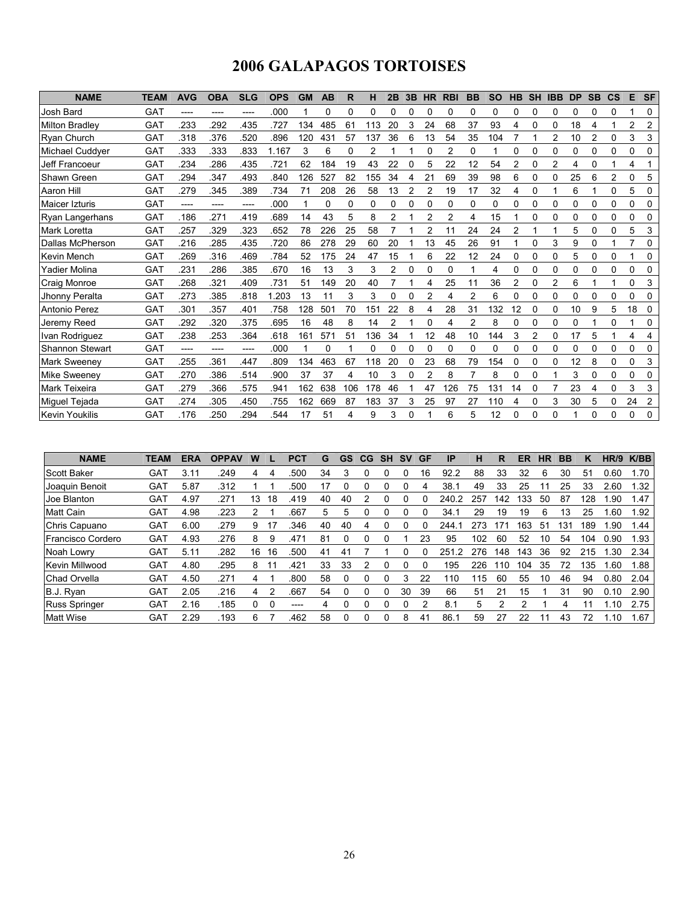# 2006 GALAPAGOS TORTOISES

| NAME | TEAM | AVG | OBA | SLG | OPS | GM | AB | R | H | 2B | 3B | HR | RBI | BB | SO | HB | SH | IBB | DP | SB | CS | E | SF |
|---|---|---|---|---|---|---|---|---|---|---|---|---|---|---|---|---|---|---|---|---|---|---|---|
| Josh Bard | GAT | ---- | ---- | ---- | .000 | 1 | 0 | 0 | 0 | 0 | 0 | 0 | 0 | 0 | 0 | 0 | 0 | 0 | 0 | 0 | 0 | 1 | 0 |
| Milton Bradley | GAT | .233 | .292 | .435 | .727 | 134 | 485 | 61 | 113 | 20 | 3 | 24 | 68 | 37 | 93 | 4 | 0 | 0 | 18 | 4 | 1 | 2 | 2 |
| Ryan Church | GAT | .318 | .376 | .520 | .896 | 120 | 431 | 57 | 137 | 36 | 6 | 13 | 54 | 35 | 104 | 7 | 1 | 2 | 10 | 2 | 0 | 3 | 3 |
| Michael Cuddyer | GAT | .333 | .333 | .833 | 1.167 | 3 | 6 | 0 | 2 | 1 | 1 | 0 | 2 | 0 | 1 | 0 | 0 | 0 | 0 | 0 | 0 | 0 | 0 |
| Jeff Francoeur | GAT | .234 | .286 | .435 | .721 | 62 | 184 | 19 | 43 | 22 | 0 | 5 | 22 | 12 | 54 | 2 | 0 | 2 | 4 | 0 | 1 | 4 | 1 |
| Shawn Green | GAT | .294 | .347 | .493 | .840 | 126 | 527 | 82 | 155 | 34 | 4 | 21 | 69 | 39 | 98 | 6 | 0 | 0 | 25 | 6 | 2 | 0 | 5 |
| Aaron Hill | GAT | .279 | .345 | .389 | .734 | 71 | 208 | 26 | 58 | 13 | 2 | 2 | 19 | 17 | 32 | 4 | 0 | 1 | 6 | 1 | 0 | 5 | 0 |
| Maicer Izturis | GAT | ---- | ---- | ---- | .000 | 1 | 0 | 0 | 0 | 0 | 0 | 0 | 0 | 0 | 0 | 0 | 0 | 0 | 0 | 0 | 0 | 0 | 0 |
| Ryan Langerhans | GAT | .186 | .271 | .419 | .689 | 14 | 43 | 5 | 8 | 2 | 1 | 2 | 2 | 4 | 15 | 1 | 0 | 0 | 0 | 0 | 0 | 0 | 0 |
| Mark Loretta | GAT | .257 | .329 | .323 | .652 | 78 | 226 | 25 | 58 | 7 | 1 | 2 | 11 | 24 | 24 | 2 | 1 | 1 | 5 | 0 | 0 | 5 | 3 |
| Dallas McPherson | GAT | .216 | .285 | .435 | .720 | 86 | 278 | 29 | 60 | 20 | 1 | 13 | 45 | 26 | 91 | 1 | 0 | 3 | 9 | 0 | 1 | 7 | 0 |
| Kevin Mench | GAT | .269 | .316 | .469 | .784 | 52 | 175 | 24 | 47 | 15 | 1 | 6 | 22 | 12 | 24 | 0 | 0 | 0 | 5 | 0 | 0 | 1 | 0 |
| Yadier Molina | GAT | .231 | .286 | .385 | .670 | 16 | 13 | 3 | 3 | 2 | 0 | 0 | 0 | 1 | 4 | 0 | 0 | 0 | 0 | 0 | 0 | 0 | 0 |
| Craig Monroe | GAT | .268 | .321 | .409 | .731 | 51 | 149 | 20 | 40 | 7 | 1 | 4 | 25 | 11 | 36 | 2 | 0 | 2 | 6 | 1 | 1 | 0 | 3 |
| Jhonny Peralta | GAT | .273 | .385 | .818 | 1.203 | 13 | 11 | 3 | 3 | 0 | 0 | 2 | 4 | 2 | 6 | 0 | 0 | 0 | 0 | 0 | 0 | 0 | 0 |
| Antonio Perez | GAT | .301 | .357 | .401 | .758 | 128 | 501 | 70 | 151 | 22 | 8 | 4 | 28 | 31 | 132 | 12 | 0 | 0 | 10 | 9 | 5 | 18 | 0 |
| Jeremy Reed | GAT | .292 | .320 | .375 | .695 | 16 | 48 | 8 | 14 | 2 | 1 | 0 | 4 | 2 | 8 | 0 | 0 | 0 | 0 | 1 | 0 | 1 | 0 |
| Ivan Rodriguez | GAT | .238 | .253 | .364 | .618 | 161 | 571 | 51 | 136 | 34 | 1 | 12 | 48 | 10 | 144 | 3 | 2 | 0 | 17 | 5 | 1 | 4 | 4 |
| Shannon Stewart | GAT | ---- | ---- | ---- | .000 | 1 | 0 | 1 | 0 | 0 | 0 | 0 | 0 | 0 | 0 | 0 | 0 | 0 | 0 | 0 | 0 | 0 | 0 |
| Mark Sweeney | GAT | .255 | .361 | .447 | .809 | 134 | 463 | 67 | 118 | 20 | 0 | 23 | 68 | 79 | 154 | 0 | 0 | 0 | 12 | 8 | 0 | 0 | 3 |
| Mike Sweeney | GAT | .270 | .386 | .514 | .900 | 37 | 37 | 4 | 10 | 3 | 0 | 2 | 8 | 7 | 8 | 0 | 0 | 1 | 3 | 0 | 0 | 0 | 0 |
| Mark Teixeira | GAT | .279 | .366 | .575 | .941 | 162 | 638 | 106 | 178 | 46 | 1 | 47 | 126 | 75 | 131 | 14 | 0 | 7 | 23 | 4 | 0 | 3 | 3 |
| Miguel Tejada | GAT | .274 | .305 | .450 | .755 | 162 | 669 | 87 | 183 | 37 | 3 | 25 | 97 | 27 | 110 | 4 | 0 | 3 | 30 | 5 | 0 | 24 | 2 |
| Kevin Youkilis | GAT | .176 | .250 | .294 | .544 | 17 | 51 | 4 | 9 | 3 | 0 | 1 | 6 | 5 | 12 | 0 | 0 | 0 | 1 | 0 | 0 | 0 | 0 |

| NAME | TEAM | ERA | OPPAV | W | L | PCT | G | GS | CG | SH | SV | GF | IP | H | R | ER | HR | BB | K | HR/9 | K/BB |
|---|---|---|---|---|---|---|---|---|---|---|---|---|---|---|---|---|---|---|---|---|---|
| Scott Baker | GAT | 3.11 | .249 | 4 | 4 | .500 | 34 | 3 | 0 | 0 | 0 | 16 | 92.2 | 88 | 33 | 32 | 6 | 30 | 51 | 0.60 | 1.70 |
| Joaquin Benoit | GAT | 5.87 | .312 | 1 | 1 | .500 | 17 | 0 | 0 | 0 | 0 | 4 | 38.1 | 49 | 33 | 25 | 11 | 25 | 33 | 2.60 | 1.32 |
| Joe Blanton | GAT | 4.97 | .271 | 13 | 18 | .419 | 40 | 40 | 2 | 0 | 0 | 0 | 240.2 | 257 | 142 | 133 | 50 | 87 | 128 | 1.90 | 1.47 |
| Matt Cain | GAT | 4.98 | .223 | 2 | 1 | .667 | 5 | 5 | 0 | 0 | 0 | 0 | 34.1 | 29 | 19 | 19 | 6 | 13 | 25 | 1.60 | 1.92 |
| Chris Capuano | GAT | 6.00 | .279 | 9 | 17 | .346 | 40 | 40 | 4 | 0 | 0 | 0 | 244.1 | 273 | 171 | 163 | 51 | 131 | 189 | 1.90 | 1.44 |
| Francisco Cordero | GAT | 4.93 | .276 | 8 | 9 | .471 | 81 | 0 | 0 | 0 | 1 | 23 | 95 | 102 | 60 | 52 | 10 | 54 | 104 | 0.90 | 1.93 |
| Noah Lowry | GAT | 5.11 | .282 | 16 | 16 | .500 | 41 | 41 | 7 | 1 | 0 | 0 | 251.2 | 276 | 148 | 143 | 36 | 92 | 215 | 1.30 | 2.34 |
| Kevin Millwood | GAT | 4.80 | .295 | 8 | 11 | .421 | 33 | 33 | 2 | 0 | 0 | 0 | 195 | 226 | 110 | 104 | 35 | 72 | 135 | 1.60 | 1.88 |
| Chad Orvella | GAT | 4.50 | .271 | 4 | 1 | .800 | 58 | 0 | 0 | 0 | 3 | 22 | 110 | 115 | 60 | 55 | 10 | 46 | 94 | 0.80 | 2.04 |
| B.J. Ryan | GAT | 2.05 | .216 | 4 | 2 | .667 | 54 | 0 | 0 | 0 | 30 | 39 | 66 | 51 | 21 | 15 | 1 | 31 | 90 | 0.10 | 2.90 |
| Russ Springer | GAT | 2.16 | .185 | 0 | 0 | ---- | 4 | 0 | 0 | 0 | 0 | 2 | 8.1 | 5 | 2 | 2 | 1 | 4 | 11 | 1.10 | 2.75 |
| Matt Wise | GAT | 2.29 | .193 | 6 | 7 | .462 | 58 | 0 | 0 | 0 | 8 | 41 | 86.1 | 59 | 27 | 22 | 11 | 43 | 72 | 1.10 | 1.67 |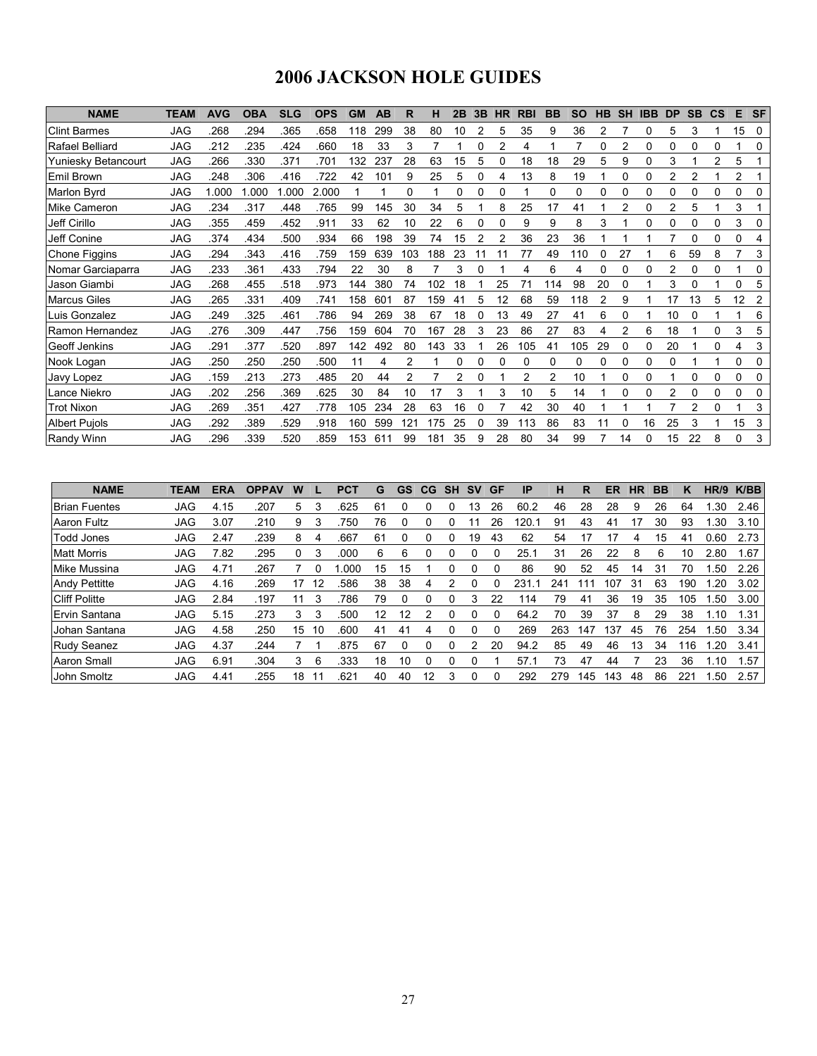# 2006 JACKSON HOLE GUIDES

| NAME | TEAM | AVG | OBA | SLG | OPS | GM | AB | R | H | 2B | 3B | HR | RBI | BB | SO | HB | SH | IBB | DP | SB | CS | E | SF |
|---|---|---|---|---|---|---|---|---|---|---|---|---|---|---|---|---|---|---|---|---|---|---|---|
| Clint Barmes | JAG | .268 | .294 | .365 | .658 | 118 | 299 | 38 | 80 | 10 | 2 | 5 | 35 | 9 | 36 | 2 | 7 | 0 | 5 | 3 | 1 | 15 | 0 |
| Rafael Belliard | JAG | .212 | .235 | .424 | .660 | 18 | 33 | 3 | 7 | 1 | 0 | 2 | 4 | 1 | 7 | 0 | 2 | 0 | 0 | 0 | 0 | 1 | 0 |
| Yuniesky Betancourt | JAG | .266 | .330 | .371 | .701 | 132 | 237 | 28 | 63 | 15 | 5 | 0 | 18 | 18 | 29 | 5 | 9 | 0 | 3 | 1 | 2 | 5 | 1 |
| Emil Brown | JAG | .248 | .306 | .416 | .722 | 42 | 101 | 9 | 25 | 5 | 0 | 4 | 13 | 8 | 19 | 1 | 0 | 0 | 2 | 2 | 1 | 2 | 1 |
| Marlon Byrd | JAG | 1.000 | 1.000 | 1.000 | 2.000 | 1 | 1 | 0 | 1 | 0 | 0 | 0 | 1 | 0 | 0 | 0 | 0 | 0 | 0 | 0 | 0 | 0 | 0 |
| Mike Cameron | JAG | .234 | .317 | .448 | .765 | 99 | 145 | 30 | 34 | 5 | 1 | 8 | 25 | 17 | 41 | 1 | 2 | 0 | 2 | 5 | 1 | 3 | 1 |
| Jeff Cirillo | JAG | .355 | .459 | .452 | .911 | 33 | 62 | 10 | 22 | 6 | 0 | 0 | 9 | 9 | 8 | 3 | 1 | 0 | 0 | 0 | 0 | 3 | 0 |
| Jeff Conine | JAG | .374 | .434 | .500 | .934 | 66 | 198 | 39 | 74 | 15 | 2 | 2 | 36 | 23 | 36 | 1 | 1 | 1 | 7 | 0 | 0 | 0 | 4 |
| Chone Figgins | JAG | .294 | .343 | .416 | .759 | 159 | 639 | 103 | 188 | 23 | 11 | 11 | 77 | 49 | 110 | 0 | 27 | 1 | 6 | 59 | 8 | 7 | 3 |
| Nomar Garciaparra | JAG | .233 | .361 | .433 | .794 | 22 | 30 | 8 | 7 | 3 | 0 | 1 | 4 | 6 | 4 | 0 | 0 | 0 | 2 | 0 | 0 | 1 | 0 |
| Jason Giambi | JAG | .268 | .455 | .518 | .973 | 144 | 380 | 74 | 102 | 18 | 1 | 25 | 71 | 114 | 98 | 20 | 0 | 1 | 3 | 0 | 1 | 0 | 5 |
| Marcus Giles | JAG | .265 | .331 | .409 | .741 | 158 | 601 | 87 | 159 | 41 | 5 | 12 | 68 | 59 | 118 | 2 | 9 | 1 | 17 | 13 | 5 | 12 | 2 |
| Luis Gonzalez | JAG | .249 | .325 | .461 | .786 | 94 | 269 | 38 | 67 | 18 | 0 | 13 | 49 | 27 | 41 | 6 | 0 | 1 | 10 | 0 | 1 | 1 | 6 |
| Ramon Hernandez | JAG | .276 | .309 | .447 | .756 | 159 | 604 | 70 | 167 | 28 | 3 | 23 | 86 | 27 | 83 | 4 | 2 | 6 | 18 | 1 | 0 | 3 | 5 |
| Geoff Jenkins | JAG | .291 | .377 | .520 | .897 | 142 | 492 | 80 | 143 | 33 | 1 | 26 | 105 | 41 | 105 | 29 | 0 | 0 | 20 | 1 | 0 | 4 | 3 |
| Nook Logan | JAG | .250 | .250 | .250 | .500 | 11 | 4 | 2 | 1 | 0 | 0 | 0 | 0 | 0 | 0 | 0 | 0 | 0 | 0 | 1 | 1 | 0 | 0 |
| Javy Lopez | JAG | .159 | .213 | .273 | .485 | 20 | 44 | 2 | 7 | 2 | 0 | 1 | 2 | 2 | 10 | 1 | 0 | 0 | 1 | 0 | 0 | 0 | 0 |
| Lance Niekro | JAG | .202 | .256 | .369 | .625 | 30 | 84 | 10 | 17 | 3 | 1 | 3 | 10 | 5 | 14 | 1 | 0 | 0 | 2 | 0 | 0 | 0 | 0 |
| Trot Nixon | JAG | .269 | .351 | .427 | .778 | 105 | 234 | 28 | 63 | 16 | 0 | 7 | 42 | 30 | 40 | 1 | 1 | 1 | 7 | 2 | 0 | 1 | 3 |
| Albert Pujols | JAG | .292 | .389 | .529 | .918 | 160 | 599 | 121 | 175 | 25 | 0 | 39 | 113 | 86 | 83 | 11 | 0 | 16 | 25 | 3 | 1 | 15 | 3 |
| Randy Winn | JAG | .296 | .339 | .520 | .859 | 153 | 611 | 99 | 181 | 35 | 9 | 28 | 80 | 34 | 99 | 7 | 14 | 0 | 15 | 22 | 8 | 0 | 3 |

| NAME | TEAM | ERA | OPPAV | W | L | PCT | G | GS | CG | SH | SV | GF | IP | H | R | ER | HR | BB | K | HR/9 | K/BB |
|---|---|---|---|---|---|---|---|---|---|---|---|---|---|---|---|---|---|---|---|---|---|
| Brian Fuentes | JAG | 4.15 | .207 | 5 | 3 | .625 | 61 | 0 | 0 | 0 | 13 | 26 | 60.2 | 46 | 28 | 28 | 9 | 26 | 64 | 1.30 | 2.46 |
| Aaron Fultz | JAG | 3.07 | .210 | 9 | 3 | .750 | 76 | 0 | 0 | 0 | 11 | 26 | 120.1 | 91 | 43 | 41 | 17 | 30 | 93 | 1.30 | 3.10 |
| Todd Jones | JAG | 2.47 | .239 | 8 | 4 | .667 | 61 | 0 | 0 | 0 | 19 | 43 | 62 | 54 | 17 | 17 | 4 | 15 | 41 | 0.60 | 2.73 |
| Matt Morris | JAG | 7.82 | .295 | 0 | 3 | .000 | 6 | 6 | 0 | 0 | 0 | 0 | 25.1 | 31 | 26 | 22 | 8 | 6 | 10 | 2.80 | 1.67 |
| Mike Mussina | JAG | 4.71 | .267 | 7 | 0 | 1.000 | 15 | 15 | 1 | 0 | 0 | 0 | 86 | 90 | 52 | 45 | 14 | 31 | 70 | 1.50 | 2.26 |
| Andy Pettitte | JAG | 4.16 | .269 | 17 | 12 | .586 | 38 | 38 | 4 | 2 | 0 | 0 | 231.1 | 241 | 111 | 107 | 31 | 63 | 190 | 1.20 | 3.02 |
| Cliff Politte | JAG | 2.84 | .197 | 11 | 3 | .786 | 79 | 0 | 0 | 0 | 3 | 22 | 114 | 79 | 41 | 36 | 19 | 35 | 105 | 1.50 | 3.00 |
| Ervin Santana | JAG | 5.15 | .273 | 3 | 3 | .500 | 12 | 12 | 2 | 0 | 0 | 0 | 64.2 | 70 | 39 | 37 | 8 | 29 | 38 | 1.10 | 1.31 |
| Johan Santana | JAG | 4.58 | .250 | 15 | 10 | .600 | 41 | 41 | 4 | 0 | 0 | 0 | 269 | 263 | 147 | 137 | 45 | 76 | 254 | 1.50 | 3.34 |
| Rudy Seanez | JAG | 4.37 | .244 | 7 | 1 | .875 | 67 | 0 | 0 | 0 | 2 | 20 | 94.2 | 85 | 49 | 46 | 13 | 34 | 116 | 1.20 | 3.41 |
| Aaron Small | JAG | 6.91 | .304 | 3 | 6 | .333 | 18 | 10 | 0 | 0 | 0 | 1 | 57.1 | 73 | 47 | 44 | 7 | 23 | 36 | 1.10 | 1.57 |
| John Smoltz | JAG | 4.41 | .255 | 18 | 11 | .621 | 40 | 40 | 12 | 3 | 0 | 0 | 292 | 279 | 145 | 143 | 48 | 86 | 221 | 1.50 | 2.57 |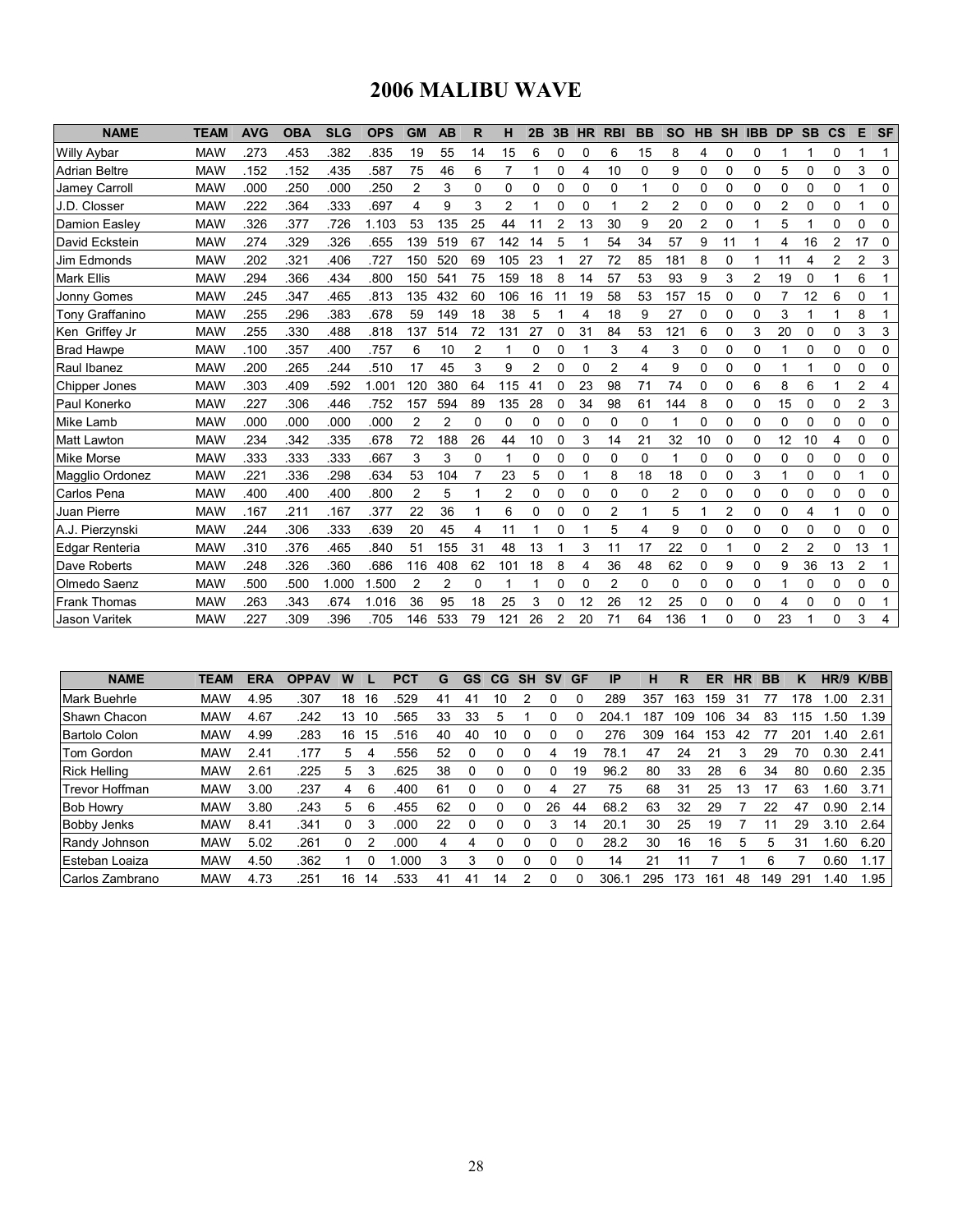# 2006 MALIBU WAVE

| NAME | TEAM | AVG | OBA | SLG | OPS | GM | AB | R | H | 2B | 3B | HR | RBI | BB | SO | HB | SH | IBB | DP | SB | CS | E | SF |
|---|---|---|---|---|---|---|---|---|---|---|---|---|---|---|---|---|---|---|---|---|---|---|---|
| Willy Aybar | MAW | .273 | .453 | .382 | .835 | 19 | 55 | 14 | 15 | 6 | 0 | 0 | 6 | 15 | 8 | 4 | 0 | 0 | 1 | 1 | 0 | 1 | 1 |
| Adrian Beltre | MAW | .152 | .152 | .435 | .587 | 75 | 46 | 6 | 7 | 1 | 0 | 4 | 10 | 0 | 9 | 0 | 0 | 0 | 5 | 0 | 0 | 3 | 0 |
| Jamey Carroll | MAW | .000 | .250 | .000 | .250 | 2 | 3 | 0 | 0 | 0 | 0 | 0 | 0 | 1 | 0 | 0 | 0 | 0 | 0 | 0 | 0 | 1 | 0 |
| J.D. Closser | MAW | .222 | .364 | .333 | .697 | 4 | 9 | 3 | 2 | 1 | 0 | 0 | 1 | 2 | 2 | 0 | 0 | 0 | 2 | 0 | 0 | 1 | 0 |
| Damion Easley | MAW | .326 | .377 | .726 | 1.103 | 53 | 135 | 25 | 44 | 11 | 2 | 13 | 30 | 9 | 20 | 2 | 0 | 1 | 5 | 1 | 0 | 0 | 0 |
| David Eckstein | MAW | .274 | .329 | .326 | .655 | 139 | 519 | 67 | 142 | 14 | 5 | 1 | 54 | 34 | 57 | 9 | 11 | 1 | 4 | 16 | 2 | 17 | 0 |
| Jim Edmonds | MAW | .202 | .321 | .406 | .727 | 150 | 520 | 69 | 105 | 23 | 1 | 27 | 72 | 85 | 181 | 8 | 0 | 1 | 11 | 4 | 2 | 2 | 3 |
| Mark Ellis | MAW | .294 | .366 | .434 | .800 | 150 | 541 | 75 | 159 | 18 | 8 | 14 | 57 | 53 | 93 | 9 | 3 | 2 | 19 | 0 | 1 | 6 | 1 |
| Jonny Gomes | MAW | .245 | .347 | .465 | .813 | 135 | 432 | 60 | 106 | 16 | 11 | 19 | 58 | 53 | 157 | 15 | 0 | 0 | 7 | 12 | 6 | 0 | 1 |
| Tony Graffanino | MAW | .255 | .296 | .383 | .678 | 59 | 149 | 18 | 38 | 5 | 1 | 4 | 18 | 9 | 27 | 0 | 0 | 0 | 3 | 1 | 1 | 8 | 1 |
| Ken Griffey Jr | MAW | .255 | .330 | .488 | .818 | 137 | 514 | 72 | 131 | 27 | 0 | 31 | 84 | 53 | 121 | 6 | 0 | 3 | 20 | 0 | 0 | 3 | 3 |
| Brad Hawpe | MAW | .100 | .357 | .400 | .757 | 6 | 10 | 2 | 1 | 0 | 0 | 1 | 3 | 4 | 3 | 0 | 0 | 0 | 1 | 0 | 0 | 0 | 0 |
| Raul Ibanez | MAW | .200 | .265 | .244 | .510 | 17 | 45 | 3 | 9 | 2 | 0 | 0 | 2 | 4 | 9 | 0 | 0 | 0 | 1 | 1 | 0 | 0 | 0 |
| Chipper Jones | MAW | .303 | .409 | .592 | 1.001 | 120 | 380 | 64 | 115 | 41 | 0 | 23 | 98 | 71 | 74 | 0 | 0 | 6 | 8 | 6 | 1 | 2 | 4 |
| Paul Konerko | MAW | .227 | .306 | .446 | .752 | 157 | 594 | 89 | 135 | 28 | 0 | 34 | 98 | 61 | 144 | 8 | 0 | 0 | 15 | 0 | 0 | 2 | 3 |
| Mike Lamb | MAW | .000 | .000 | .000 | .000 | 2 | 2 | 0 | 0 | 0 | 0 | 0 | 0 | 0 | 1 | 0 | 0 | 0 | 0 | 0 | 0 | 0 | 0 |
| Matt Lawton | MAW | .234 | .342 | .335 | .678 | 72 | 188 | 26 | 44 | 10 | 0 | 3 | 14 | 21 | 32 | 10 | 0 | 0 | 12 | 10 | 4 | 0 | 0 |
| Mike Morse | MAW | .333 | .333 | .333 | .667 | 3 | 3 | 0 | 1 | 0 | 0 | 0 | 0 | 0 | 1 | 0 | 0 | 0 | 0 | 0 | 0 | 0 | 0 |
| Magglio Ordonez | MAW | .221 | .336 | .298 | .634 | 53 | 104 | 7 | 23 | 5 | 0 | 1 | 8 | 18 | 18 | 0 | 0 | 3 | 1 | 0 | 0 | 1 | 0 |
| Carlos Pena | MAW | .400 | .400 | .400 | .800 | 2 | 5 | 1 | 2 | 0 | 0 | 0 | 0 | 0 | 2 | 0 | 0 | 0 | 0 | 0 | 0 | 0 | 0 |
| Juan Pierre | MAW | .167 | .211 | .167 | .377 | 22 | 36 | 1 | 6 | 0 | 0 | 0 | 2 | 1 | 5 | 1 | 2 | 0 | 0 | 4 | 1 | 0 | 0 |
| A.J. Pierzynski | MAW | .244 | .306 | .333 | .639 | 20 | 45 | 4 | 11 | 1 | 0 | 1 | 5 | 4 | 9 | 0 | 0 | 0 | 0 | 0 | 0 | 0 | 0 |
| Edgar Renteria | MAW | .310 | .376 | .465 | .840 | 51 | 155 | 31 | 48 | 13 | 1 | 3 | 11 | 17 | 22 | 0 | 1 | 0 | 2 | 2 | 0 | 13 | 1 |
| Dave Roberts | MAW | .248 | .326 | .360 | .686 | 116 | 408 | 62 | 101 | 18 | 8 | 4 | 36 | 48 | 62 | 0 | 9 | 0 | 9 | 36 | 13 | 2 | 1 |
| Olmedo Saenz | MAW | .500 | .500 | 1.000 | 1.500 | 2 | 2 | 0 | 1 | 1 | 0 | 0 | 2 | 0 | 0 | 0 | 0 | 0 | 1 | 0 | 0 | 0 | 0 |
| Frank Thomas | MAW | .263 | .343 | .674 | 1.016 | 36 | 95 | 18 | 25 | 3 | 0 | 12 | 26 | 12 | 25 | 0 | 0 | 0 | 4 | 0 | 0 | 0 | 1 |
| Jason Varitek | MAW | .227 | .309 | .396 | .705 | 146 | 533 | 79 | 121 | 26 | 2 | 20 | 71 | 64 | 136 | 1 | 0 | 0 | 23 | 1 | 0 | 3 | 4 |

| NAME | TEAM | ERA | OPPAV | W | L | PCT | G | GS | CG | SH | SV | GF | IP | H | R | ER | HR | BB | K | HR/9 | K/BB |
|---|---|---|---|---|---|---|---|---|---|---|---|---|---|---|---|---|---|---|---|---|---|
| Mark Buehrle | MAW | 4.95 | .307 | 18 | 16 | .529 | 41 | 41 | 10 | 2 | 0 | 0 | 289 | 357 | 163 | 159 | 31 | 77 | 178 | 1.00 | 2.31 |
| Shawn Chacon | MAW | 4.67 | .242 | 13 | 10 | .565 | 33 | 33 | 5 | 1 | 0 | 0 | 204.1 | 187 | 109 | 106 | 34 | 83 | 115 | 1.50 | 1.39 |
| Bartolo Colon | MAW | 4.99 | .283 | 16 | 15 | .516 | 40 | 40 | 10 | 0 | 0 | 0 | 276 | 309 | 164 | 153 | 42 | 77 | 201 | 1.40 | 2.61 |
| Tom Gordon | MAW | 2.41 | .177 | 5 | 4 | .556 | 52 | 0 | 0 | 0 | 4 | 19 | 78.1 | 47 | 24 | 21 | 3 | 29 | 70 | 0.30 | 2.41 |
| Rick Helling | MAW | 2.61 | .225 | 5 | 3 | .625 | 38 | 0 | 0 | 0 | 0 | 19 | 96.2 | 80 | 33 | 28 | 6 | 34 | 80 | 0.60 | 2.35 |
| Trevor Hoffman | MAW | 3.00 | .237 | 4 | 6 | .400 | 61 | 0 | 0 | 0 | 4 | 27 | 75 | 68 | 31 | 25 | 13 | 17 | 63 | 1.60 | 3.71 |
| Bob Howry | MAW | 3.80 | .243 | 5 | 6 | .455 | 62 | 0 | 0 | 0 | 26 | 44 | 68.2 | 63 | 32 | 29 | 7 | 22 | 47 | 0.90 | 2.14 |
| Bobby Jenks | MAW | 8.41 | .341 | 0 | 3 | .000 | 22 | 0 | 0 | 0 | 3 | 14 | 20.1 | 30 | 25 | 19 | 7 | 11 | 29 | 3.10 | 2.64 |
| Randy Johnson | MAW | 5.02 | .261 | 0 | 2 | .000 | 4 | 4 | 0 | 0 | 0 | 0 | 28.2 | 30 | 16 | 16 | 5 | 5 | 31 | 1.60 | 6.20 |
| Esteban Loaiza | MAW | 4.50 | .362 | 1 | 0 | 1.000 | 3 | 3 | 0 | 0 | 0 | 0 | 14 | 21 | 11 | 7 | 1 | 6 | 7 | 0.60 | 1.17 |
| Carlos Zambrano | MAW | 4.73 | .251 | 16 | 14 | .533 | 41 | 41 | 14 | 2 | 0 | 0 | 306.1 | 295 | 173 | 161 | 48 | 149 | 291 | 1.40 | 1.95 |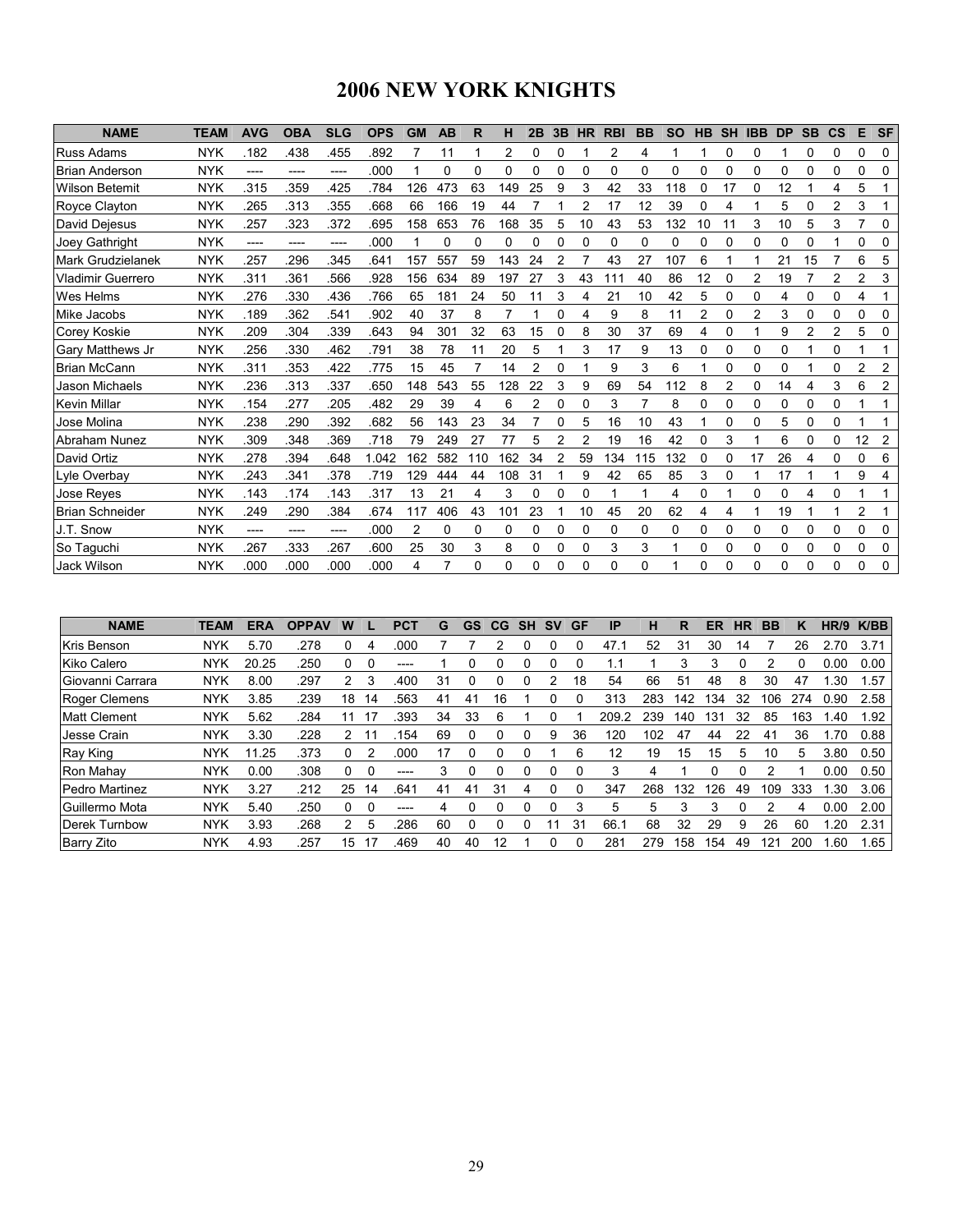# 2006 NEW YORK KNIGHTS

| NAME | TEAM | AVG | OBA | SLG | OPS | GM | AB | R | H | 2B | 3B | HR | RBI | BB | SO | HB | SH | IBB | DP | SB | CS | E | SF |
|---|---|---|---|---|---|---|---|---|---|---|---|---|---|---|---|---|---|---|---|---|---|---|---|
| Russ Adams | NYK | .182 | .438 | .455 | .892 | 7 | 11 | 1 | 2 | 0 | 0 | 1 | 2 | 4 | 1 | 1 | 0 | 0 | 1 | 0 | 0 | 0 | 0 |
| Brian Anderson | NYK | ---- | ---- | ---- | .000 | 1 | 0 | 0 | 0 | 0 | 0 | 0 | 0 | 0 | 0 | 0 | 0 | 0 | 0 | 0 | 0 | 0 | 0 |
| Wilson Betemit | NYK | .315 | .359 | .425 | .784 | 126 | 473 | 63 | 149 | 25 | 9 | 3 | 42 | 33 | 118 | 0 | 17 | 0 | 12 | 1 | 4 | 5 | 1 |
| Royce Clayton | NYK | .265 | .313 | .355 | .668 | 66 | 166 | 19 | 44 | 7 | 1 | 2 | 17 | 12 | 39 | 0 | 4 | 1 | 5 | 0 | 2 | 3 | 1 |
| David Dejesus | NYK | .257 | .323 | .372 | .695 | 158 | 653 | 76 | 168 | 35 | 5 | 10 | 43 | 53 | 132 | 10 | 11 | 3 | 10 | 5 | 3 | 7 | 0 |
| Joey Gathright | NYK | ---- | ---- | ---- | .000 | 1 | 0 | 0 | 0 | 0 | 0 | 0 | 0 | 0 | 0 | 0 | 0 | 0 | 0 | 0 | 1 | 0 | 0 |
| Mark Grudzielanek | NYK | .257 | .296 | .345 | .641 | 157 | 557 | 59 | 143 | 24 | 2 | 7 | 43 | 27 | 107 | 6 | 1 | 1 | 21 | 15 | 7 | 6 | 5 |
| Vladimir Guerrero | NYK | .311 | .361 | .566 | .928 | 156 | 634 | 89 | 197 | 27 | 3 | 43 | 111 | 40 | 86 | 12 | 0 | 2 | 19 | 7 | 2 | 2 | 3 |
| Wes Helms | NYK | .276 | .330 | .436 | .766 | 65 | 181 | 24 | 50 | 11 | 3 | 4 | 21 | 10 | 42 | 5 | 0 | 0 | 4 | 0 | 0 | 4 | 1 |
| Mike Jacobs | NYK | .189 | .362 | .541 | .902 | 40 | 37 | 8 | 7 | 1 | 0 | 4 | 9 | 8 | 11 | 2 | 0 | 2 | 3 | 0 | 0 | 0 | 0 |
| Corey Koskie | NYK | .209 | .304 | .339 | .643 | 94 | 301 | 32 | 63 | 15 | 0 | 8 | 30 | 37 | 69 | 4 | 0 | 1 | 9 | 2 | 2 | 5 | 0 |
| Gary Matthews Jr | NYK | .256 | .330 | .462 | .791 | 38 | 78 | 11 | 20 | 5 | 1 | 3 | 17 | 9 | 13 | 0 | 0 | 0 | 0 | 1 | 0 | 1 | 1 |
| Brian McCann | NYK | .311 | .353 | .422 | .775 | 15 | 45 | 7 | 14 | 2 | 0 | 1 | 9 | 3 | 6 | 1 | 0 | 0 | 0 | 1 | 0 | 2 | 2 |
| Jason Michaels | NYK | .236 | .313 | .337 | .650 | 148 | 543 | 55 | 128 | 22 | 3 | 9 | 69 | 54 | 112 | 8 | 2 | 0 | 14 | 4 | 3 | 6 | 2 |
| Kevin Millar | NYK | .154 | .277 | .205 | .482 | 29 | 39 | 4 | 6 | 2 | 0 | 0 | 3 | 7 | 8 | 0 | 0 | 0 | 0 | 0 | 0 | 1 | 1 |
| Jose Molina | NYK | .238 | .290 | .392 | .682 | 56 | 143 | 23 | 34 | 7 | 0 | 5 | 16 | 10 | 43 | 1 | 0 | 0 | 5 | 0 | 0 | 1 | 1 |
| Abraham Nunez | NYK | .309 | .348 | .369 | .718 | 79 | 249 | 27 | 77 | 5 | 2 | 2 | 19 | 16 | 42 | 0 | 3 | 1 | 6 | 0 | 0 | 12 | 2 |
| David Ortiz | NYK | .278 | .394 | .648 | 1.042 | 162 | 582 | 110 | 162 | 34 | 2 | 59 | 134 | 115 | 132 | 0 | 0 | 17 | 26 | 4 | 0 | 0 | 6 |
| Lyle Overbay | NYK | .243 | .341 | .378 | .719 | 129 | 444 | 44 | 108 | 31 | 1 | 9 | 42 | 65 | 85 | 3 | 0 | 1 | 17 | 1 | 1 | 9 | 4 |
| Jose Reyes | NYK | .143 | .174 | .143 | .317 | 13 | 21 | 4 | 3 | 0 | 0 | 0 | 1 | 1 | 4 | 0 | 1 | 0 | 0 | 4 | 0 | 1 | 1 |
| Brian Schneider | NYK | .249 | .290 | .384 | .674 | 117 | 406 | 43 | 101 | 23 | 1 | 10 | 45 | 20 | 62 | 4 | 4 | 1 | 19 | 1 | 1 | 2 | 1 |
| J.T. Snow | NYK | ---- | ---- | ---- | .000 | 2 | 0 | 0 | 0 | 0 | 0 | 0 | 0 | 0 | 0 | 0 | 0 | 0 | 0 | 0 | 0 | 0 | 0 |
| So Taguchi | NYK | .267 | .333 | .267 | .600 | 25 | 30 | 3 | 8 | 0 | 0 | 0 | 3 | 3 | 1 | 0 | 0 | 0 | 0 | 0 | 0 | 0 | 0 |
| Jack Wilson | NYK | .000 | .000 | .000 | .000 | 4 | 7 | 0 | 0 | 0 | 0 | 0 | 0 | 0 | 1 | 0 | 0 | 0 | 0 | 0 | 0 | 0 | 0 |

| NAME | TEAM | ERA | OPPAV | W | L | PCT | G | GS | CG | SH | SV | GF | IP | H | R | ER | HR | BB | K | HR/9 | K/BB |
|---|---|---|---|---|---|---|---|---|---|---|---|---|---|---|---|---|---|---|---|---|---|
| Kris Benson | NYK | 5.70 | .278 | 0 | 4 | .000 | 7 | 7 | 2 | 0 | 0 | 0 | 47.1 | 52 | 31 | 30 | 14 | 7 | 26 | 2.70 | 3.71 |
| Kiko Calero | NYK | 20.25 | .250 | 0 | 0 | ---- | 1 | 0 | 0 | 0 | 0 | 0 | 1.1 | 1 | 3 | 3 | 0 | 2 | 0 | 0.00 | 0.00 |
| Giovanni Carrara | NYK | 8.00 | .297 | 2 | 3 | .400 | 31 | 0 | 0 | 0 | 2 | 18 | 54 | 66 | 51 | 48 | 8 | 30 | 47 | 1.30 | 1.57 |
| Roger Clemens | NYK | 3.85 | .239 | 18 | 14 | .563 | 41 | 41 | 16 | 1 | 0 | 0 | 313 | 283 | 142 | 134 | 32 | 106 | 274 | 0.90 | 2.58 |
| Matt Clement | NYK | 5.62 | .284 | 11 | 17 | .393 | 34 | 33 | 6 | 1 | 0 | 1 | 209.2 | 239 | 140 | 131 | 32 | 85 | 163 | 1.40 | 1.92 |
| Jesse Crain | NYK | 3.30 | .228 | 2 | 11 | .154 | 69 | 0 | 0 | 0 | 9 | 36 | 120 | 102 | 47 | 44 | 22 | 41 | 36 | 1.70 | 0.88 |
| Ray King | NYK | 11.25 | .373 | 0 | 2 | .000 | 17 | 0 | 0 | 0 | 1 | 6 | 12 | 19 | 15 | 15 | 5 | 10 | 5 | 3.80 | 0.50 |
| Ron Mahay | NYK | 0.00 | .308 | 0 | 0 | ---- | 3 | 0 | 0 | 0 | 0 | 0 | 3 | 4 | 1 | 0 | 0 | 2 | 1 | 0.00 | 0.50 |
| Pedro Martinez | NYK | 3.27 | .212 | 25 | 14 | .641 | 41 | 41 | 31 | 4 | 0 | 0 | 347 | 268 | 132 | 126 | 49 | 109 | 333 | 1.30 | 3.06 |
| Guillermo Mota | NYK | 5.40 | .250 | 0 | 0 | ---- | 4 | 0 | 0 | 0 | 0 | 3 | 5 | 5 | 3 | 3 | 0 | 2 | 4 | 0.00 | 2.00 |
| Derek Turnbow | NYK | 3.93 | .268 | 2 | 5 | .286 | 60 | 0 | 0 | 0 | 11 | 31 | 66.1 | 68 | 32 | 29 | 9 | 26 | 60 | 1.20 | 2.31 |
| Barry Zito | NYK | 4.93 | .257 | 15 | 17 | .469 | 40 | 40 | 12 | 1 | 0 | 0 | 281 | 279 | 158 | 154 | 49 | 121 | 200 | 1.60 | 1.65 |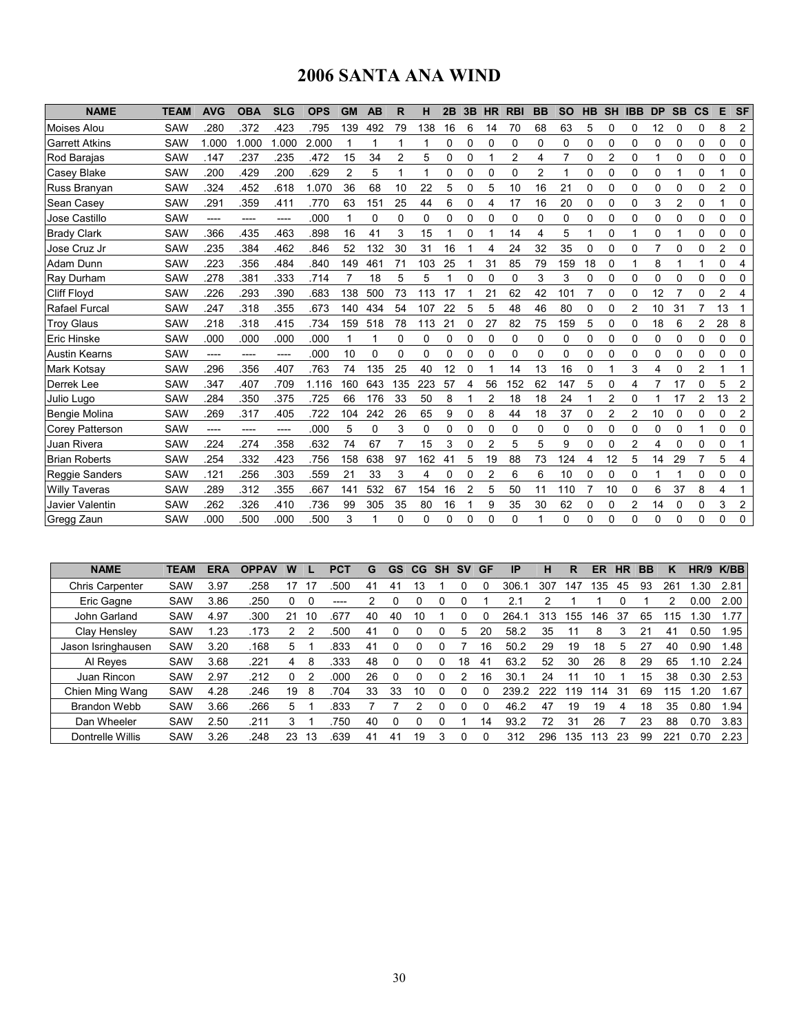# 2006 SANTA ANA WIND

| NAME | TEAM | AVG | OBA | SLG | OPS | GM | AB | R | H | 2B | 3B | HR | RBI | BB | SO | HB | SH | IBB | DP | SB | CS | E | SF |
|---|---|---|---|---|---|---|---|---|---|---|---|---|---|---|---|---|---|---|---|---|---|---|---|
| Moises Alou | SAW | .280 | .372 | .423 | .795 | 139 | 492 | 79 | 138 | 16 | 6 | 14 | 70 | 68 | 63 | 5 | 0 | 0 | 12 | 0 | 0 | 8 | 2 |
| Garrett Atkins | SAW | 1.000 | 1.000 | 1.000 | 2.000 | 1 | 1 | 1 | 1 | 0 | 0 | 0 | 0 | 0 | 0 | 0 | 0 | 0 | 0 | 0 | 0 | 0 | 0 |
| Rod Barajas | SAW | .147 | .237 | .235 | .472 | 15 | 34 | 2 | 5 | 0 | 0 | 1 | 2 | 4 | 7 | 0 | 2 | 0 | 1 | 0 | 0 | 0 | 0 |
| Casey Blake | SAW | .200 | .429 | .200 | .629 | 2 | 5 | 1 | 1 | 0 | 0 | 0 | 0 | 2 | 1 | 0 | 0 | 0 | 0 | 1 | 0 | 1 | 0 |
| Russ Branyan | SAW | .324 | .452 | .618 | 1.070 | 36 | 68 | 10 | 22 | 5 | 0 | 5 | 10 | 16 | 21 | 0 | 0 | 0 | 0 | 0 | 0 | 2 | 0 |
| Sean Casey | SAW | .291 | .359 | .411 | .770 | 63 | 151 | 25 | 44 | 6 | 0 | 4 | 17 | 16 | 20 | 0 | 0 | 0 | 3 | 2 | 0 | 1 | 0 |
| Jose Castillo | SAW | ---- | ---- | ---- | .000 | 1 | 0 | 0 | 0 | 0 | 0 | 0 | 0 | 0 | 0 | 0 | 0 | 0 | 0 | 0 | 0 | 0 | 0 |
| Brady Clark | SAW | .366 | .435 | .463 | .898 | 16 | 41 | 3 | 15 | 1 | 0 | 1 | 14 | 4 | 5 | 1 | 0 | 1 | 0 | 1 | 0 | 0 | 0 |
| Jose Cruz Jr | SAW | .235 | .384 | .462 | .846 | 52 | 132 | 30 | 31 | 16 | 1 | 4 | 24 | 32 | 35 | 0 | 0 | 0 | 7 | 0 | 0 | 2 | 0 |
| Adam Dunn | SAW | .223 | .356 | .484 | .840 | 149 | 461 | 71 | 103 | 25 | 1 | 31 | 85 | 79 | 159 | 18 | 0 | 1 | 8 | 1 | 1 | 0 | 4 |
| Ray Durham | SAW | .278 | .381 | .333 | .714 | 7 | 18 | 5 | 5 | 1 | 0 | 0 | 0 | 3 | 3 | 0 | 0 | 0 | 0 | 0 | 0 | 0 | 0 |
| Cliff Floyd | SAW | .226 | .293 | .390 | .683 | 138 | 500 | 73 | 113 | 17 | 1 | 21 | 62 | 42 | 101 | 7 | 0 | 0 | 12 | 7 | 0 | 2 | 4 |
| Rafael Furcal | SAW | .247 | .318 | .355 | .673 | 140 | 434 | 54 | 107 | 22 | 5 | 5 | 48 | 46 | 80 | 0 | 0 | 2 | 10 | 31 | 7 | 13 | 1 |
| Troy Glaus | SAW | .218 | .318 | .415 | .734 | 159 | 518 | 78 | 113 | 21 | 0 | 27 | 82 | 75 | 159 | 5 | 0 | 0 | 18 | 6 | 2 | 28 | 8 |
| Eric Hinske | SAW | .000 | .000 | .000 | .000 | 1 | 1 | 0 | 0 | 0 | 0 | 0 | 0 | 0 | 0 | 0 | 0 | 0 | 0 | 0 | 0 | 0 | 0 |
| Austin Kearns | SAW | ---- | ---- | ---- | .000 | 10 | 0 | 0 | 0 | 0 | 0 | 0 | 0 | 0 | 0 | 0 | 0 | 0 | 0 | 0 | 0 | 0 | 0 |
| Mark Kotsay | SAW | .296 | .356 | .407 | .763 | 74 | 135 | 25 | 40 | 12 | 0 | 1 | 14 | 13 | 16 | 0 | 1 | 3 | 4 | 0 | 2 | 1 | 1 |
| Derrek Lee | SAW | .347 | .407 | .709 | 1.116 | 160 | 643 | 135 | 223 | 57 | 4 | 56 | 152 | 62 | 147 | 5 | 0 | 4 | 7 | 17 | 0 | 5 | 2 |
| Julio Lugo | SAW | .284 | .350 | .375 | .725 | 66 | 176 | 33 | 50 | 8 | 1 | 2 | 18 | 18 | 24 | 1 | 2 | 0 | 1 | 17 | 2 | 13 | 2 |
| Bengie Molina | SAW | .269 | .317 | .405 | .722 | 104 | 242 | 26 | 65 | 9 | 0 | 8 | 44 | 18 | 37 | 0 | 2 | 2 | 10 | 0 | 0 | 0 | 2 |
| Corey Patterson | SAW | ---- | ---- | ---- | .000 | 5 | 0 | 3 | 0 | 0 | 0 | 0 | 0 | 0 | 0 | 0 | 0 | 0 | 0 | 0 | 1 | 0 | 0 |
| Juan Rivera | SAW | .224 | .274 | .358 | .632 | 74 | 67 | 7 | 15 | 3 | 0 | 2 | 5 | 5 | 9 | 0 | 0 | 2 | 4 | 0 | 0 | 0 | 1 |
| Brian Roberts | SAW | .254 | .332 | .423 | .756 | 158 | 638 | 97 | 162 | 41 | 5 | 19 | 88 | 73 | 124 | 4 | 12 | 5 | 14 | 29 | 7 | 5 | 4 |
| Reggie Sanders | SAW | .121 | .256 | .303 | .559 | 21 | 33 | 3 | 4 | 0 | 0 | 2 | 6 | 6 | 10 | 0 | 0 | 0 | 1 | 1 | 0 | 0 | 0 |
| Willy Taveras | SAW | .289 | .312 | .355 | .667 | 141 | 532 | 67 | 154 | 16 | 2 | 5 | 50 | 11 | 110 | 7 | 10 | 0 | 6 | 37 | 8 | 4 | 1 |
| Javier Valentin | SAW | .262 | .326 | .410 | .736 | 99 | 305 | 35 | 80 | 16 | 1 | 9 | 35 | 30 | 62 | 0 | 0 | 2 | 14 | 0 | 0 | 3 | 2 |
| Gregg Zaun | SAW | .000 | .500 | .000 | .500 | 3 | 1 | 0 | 0 | 0 | 0 | 0 | 0 | 1 | 0 | 0 | 0 | 0 | 0 | 0 | 0 | 0 | 0 |

| NAME | TEAM | ERA | OPPAV | W | L | PCT | G | GS | CG | SH | SV | GF | IP | H | R | ER | HR | BB | K | HR/9 | K/BB |
|---|---|---|---|---|---|---|---|---|---|---|---|---|---|---|---|---|---|---|---|---|---|
| Chris Carpenter | SAW | 3.97 | .258 | 17 | 17 | .500 | 41 | 41 | 13 | 1 | 0 | 0 | 306.1 | 307 | 147 | 135 | 45 | 93 | 261 | 1.30 | 2.81 |
| Eric Gagne | SAW | 3.86 | .250 | 0 | 0 | ---- | 2 | 0 | 0 | 0 | 0 | 1 | 2.1 | 2 | 1 | 1 | 0 | 1 | 2 | 0.00 | 2.00 |
| John Garland | SAW | 4.97 | .300 | 21 | 10 | .677 | 40 | 40 | 10 | 1 | 0 | 0 | 264.1 | 313 | 155 | 146 | 37 | 65 | 115 | 1.30 | 1.77 |
| Clay Hensley | SAW | 1.23 | .173 | 2 | 2 | .500 | 41 | 0 | 0 | 0 | 5 | 20 | 58.2 | 35 | 11 | 8 | 3 | 21 | 41 | 0.50 | 1.95 |
| Jason Isringhausen | SAW | 3.20 | .168 | 5 | 1 | .833 | 41 | 0 | 0 | 0 | 7 | 16 | 50.2 | 29 | 19 | 18 | 5 | 27 | 40 | 0.90 | 1.48 |
| Al Reyes | SAW | 3.68 | .221 | 4 | 8 | .333 | 48 | 0 | 0 | 0 | 18 | 41 | 63.2 | 52 | 30 | 26 | 8 | 29 | 65 | 1.10 | 2.24 |
| Juan Rincon | SAW | 2.97 | .212 | 0 | 2 | .000 | 26 | 0 | 0 | 0 | 2 | 16 | 30.1 | 24 | 11 | 10 | 1 | 15 | 38 | 0.30 | 2.53 |
| Chien Ming Wang | SAW | 4.28 | .246 | 19 | 8 | .704 | 33 | 33 | 10 | 0 | 0 | 0 | 239.2 | 222 | 119 | 114 | 31 | 69 | 115 | 1.20 | 1.67 |
| Brandon Webb | SAW | 3.66 | .266 | 5 | 1 | .833 | 7 | 7 | 2 | 0 | 0 | 0 | 46.2 | 47 | 19 | 19 | 4 | 18 | 35 | 0.80 | 1.94 |
| Dan Wheeler | SAW | 2.50 | .211 | 3 | 1 | .750 | 40 | 0 | 0 | 0 | 1 | 14 | 93.2 | 72 | 31 | 26 | 7 | 23 | 88 | 0.70 | 3.83 |
| Dontrelle Willis | SAW | 3.26 | .248 | 23 | 13 | .639 | 41 | 41 | 19 | 3 | 0 | 0 | 312 | 296 | 135 | 113 | 23 | 99 | 221 | 0.70 | 2.23 |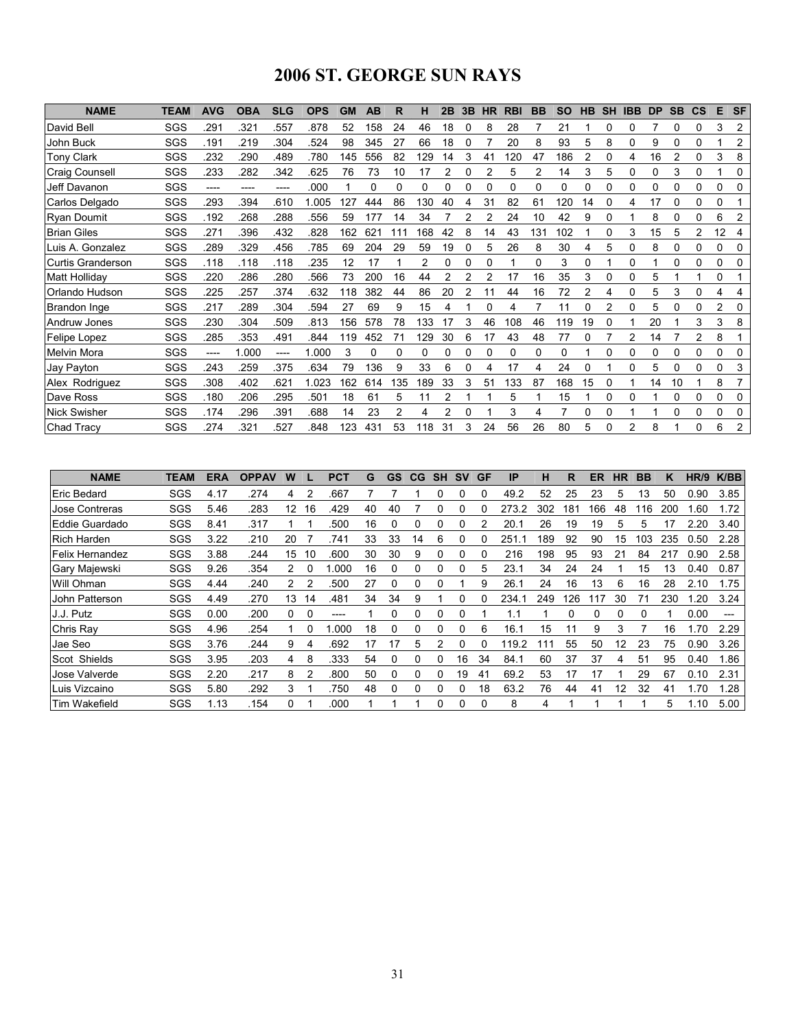# 2006 ST. GEORGE SUN RAYS

| NAME | TEAM | AVG | OBA | SLG | OPS | GM | AB | R | H | 2B | 3B | HR | RBI | BB | SO | HB | SH | IBB | DP | SB | CS | E | SF |
|---|---|---|---|---|---|---|---|---|---|---|---|---|---|---|---|---|---|---|---|---|---|---|---|
| David Bell | SGS | .291 | .321 | .557 | .878 | 52 | 158 | 24 | 46 | 18 | 0 | 8 | 28 | 7 | 21 | 1 | 0 | 0 | 7 | 0 | 0 | 3 | 2 |
| John Buck | SGS | .191 | .219 | .304 | .524 | 98 | 345 | 27 | 66 | 18 | 0 | 7 | 20 | 8 | 93 | 5 | 8 | 0 | 9 | 0 | 0 | 1 | 2 |
| Tony Clark | SGS | .232 | .290 | .489 | .780 | 145 | 556 | 82 | 129 | 14 | 3 | 41 | 120 | 47 | 186 | 2 | 0 | 4 | 16 | 2 | 0 | 3 | 8 |
| Craig Counsell | SGS | .233 | .282 | .342 | .625 | 76 | 73 | 10 | 17 | 2 | 0 | 2 | 5 | 2 | 14 | 3 | 5 | 0 | 0 | 3 | 0 | 1 | 0 |
| Jeff Davanon | SGS | ---- | ---- | ---- | .000 | 1 | 0 | 0 | 0 | 0 | 0 | 0 | 0 | 0 | 0 | 0 | 0 | 0 | 0 | 0 | 0 | 0 | 0 |
| Carlos Delgado | SGS | .293 | .394 | .610 | 1.005 | 127 | 444 | 86 | 130 | 40 | 4 | 31 | 82 | 61 | 120 | 14 | 0 | 4 | 17 | 0 | 0 | 0 | 1 |
| Ryan Doumit | SGS | .192 | .268 | .288 | .556 | 59 | 177 | 14 | 34 | 7 | 2 | 2 | 24 | 10 | 42 | 9 | 0 | 1 | 8 | 0 | 0 | 6 | 2 |
| Brian Giles | SGS | .271 | .396 | .432 | .828 | 162 | 621 | 111 | 168 | 42 | 8 | 14 | 43 | 131 | 102 | 1 | 0 | 3 | 15 | 5 | 2 | 12 | 4 |
| Luis A. Gonzalez | SGS | .289 | .329 | .456 | .785 | 69 | 204 | 29 | 59 | 19 | 0 | 5 | 26 | 8 | 30 | 4 | 5 | 0 | 8 | 0 | 0 | 0 | 0 |
| Curtis Granderson | SGS | .118 | .118 | .118 | .235 | 12 | 17 | 1 | 2 | 0 | 0 | 0 | 1 | 0 | 3 | 0 | 1 | 0 | 1 | 0 | 0 | 0 | 0 |
| Matt Holliday | SGS | .220 | .286 | .280 | .566 | 73 | 200 | 16 | 44 | 2 | 2 | 2 | 17 | 16 | 35 | 3 | 0 | 0 | 5 | 1 | 1 | 0 | 1 |
| Orlando Hudson | SGS | .225 | .257 | .374 | .632 | 118 | 382 | 44 | 86 | 20 | 2 | 11 | 44 | 16 | 72 | 2 | 4 | 0 | 5 | 3 | 0 | 4 | 4 |
| Brandon Inge | SGS | .217 | .289 | .304 | .594 | 27 | 69 | 9 | 15 | 4 | 1 | 0 | 4 | 7 | 11 | 0 | 2 | 0 | 5 | 0 | 0 | 2 | 0 |
| Andruw Jones | SGS | .230 | .304 | .509 | .813 | 156 | 578 | 78 | 133 | 17 | 3 | 46 | 108 | 46 | 119 | 19 | 0 | 1 | 20 | 1 | 3 | 3 | 8 |
| Felipe Lopez | SGS | .285 | .353 | .491 | .844 | 119 | 452 | 71 | 129 | 30 | 6 | 17 | 43 | 48 | 77 | 0 | 7 | 2 | 14 | 7 | 2 | 8 | 1 |
| Melvin Mora | SGS | ---- | 1.000 | ---- | 1.000 | 3 | 0 | 0 | 0 | 0 | 0 | 0 | 0 | 0 | 0 | 1 | 0 | 0 | 0 | 0 | 0 | 0 | 0 |
| Jay Payton | SGS | .243 | .259 | .375 | .634 | 79 | 136 | 9 | 33 | 6 | 0 | 4 | 17 | 4 | 24 | 0 | 1 | 0 | 5 | 0 | 0 | 0 | 3 |
| Alex Rodriguez | SGS | .308 | .402 | .621 | 1.023 | 162 | 614 | 135 | 189 | 33 | 3 | 51 | 133 | 87 | 168 | 15 | 0 | 1 | 14 | 10 | 1 | 8 | 7 |
| Dave Ross | SGS | .180 | .206 | .295 | .501 | 18 | 61 | 5 | 11 | 2 | 1 | 1 | 5 | 1 | 15 | 1 | 0 | 0 | 1 | 0 | 0 | 0 | 0 |
| Nick Swisher | SGS | .174 | .296 | .391 | .688 | 14 | 23 | 2 | 4 | 2 | 0 | 1 | 3 | 4 | 7 | 0 | 0 | 1 | 1 | 0 | 0 | 0 | 0 |
| Chad Tracy | SGS | .274 | .321 | .527 | .848 | 123 | 431 | 53 | 118 | 31 | 3 | 24 | 56 | 26 | 80 | 5 | 0 | 2 | 8 | 1 | 0 | 6 | 2 |

| NAME | TEAM | ERA | OPPAV | W | L | PCT | G | GS | CG | SH | SV | GF | IP | H | R | ER | HR | BB | K | HR/9 | K/BB |
|---|---|---|---|---|---|---|---|---|---|---|---|---|---|---|---|---|---|---|---|---|---|
| Eric Bedard | SGS | 4.17 | .274 | 4 | 2 | .667 | 7 | 7 | 1 | 0 | 0 | 0 | 49.2 | 52 | 25 | 23 | 5 | 13 | 50 | 0.90 | 3.85 |
| Jose Contreras | SGS | 5.46 | .283 | 12 | 16 | .429 | 40 | 40 | 7 | 0 | 0 | 0 | 273.2 | 302 | 181 | 166 | 48 | 116 | 200 | 1.60 | 1.72 |
| Eddie Guardado | SGS | 8.41 | .317 | 1 | 1 | .500 | 16 | 0 | 0 | 0 | 0 | 2 | 20.1 | 26 | 19 | 19 | 5 | 5 | 17 | 2.20 | 3.40 |
| Rich Harden | SGS | 3.22 | .210 | 20 | 7 | .741 | 33 | 33 | 14 | 6 | 0 | 0 | 251.1 | 189 | 92 | 90 | 15 | 103 | 235 | 0.50 | 2.28 |
| Felix Hernandez | SGS | 3.88 | .244 | 15 | 10 | .600 | 30 | 30 | 9 | 0 | 0 | 0 | 216 | 198 | 95 | 93 | 21 | 84 | 217 | 0.90 | 2.58 |
| Gary Majewski | SGS | 9.26 | .354 | 2 | 0 | 1.000 | 16 | 0 | 0 | 0 | 0 | 5 | 23.1 | 34 | 24 | 24 | 1 | 15 | 13 | 0.40 | 0.87 |
| Will Ohman | SGS | 4.44 | .240 | 2 | 2 | .500 | 27 | 0 | 0 | 0 | 1 | 9 | 26.1 | 24 | 16 | 13 | 6 | 16 | 28 | 2.10 | 1.75 |
| John Patterson | SGS | 4.49 | .270 | 13 | 14 | .481 | 34 | 34 | 9 | 1 | 0 | 0 | 234.1 | 249 | 126 | 117 | 30 | 71 | 230 | 1.20 | 3.24 |
| J.J. Putz | SGS | 0.00 | .200 | 0 | 0 | ---- | 1 | 0 | 0 | 0 | 0 | 1 | 1.1 | 1 | 0 | 0 | 0 | 0 | 1 | 0.00 | --- |
| Chris Ray | SGS | 4.96 | .254 | 1 | 0 | 1.000 | 18 | 0 | 0 | 0 | 0 | 6 | 16.1 | 15 | 11 | 9 | 3 | 7 | 16 | 1.70 | 2.29 |
| Jae Seo | SGS | 3.76 | .244 | 9 | 4 | .692 | 17 | 17 | 5 | 2 | 0 | 0 | 119.2 | 111 | 55 | 50 | 12 | 23 | 75 | 0.90 | 3.26 |
| Scot Shields | SGS | 3.95 | .203 | 4 | 8 | .333 | 54 | 0 | 0 | 0 | 16 | 34 | 84.1 | 60 | 37 | 37 | 4 | 51 | 95 | 0.40 | 1.86 |
| Jose Valverde | SGS | 2.20 | .217 | 8 | 2 | .800 | 50 | 0 | 0 | 0 | 19 | 41 | 69.2 | 53 | 17 | 17 | 1 | 29 | 67 | 0.10 | 2.31 |
| Luis Vizcaino | SGS | 5.80 | .292 | 3 | 1 | .750 | 48 | 0 | 0 | 0 | 0 | 18 | 63.2 | 76 | 44 | 41 | 12 | 32 | 41 | 1.70 | 1.28 |
| Tim Wakefield | SGS | 1.13 | .154 | 0 | 1 | .000 | 1 | 1 | 1 | 0 | 0 | 0 | 8 | 4 | 1 | 1 | 1 | 1 | 5 | 1.10 | 5.00 |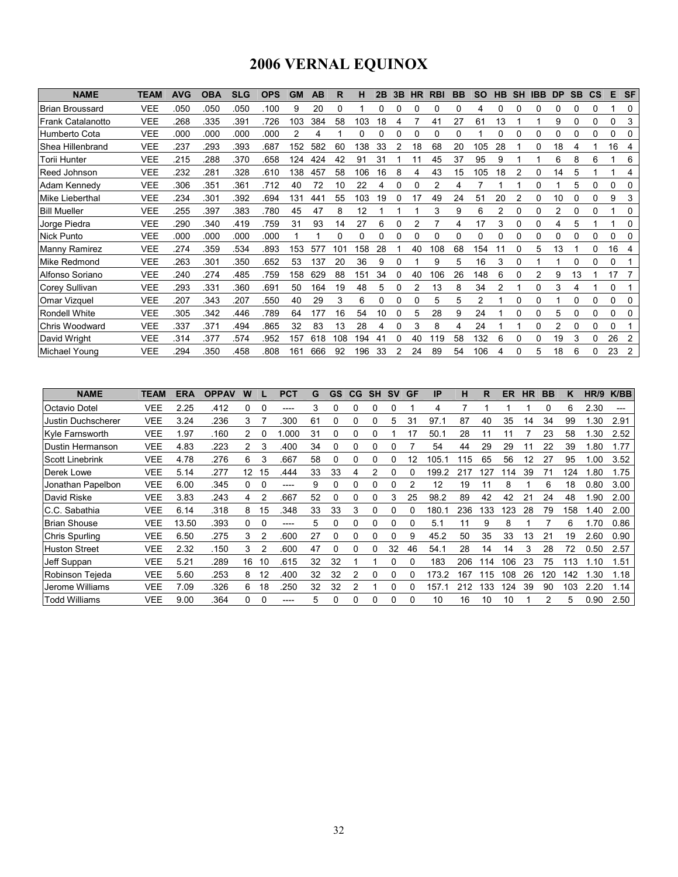# 2006 VERNAL EQUINOX

| NAME | TEAM | AVG | OBA | SLG | OPS | GM | AB | R | H | 2B | 3B | HR | RBI | BB | SO | HB | SH | IBB | DP | SB | CS | E | SF |
|---|---|---|---|---|---|---|---|---|---|---|---|---|---|---|---|---|---|---|---|---|---|---|---|
| Brian Broussard | VEE | .050 | .050 | .050 | .100 | 9 | 20 | 0 | 1 | 0 | 0 | 0 | 0 | 0 | 4 | 0 | 0 | 0 | 0 | 0 | 0 | 1 | 0 |
| Frank Catalanotto | VEE | .268 | .335 | .391 | .726 | 103 | 384 | 58 | 103 | 18 | 4 | 7 | 41 | 27 | 61 | 13 | 1 | 1 | 9 | 0 | 0 | 0 | 3 |
| Humberto Cota | VEE | .000 | .000 | .000 | .000 | 2 | 4 | 1 | 0 | 0 | 0 | 0 | 0 | 0 | 1 | 0 | 0 | 0 | 0 | 0 | 0 | 0 | 0 |
| Shea Hillenbrand | VEE | .237 | .293 | .393 | .687 | 152 | 582 | 60 | 138 | 33 | 2 | 18 | 68 | 20 | 105 | 28 | 1 | 0 | 18 | 4 | 1 | 16 | 4 |
| Torii Hunter | VEE | .215 | .288 | .370 | .658 | 124 | 424 | 42 | 91 | 31 | 1 | 11 | 45 | 37 | 95 | 9 | 1 | 1 | 6 | 8 | 6 | 1 | 6 |
| Reed Johnson | VEE | .232 | .281 | .328 | .610 | 138 | 457 | 58 | 106 | 16 | 8 | 4 | 43 | 15 | 105 | 18 | 2 | 0 | 14 | 5 | 1 | 1 | 4 |
| Adam Kennedy | VEE | .306 | .351 | .361 | .712 | 40 | 72 | 10 | 22 | 4 | 0 | 0 | 2 | 4 | 7 | 1 | 1 | 0 | 1 | 5 | 0 | 0 | 0 |
| Mike Lieberthal | VEE | .234 | .301 | .392 | .694 | 131 | 441 | 55 | 103 | 19 | 0 | 17 | 49 | 24 | 51 | 20 | 2 | 0 | 10 | 0 | 0 | 9 | 3 |
| Bill Mueller | VEE | .255 | .397 | .383 | .780 | 45 | 47 | 8 | 12 | 1 | 1 | 1 | 3 | 9 | 6 | 2 | 0 | 0 | 2 | 0 | 0 | 1 | 0 |
| Jorge Piedra | VEE | .290 | .340 | .419 | .759 | 31 | 93 | 14 | 27 | 6 | 0 | 2 | 7 | 4 | 17 | 3 | 0 | 0 | 4 | 5 | 1 | 1 | 0 |
| Nick Punto | VEE | .000 | .000 | .000 | .000 | 1 | 1 | 0 | 0 | 0 | 0 | 0 | 0 | 0 | 0 | 0 | 0 | 0 | 0 | 0 | 0 | 0 | 0 |
| Manny Ramirez | VEE | .274 | .359 | .534 | .893 | 153 | 577 | 101 | 158 | 28 | 1 | 40 | 108 | 68 | 154 | 11 | 0 | 5 | 13 | 1 | 0 | 16 | 4 |
| Mike Redmond | VEE | .263 | .301 | .350 | .652 | 53 | 137 | 20 | 36 | 9 | 0 | 1 | 9 | 5 | 16 | 3 | 0 | 1 | 1 | 0 | 0 | 0 | 1 |
| Alfonso Soriano | VEE | .240 | .274 | .485 | .759 | 158 | 629 | 88 | 151 | 34 | 0 | 40 | 106 | 26 | 148 | 6 | 0 | 2 | 9 | 13 | 1 | 17 | 7 |
| Corey Sullivan | VEE | .293 | .331 | .360 | .691 | 50 | 164 | 19 | 48 | 5 | 0 | 2 | 13 | 8 | 34 | 2 | 1 | 0 | 3 | 4 | 1 | 0 | 1 |
| Omar Vizquel | VEE | .207 | .343 | .207 | .550 | 40 | 29 | 3 | 6 | 0 | 0 | 0 | 5 | 5 | 2 | 1 | 0 | 0 | 1 | 0 | 0 | 0 | 0 |
| Rondell White | VEE | .305 | .342 | .446 | .789 | 64 | 177 | 16 | 54 | 10 | 0 | 5 | 28 | 9 | 24 | 1 | 0 | 0 | 5 | 0 | 0 | 0 | 0 |
| Chris Woodward | VEE | .337 | .371 | .494 | .865 | 32 | 83 | 13 | 28 | 4 | 0 | 3 | 8 | 4 | 24 | 1 | 1 | 0 | 2 | 0 | 0 | 0 | 1 |
| David Wright | VEE | .314 | .377 | .574 | .952 | 157 | 618 | 108 | 194 | 41 | 0 | 40 | 119 | 58 | 132 | 6 | 0 | 0 | 19 | 3 | 0 | 26 | 2 |
| Michael Young | VEE | .294 | .350 | .458 | .808 | 161 | 666 | 92 | 196 | 33 | 2 | 24 | 89 | 54 | 106 | 4 | 0 | 5 | 18 | 6 | 0 | 23 | 2 |

| NAME | TEAM | ERA | OPPAV | W | L | PCT | G | GS | CG | SH | SV | GF | IP | H | R | ER | HR | BB | K | HR/9 | K/BB |
|---|---|---|---|---|---|---|---|---|---|---|---|---|---|---|---|---|---|---|---|---|---|
| Octavio Dotel | VEE | 2.25 | .412 | 0 | 0 | ---- | 3 | 0 | 0 | 0 | 0 | 1 | 4 | 7 | 1 | 1 | 1 | 0 | 6 | 2.30 | --- |
| Justin Duchscherer | VEE | 3.24 | .236 | 3 | 7 | .300 | 61 | 0 | 0 | 0 | 5 | 31 | 97.1 | 87 | 40 | 35 | 14 | 34 | 99 | 1.30 | 2.91 |
| Kyle Farnsworth | VEE | 1.97 | .160 | 2 | 0 | 1.000 | 31 | 0 | 0 | 0 | 1 | 17 | 50.1 | 28 | 11 | 11 | 7 | 23 | 58 | 1.30 | 2.52 |
| Dustin Hermanson | VEE | 4.83 | .223 | 2 | 3 | .400 | 34 | 0 | 0 | 0 | 0 | 7 | 54 | 44 | 29 | 29 | 11 | 22 | 39 | 1.80 | 1.77 |
| Scott Linebrink | VEE | 4.78 | .276 | 6 | 3 | .667 | 58 | 0 | 0 | 0 | 0 | 12 | 105.1 | 115 | 65 | 56 | 12 | 27 | 95 | 1.00 | 3.52 |
| Derek Lowe | VEE | 5.14 | .277 | 12 | 15 | .444 | 33 | 33 | 4 | 2 | 0 | 0 | 199.2 | 217 | 127 | 114 | 39 | 71 | 124 | 1.80 | 1.75 |
| Jonathan Papelbon | VEE | 6.00 | .345 | 0 | 0 | ---- | 9 | 0 | 0 | 0 | 0 | 2 | 12 | 19 | 11 | 8 | 1 | 6 | 18 | 0.80 | 3.00 |
| David Riske | VEE | 3.83 | .243 | 4 | 2 | .667 | 52 | 0 | 0 | 0 | 3 | 25 | 98.2 | 89 | 42 | 42 | 21 | 24 | 48 | 1.90 | 2.00 |
| C.C. Sabathia | VEE | 6.14 | .318 | 8 | 15 | .348 | 33 | 33 | 3 | 0 | 0 | 0 | 180.1 | 236 | 133 | 123 | 28 | 79 | 158 | 1.40 | 2.00 |
| Brian Shouse | VEE | 13.50 | .393 | 0 | 0 | ---- | 5 | 0 | 0 | 0 | 0 | 0 | 5.1 | 11 | 9 | 8 | 1 | 7 | 6 | 1.70 | 0.86 |
| Chris Spurling | VEE | 6.50 | .275 | 3 | 2 | .600 | 27 | 0 | 0 | 0 | 0 | 9 | 45.2 | 50 | 35 | 33 | 13 | 21 | 19 | 2.60 | 0.90 |
| Huston Street | VEE | 2.32 | .150 | 3 | 2 | .600 | 47 | 0 | 0 | 0 | 32 | 46 | 54.1 | 28 | 14 | 14 | 3 | 28 | 72 | 0.50 | 2.57 |
| Jeff Suppan | VEE | 5.21 | .289 | 16 | 10 | .615 | 32 | 32 | 1 | 1 | 0 | 0 | 183 | 206 | 114 | 106 | 23 | 75 | 113 | 1.10 | 1.51 |
| Robinson Tejeda | VEE | 5.60 | .253 | 8 | 12 | .400 | 32 | 32 | 2 | 0 | 0 | 0 | 173.2 | 167 | 115 | 108 | 26 | 120 | 142 | 1.30 | 1.18 |
| Jerome Williams | VEE | 7.09 | .326 | 6 | 18 | .250 | 32 | 32 | 2 | 1 | 0 | 0 | 157.1 | 212 | 133 | 124 | 39 | 90 | 103 | 2.20 | 1.14 |
| Todd Williams | VEE | 9.00 | .364 | 0 | 0 | ---- | 5 | 0 | 0 | 0 | 0 | 0 | 10 | 16 | 10 | 10 | 1 | 2 | 5 | 0.90 | 2.50 |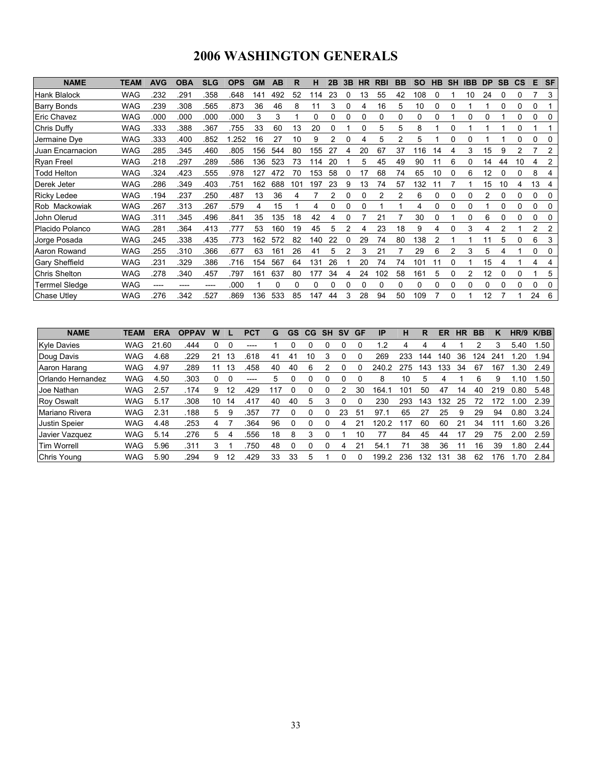# 2006 WASHINGTON GENERALS

| NAME | TEAM | AVG | OBA | SLG | OPS | GM | AB | R | H | 2B | 3B | HR | RBI | BB | SO | HB | SH | IBB | DP | SB | CS | E | SF |
|---|---|---|---|---|---|---|---|---|---|---|---|---|---|---|---|---|---|---|---|---|---|---|---|
| Hank Blalock | WAG | .232 | .291 | .358 | .648 | 141 | 492 | 52 | 114 | 23 | 0 | 13 | 55 | 42 | 108 | 0 | 1 | 10 | 24 | 0 | 0 | 7 | 3 |
| Barry Bonds | WAG | .239 | .308 | .565 | .873 | 36 | 46 | 8 | 11 | 3 | 0 | 4 | 16 | 5 | 10 | 0 | 0 | 1 | 1 | 0 | 0 | 0 | 1 |
| Eric Chavez | WAG | .000 | .000 | .000 | .000 | 3 | 3 | 1 | 0 | 0 | 0 | 0 | 0 | 0 | 0 | 0 | 1 | 0 | 0 | 1 | 0 | 0 | 0 |
| Chris Duffy | WAG | .333 | .388 | .367 | .755 | 33 | 60 | 13 | 20 | 0 | 1 | 0 | 5 | 5 | 8 | 1 | 0 | 1 | 1 | 1 | 0 | 1 | 1 |
| Jermaine Dye | WAG | .333 | .400 | .852 | 1.252 | 16 | 27 | 10 | 9 | 2 | 0 | 4 | 5 | 2 | 5 | 1 | 0 | 0 | 1 | 1 | 0 | 0 | 0 |
| Juan Encarnacion | WAG | .285 | .345 | .460 | .805 | 156 | 544 | 80 | 155 | 27 | 4 | 20 | 67 | 37 | 116 | 14 | 4 | 3 | 15 | 9 | 2 | 7 | 2 |
| Ryan Freel | WAG | .218 | .297 | .289 | .586 | 136 | 523 | 73 | 114 | 20 | 1 | 5 | 45 | 49 | 90 | 11 | 6 | 0 | 14 | 44 | 10 | 4 | 2 |
| Todd Helton | WAG | .324 | .423 | .555 | .978 | 127 | 472 | 70 | 153 | 58 | 0 | 17 | 68 | 74 | 65 | 10 | 0 | 6 | 12 | 0 | 0 | 8 | 4 |
| Derek Jeter | WAG | .286 | .349 | .403 | .751 | 162 | 688 | 101 | 197 | 23 | 9 | 13 | 74 | 57 | 132 | 11 | 7 | 1 | 15 | 10 | 4 | 13 | 4 |
| Ricky Ledee | WAG | .194 | .237 | .250 | .487 | 13 | 36 | 4 | 7 | 2 | 0 | 0 | 2 | 2 | 6 | 0 | 0 | 0 | 2 | 0 | 0 | 0 | 0 |
| Rob Mackowiak | WAG | .267 | .313 | .267 | .579 | 4 | 15 | 1 | 4 | 0 | 0 | 0 | 1 | 1 | 4 | 0 | 0 | 0 | 1 | 0 | 0 | 0 | 0 |
| John Olerud | WAG | .311 | .345 | .496 | .841 | 35 | 135 | 18 | 42 | 4 | 0 | 7 | 21 | 7 | 30 | 0 | 1 | 0 | 6 | 0 | 0 | 0 | 0 |
| Placido Polanco | WAG | .281 | .364 | .413 | .777 | 53 | 160 | 19 | 45 | 5 | 2 | 4 | 23 | 18 | 9 | 4 | 0 | 3 | 4 | 2 | 1 | 2 | 2 |
| Jorge Posada | WAG | .245 | .338 | .435 | .773 | 162 | 572 | 82 | 140 | 22 | 0 | 29 | 74 | 80 | 138 | 2 | 1 | 1 | 11 | 5 | 0 | 6 | 3 |
| Aaron Rowand | WAG | .255 | .310 | .366 | .677 | 63 | 161 | 26 | 41 | 5 | 2 | 3 | 21 | 7 | 29 | 6 | 2 | 3 | 5 | 4 | 1 | 0 | 0 |
| Gary Sheffield | WAG | .231 | .329 | .386 | .716 | 154 | 567 | 64 | 131 | 26 | 1 | 20 | 74 | 74 | 101 | 11 | 0 | 1 | 15 | 4 | 1 | 4 | 4 |
| Chris Shelton | WAG | .278 | .340 | .457 | .797 | 161 | 637 | 80 | 177 | 34 | 4 | 24 | 102 | 58 | 161 | 5 | 0 | 2 | 12 | 0 | 0 | 1 | 5 |
| Terrmel Sledge | WAG | ---- | ---- | ---- | .000 | 1 | 0 | 0 | 0 | 0 | 0 | 0 | 0 | 0 | 0 | 0 | 0 | 0 | 0 | 0 | 0 | 0 | 0 |
| Chase Utley | WAG | .276 | .342 | .527 | .869 | 136 | 533 | 85 | 147 | 44 | 3 | 28 | 94 | 50 | 109 | 7 | 0 | 1 | 12 | 7 | 1 | 24 | 6 |

| NAME | TEAM | ERA | OPPAV | W | L | PCT | G | GS | CG | SH | SV | GF | IP | H | R | ER | HR | BB | K | HR/9 | K/BB |
|---|---|---|---|---|---|---|---|---|---|---|---|---|---|---|---|---|---|---|---|---|---|
| Kyle Davies | WAG | 21.60 | .444 | 0 | 0 | ---- | 1 | 0 | 0 | 0 | 0 | 0 | 1.2 | 4 | 4 | 4 | 1 | 2 | 3 | 5.40 | 1.50 |
| Doug Davis | WAG | 4.68 | .229 | 21 | 13 | .618 | 41 | 41 | 10 | 3 | 0 | 0 | 269 | 233 | 144 | 140 | 36 | 124 | 241 | 1.20 | 1.94 |
| Aaron Harang | WAG | 4.97 | .289 | 11 | 13 | .458 | 40 | 40 | 6 | 2 | 0 | 0 | 240.2 | 275 | 143 | 133 | 34 | 67 | 167 | 1.30 | 2.49 |
| Orlando Hernandez | WAG | 4.50 | .303 | 0 | 0 | ---- | 5 | 0 | 0 | 0 | 0 | 0 | 8 | 10 | 5 | 4 | 1 | 6 | 9 | 1.10 | 1.50 |
| Joe Nathan | WAG | 2.57 | .174 | 9 | 12 | .429 | 117 | 0 | 0 | 0 | 2 | 30 | 164.1 | 101 | 50 | 47 | 14 | 40 | 219 | 0.80 | 5.48 |
| Roy Oswalt | WAG | 5.17 | .308 | 10 | 14 | .417 | 40 | 40 | 5 | 3 | 0 | 0 | 230 | 293 | 143 | 132 | 25 | 72 | 172 | 1.00 | 2.39 |
| Mariano Rivera | WAG | 2.31 | .188 | 5 | 9 | .357 | 77 | 0 | 0 | 0 | 23 | 51 | 97.1 | 65 | 27 | 25 | 9 | 29 | 94 | 0.80 | 3.24 |
| Justin Speier | WAG | 4.48 | .253 | 4 | 7 | .364 | 96 | 0 | 0 | 0 | 4 | 21 | 120.2 | 117 | 60 | 60 | 21 | 34 | 111 | 1.60 | 3.26 |
| Javier Vazquez | WAG | 5.14 | .276 | 5 | 4 | .556 | 18 | 8 | 3 | 0 | 1 | 10 | 77 | 84 | 45 | 44 | 17 | 29 | 75 | 2.00 | 2.59 |
| Tim Worrell | WAG | 5.96 | .311 | 3 | 1 | .750 | 48 | 0 | 0 | 0 | 4 | 21 | 54.1 | 71 | 38 | 36 | 11 | 16 | 39 | 1.80 | 2.44 |
| Chris Young | WAG | 5.90 | .294 | 9 | 12 | .429 | 33 | 33 | 5 | 1 | 0 | 0 | 199.2 | 236 | 132 | 131 | 38 | 62 | 176 | 1.70 | 2.84 |